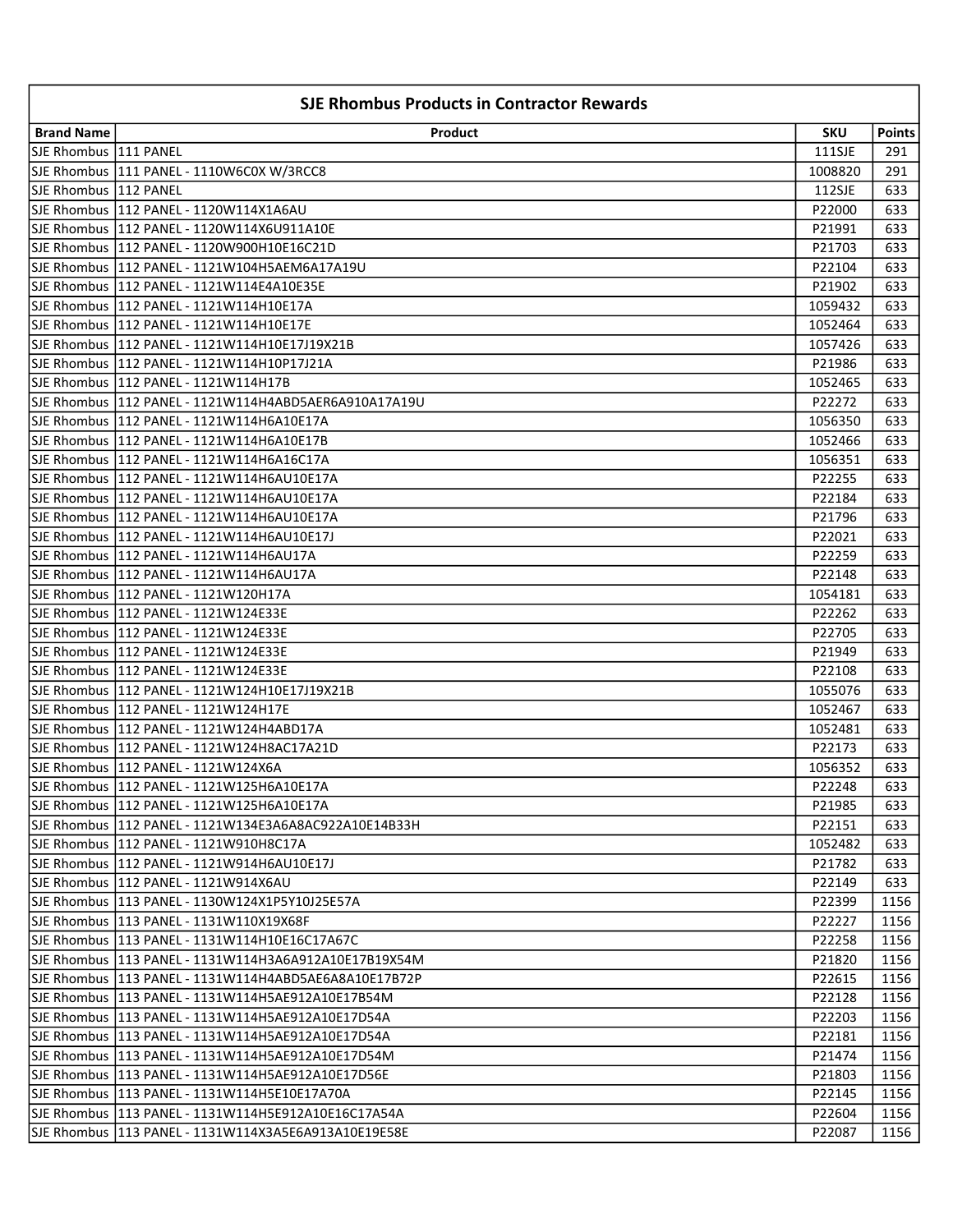## SJE Rhombus Products in Contractor Rewards

| Brand Name | Product | SKU | Points |
|---|---|---|---|
| SJE Rhombus | 111 PANEL | 111SJE | 291 |
| SJE Rhombus | 111 PANEL - 1110W6C0X W/3RCC8 | 1008820 | 291 |
| SJE Rhombus | 112 PANEL | 112SJE | 633 |
| SJE Rhombus | 112 PANEL - 1120W114X1A6AU | P22000 | 633 |
| SJE Rhombus | 112 PANEL - 1120W114X6U911A10E | P21991 | 633 |
| SJE Rhombus | 112 PANEL - 1120W900H10E16C21D | P21703 | 633 |
| SJE Rhombus | 112 PANEL - 1121W104H5AEM6A17A19U | P22104 | 633 |
| SJE Rhombus | 112 PANEL - 1121W114E4A10E35E | P21902 | 633 |
| SJE Rhombus | 112 PANEL - 1121W114H10E17A | 1059432 | 633 |
| SJE Rhombus | 112 PANEL - 1121W114H10E17E | 1052464 | 633 |
| SJE Rhombus | 112 PANEL - 1121W114H10E17J19X21B | 1057426 | 633 |
| SJE Rhombus | 112 PANEL - 1121W114H10P17J21A | P21986 | 633 |
| SJE Rhombus | 112 PANEL - 1121W114H17B | 1052465 | 633 |
| SJE Rhombus | 112 PANEL - 1121W114H4ABD5AER6A910A17A19U | P22272 | 633 |
| SJE Rhombus | 112 PANEL - 1121W114H6A10E17A | 1056350 | 633 |
| SJE Rhombus | 112 PANEL - 1121W114H6A10E17B | 1052466 | 633 |
| SJE Rhombus | 112 PANEL - 1121W114H6A16C17A | 1056351 | 633 |
| SJE Rhombus | 112 PANEL - 1121W114H6AU10E17A | P22255 | 633 |
| SJE Rhombus | 112 PANEL - 1121W114H6AU10E17A | P22184 | 633 |
| SJE Rhombus | 112 PANEL - 1121W114H6AU10E17A | P21796 | 633 |
| SJE Rhombus | 112 PANEL - 1121W114H6AU10E17J | P22021 | 633 |
| SJE Rhombus | 112 PANEL - 1121W114H6AU17A | P22259 | 633 |
| SJE Rhombus | 112 PANEL - 1121W114H6AU17A | P22148 | 633 |
| SJE Rhombus | 112 PANEL - 1121W120H17A | 1054181 | 633 |
| SJE Rhombus | 112 PANEL - 1121W124E33E | P22262 | 633 |
| SJE Rhombus | 112 PANEL - 1121W124E33E | P22705 | 633 |
| SJE Rhombus | 112 PANEL - 1121W124E33E | P21949 | 633 |
| SJE Rhombus | 112 PANEL - 1121W124E33E | P22108 | 633 |
| SJE Rhombus | 112 PANEL - 1121W124H10E17J19X21B | 1055076 | 633 |
| SJE Rhombus | 112 PANEL - 1121W124H17E | 1052467 | 633 |
| SJE Rhombus | 112 PANEL - 1121W124H4ABD17A | 1052481 | 633 |
| SJE Rhombus | 112 PANEL - 1121W124H8AC17A21D | P22173 | 633 |
| SJE Rhombus | 112 PANEL - 1121W124X6A | 1056352 | 633 |
| SJE Rhombus | 112 PANEL - 1121W125H6A10E17A | P22248 | 633 |
| SJE Rhombus | 112 PANEL - 1121W125H6A10E17A | P21985 | 633 |
| SJE Rhombus | 112 PANEL - 1121W134E3A6A8AC922A10E14B33H | P22151 | 633 |
| SJE Rhombus | 112 PANEL - 1121W910H8C17A | 1052482 | 633 |
| SJE Rhombus | 112 PANEL - 1121W914H6AU10E17J | P21782 | 633 |
| SJE Rhombus | 112 PANEL - 1121W914X6AU | P22149 | 633 |
| SJE Rhombus | 113 PANEL - 1130W124X1P5Y10J25E57A | P22399 | 1156 |
| SJE Rhombus | 113 PANEL - 1131W110X19X68F | P22227 | 1156 |
| SJE Rhombus | 113 PANEL - 1131W114H10E16C17A67C | P22258 | 1156 |
| SJE Rhombus | 113 PANEL - 1131W114H3A6A912A10E17B19X54M | P21820 | 1156 |
| SJE Rhombus | 113 PANEL - 1131W114H4ABD5AE6A8A10E17B72P | P22615 | 1156 |
| SJE Rhombus | 113 PANEL - 1131W114H5AE912A10E17B54M | P22128 | 1156 |
| SJE Rhombus | 113 PANEL - 1131W114H5AE912A10E17D54A | P22203 | 1156 |
| SJE Rhombus | 113 PANEL - 1131W114H5AE912A10E17D54A | P22181 | 1156 |
| SJE Rhombus | 113 PANEL - 1131W114H5AE912A10E17D54M | P21474 | 1156 |
| SJE Rhombus | 113 PANEL - 1131W114H5AE912A10E17D56E | P21803 | 1156 |
| SJE Rhombus | 113 PANEL - 1131W114H5E10E17A70A | P22145 | 1156 |
| SJE Rhombus | 113 PANEL - 1131W114H5E912A10E16C17A54A | P22604 | 1156 |
| SJE Rhombus | 113 PANEL - 1131W114X3A5E6A913A10E19E58E | P22087 | 1156 |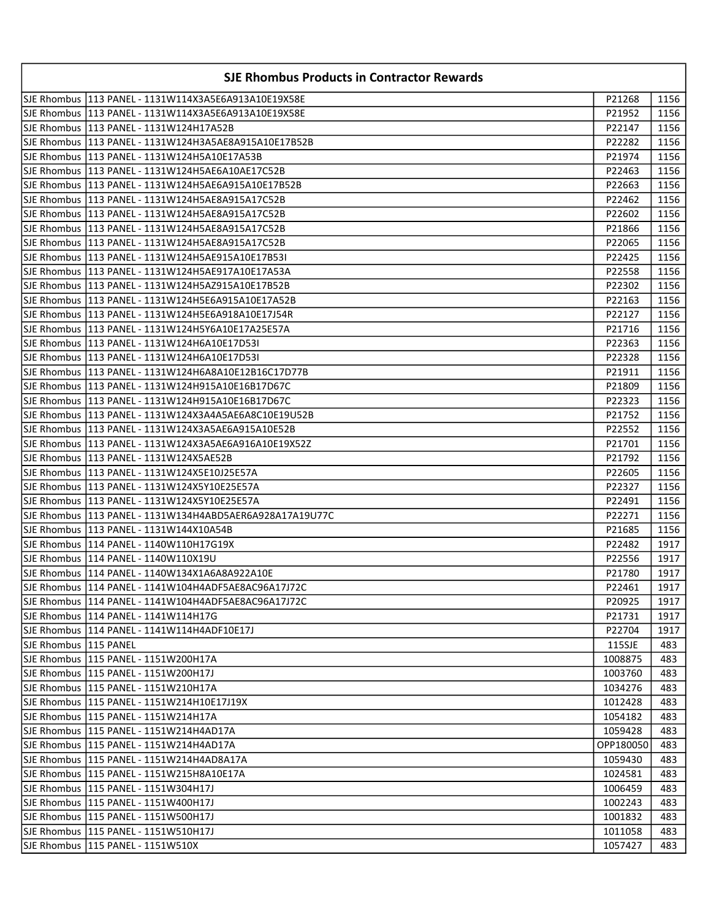| SJE Rhombus Products in Contractor Rewards | | | |
|---|---|---|---|
| SJE Rhombus | 113 PANEL - 1131W114X3A5E6A913A10E19X58E | P21268 | 1156 |
| SJE Rhombus | 113 PANEL - 1131W114X3A5E6A913A10E19X58E | P21952 | 1156 |
| SJE Rhombus | 113 PANEL - 1131W124H17A52B | P22147 | 1156 |
| SJE Rhombus | 113 PANEL - 1131W124H3A5AE8A915A10E17B52B | P22282 | 1156 |
| SJE Rhombus | 113 PANEL - 1131W124H5A10E17A53B | P21974 | 1156 |
| SJE Rhombus | 113 PANEL - 1131W124H5AE6A10AE17C52B | P22463 | 1156 |
| SJE Rhombus | 113 PANEL - 1131W124H5AE6A915A10E17B52B | P22663 | 1156 |
| SJE Rhombus | 113 PANEL - 1131W124H5AE8A915A17C52B | P22462 | 1156 |
| SJE Rhombus | 113 PANEL - 1131W124H5AE8A915A17C52B | P22602 | 1156 |
| SJE Rhombus | 113 PANEL - 1131W124H5AE8A915A17C52B | P21866 | 1156 |
| SJE Rhombus | 113 PANEL - 1131W124H5AE8A915A17C52B | P22065 | 1156 |
| SJE Rhombus | 113 PANEL - 1131W124H5AE915A10E17B53I | P22425 | 1156 |
| SJE Rhombus | 113 PANEL - 1131W124H5AE917A10E17A53A | P22558 | 1156 |
| SJE Rhombus | 113 PANEL - 1131W124H5AZ915A10E17B52B | P22302 | 1156 |
| SJE Rhombus | 113 PANEL - 1131W124H5E6A915A10E17A52B | P22163 | 1156 |
| SJE Rhombus | 113 PANEL - 1131W124H5E6A918A10E17J54R | P22127 | 1156 |
| SJE Rhombus | 113 PANEL - 1131W124H5Y6A10E17A25E57A | P21716 | 1156 |
| SJE Rhombus | 113 PANEL - 1131W124H6A10E17D53I | P22363 | 1156 |
| SJE Rhombus | 113 PANEL - 1131W124H6A10E17D53I | P22328 | 1156 |
| SJE Rhombus | 113 PANEL - 1131W124H6A8A10E12B16C17D77B | P21911 | 1156 |
| SJE Rhombus | 113 PANEL - 1131W124H915A10E16B17D67C | P21809 | 1156 |
| SJE Rhombus | 113 PANEL - 1131W124H915A10E16B17D67C | P22323 | 1156 |
| SJE Rhombus | 113 PANEL - 1131W124X3A4A5AE6A8C10E19U52B | P21752 | 1156 |
| SJE Rhombus | 113 PANEL - 1131W124X3A5AE6A915A10E52B | P22552 | 1156 |
| SJE Rhombus | 113 PANEL - 1131W124X3A5AE6A916A10E19X52Z | P21701 | 1156 |
| SJE Rhombus | 113 PANEL - 1131W124X5AE52B | P21792 | 1156 |
| SJE Rhombus | 113 PANEL - 1131W124X5E10J25E57A | P22605 | 1156 |
| SJE Rhombus | 113 PANEL - 1131W124X5Y10E25E57A | P22327 | 1156 |
| SJE Rhombus | 113 PANEL - 1131W124X5Y10E25E57A | P22491 | 1156 |
| SJE Rhombus | 113 PANEL - 1131W134H4ABD5AER6A928A17A19U77C | P22271 | 1156 |
| SJE Rhombus | 113 PANEL - 1131W144X10A54B | P21685 | 1156 |
| SJE Rhombus | 114 PANEL - 1140W110H17G19X | P22482 | 1917 |
| SJE Rhombus | 114 PANEL - 1140W110X19U | P22556 | 1917 |
| SJE Rhombus | 114 PANEL - 1140W134X1A6A8A922A10E | P21780 | 1917 |
| SJE Rhombus | 114 PANEL - 1141W104H4ADF5AE8AC96A17J72C | P22461 | 1917 |
| SJE Rhombus | 114 PANEL - 1141W104H4ADF5AE8AC96A17J72C | P20925 | 1917 |
| SJE Rhombus | 114 PANEL - 1141W114H17G | P21731 | 1917 |
| SJE Rhombus | 114 PANEL - 1141W114H4ADF10E17J | P22704 | 1917 |
| SJE Rhombus | 115 PANEL | 115SJE | 483 |
| SJE Rhombus | 115 PANEL - 1151W200H17A | 1008875 | 483 |
| SJE Rhombus | 115 PANEL - 1151W200H17J | 1003760 | 483 |
| SJE Rhombus | 115 PANEL - 1151W210H17A | 1034276 | 483 |
| SJE Rhombus | 115 PANEL - 1151W214H10E17J19X | 1012428 | 483 |
| SJE Rhombus | 115 PANEL - 1151W214H17A | 1054182 | 483 |
| SJE Rhombus | 115 PANEL - 1151W214H4AD17A | 1059428 | 483 |
| SJE Rhombus | 115 PANEL - 1151W214H4AD17A | OPP180050 | 483 |
| SJE Rhombus | 115 PANEL - 1151W214H4AD8A17A | 1059430 | 483 |
| SJE Rhombus | 115 PANEL - 1151W215H8A10E17A | 1024581 | 483 |
| SJE Rhombus | 115 PANEL - 1151W304H17J | 1006459 | 483 |
| SJE Rhombus | 115 PANEL - 1151W400H17J | 1002243 | 483 |
| SJE Rhombus | 115 PANEL - 1151W500H17J | 1001832 | 483 |
| SJE Rhombus | 115 PANEL - 1151W510H17J | 1011058 | 483 |
| SJE Rhombus | 115 PANEL - 1151W510X | 1057427 | 483 |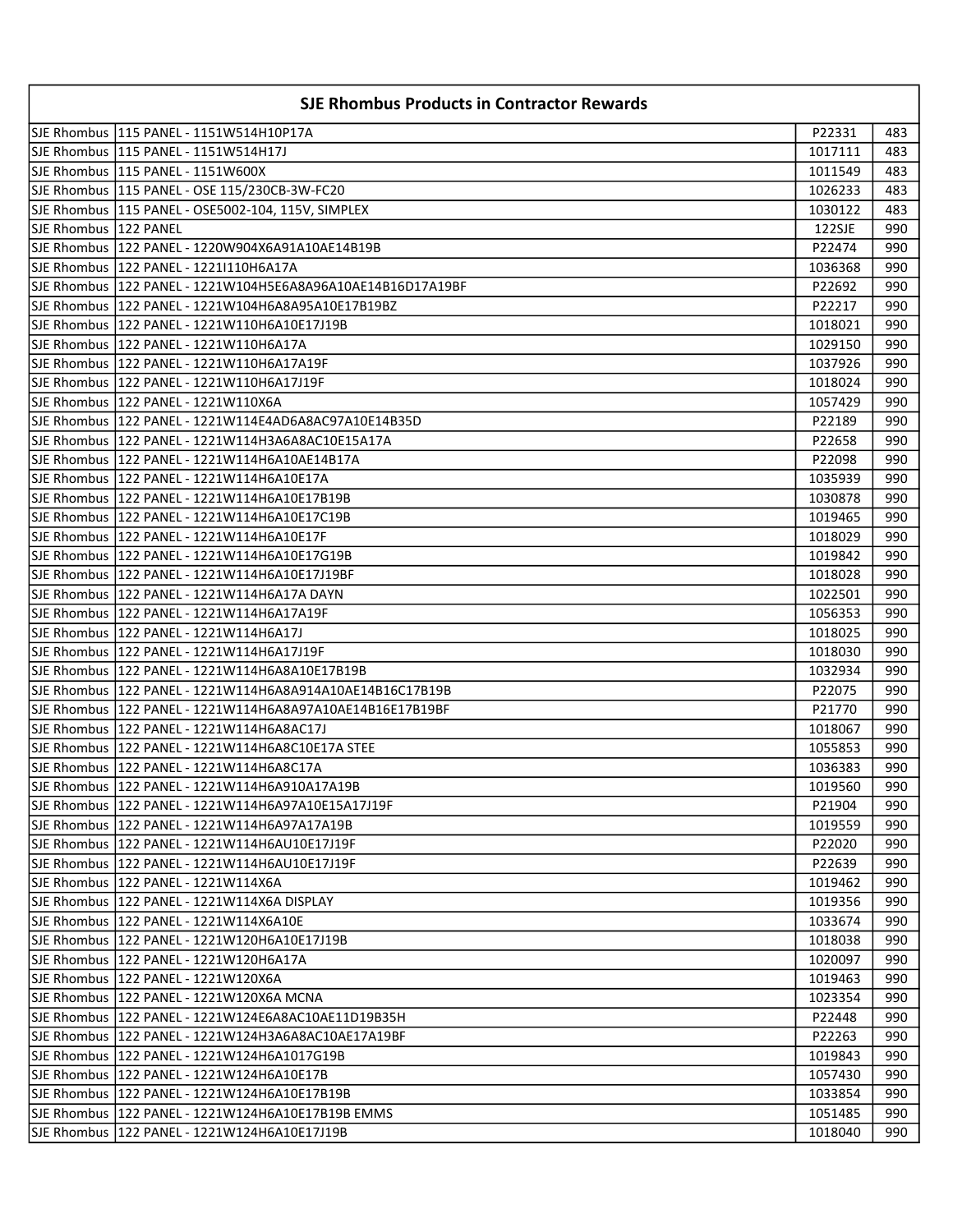| SJE Rhombus Products in Contractor Rewards | | | |
|---|---|---|---|
| SJE Rhombus | 115 PANEL - 1151W514H10P17A | P22331 | 483 |
| SJE Rhombus | 115 PANEL - 1151W514H17J | 1017111 | 483 |
| SJE Rhombus | 115 PANEL - 1151W600X | 1011549 | 483 |
| SJE Rhombus | 115 PANEL - OSE 115/230CB-3W-FC20 | 1026233 | 483 |
| SJE Rhombus | 115 PANEL - OSE5002-104, 115V, SIMPLEX | 1030122 | 483 |
| SJE Rhombus | 122 PANEL | 122SJE | 990 |
| SJE Rhombus | 122 PANEL - 1220W904X6A91A10AE14B19B | P22474 | 990 |
| SJE Rhombus | 122 PANEL - 1221I110H6A17A | 1036368 | 990 |
| SJE Rhombus | 122 PANEL - 1221W104H5E6A8A96A10AE14B16D17A19BF | P22692 | 990 |
| SJE Rhombus | 122 PANEL - 1221W104H6A8A95A10E17B19BZ | P22217 | 990 |
| SJE Rhombus | 122 PANEL - 1221W110H6A10E17J19B | 1018021 | 990 |
| SJE Rhombus | 122 PANEL - 1221W110H6A17A | 1029150 | 990 |
| SJE Rhombus | 122 PANEL - 1221W110H6A17A19F | 1037926 | 990 |
| SJE Rhombus | 122 PANEL - 1221W110H6A17J19F | 1018024 | 990 |
| SJE Rhombus | 122 PANEL - 1221W110X6A | 1057429 | 990 |
| SJE Rhombus | 122 PANEL - 1221W114E4AD6A8AC97A10E14B35D | P22189 | 990 |
| SJE Rhombus | 122 PANEL - 1221W114H3A6A8AC10E15A17A | P22658 | 990 |
| SJE Rhombus | 122 PANEL - 1221W114H6A10AE14B17A | P22098 | 990 |
| SJE Rhombus | 122 PANEL - 1221W114H6A10E17A | 1035939 | 990 |
| SJE Rhombus | 122 PANEL - 1221W114H6A10E17B19B | 1030878 | 990 |
| SJE Rhombus | 122 PANEL - 1221W114H6A10E17C19B | 1019465 | 990 |
| SJE Rhombus | 122 PANEL - 1221W114H6A10E17F | 1018029 | 990 |
| SJE Rhombus | 122 PANEL - 1221W114H6A10E17G19B | 1019842 | 990 |
| SJE Rhombus | 122 PANEL - 1221W114H6A10E17J19BF | 1018028 | 990 |
| SJE Rhombus | 122 PANEL - 1221W114H6A17A DAYN | 1022501 | 990 |
| SJE Rhombus | 122 PANEL - 1221W114H6A17A19F | 1056353 | 990 |
| SJE Rhombus | 122 PANEL - 1221W114H6A17J | 1018025 | 990 |
| SJE Rhombus | 122 PANEL - 1221W114H6A17J19F | 1018030 | 990 |
| SJE Rhombus | 122 PANEL - 1221W114H6A8A10E17B19B | 1032934 | 990 |
| SJE Rhombus | 122 PANEL - 1221W114H6A8A914A10AE14B16C17B19B | P22075 | 990 |
| SJE Rhombus | 122 PANEL - 1221W114H6A8A97A10AE14B16E17B19BF | P21770 | 990 |
| SJE Rhombus | 122 PANEL - 1221W114H6A8AC17J | 1018067 | 990 |
| SJE Rhombus | 122 PANEL - 1221W114H6A8C10E17A STEE | 1055853 | 990 |
| SJE Rhombus | 122 PANEL - 1221W114H6A8C17A | 1036383 | 990 |
| SJE Rhombus | 122 PANEL - 1221W114H6A910A17A19B | 1019560 | 990 |
| SJE Rhombus | 122 PANEL - 1221W114H6A97A10E15A17J19F | P21904 | 990 |
| SJE Rhombus | 122 PANEL - 1221W114H6A97A17A19B | 1019559 | 990 |
| SJE Rhombus | 122 PANEL - 1221W114H6AU10E17J19F | P22020 | 990 |
| SJE Rhombus | 122 PANEL - 1221W114H6AU10E17J19F | P22639 | 990 |
| SJE Rhombus | 122 PANEL - 1221W114X6A | 1019462 | 990 |
| SJE Rhombus | 122 PANEL - 1221W114X6A DISPLAY | 1019356 | 990 |
| SJE Rhombus | 122 PANEL - 1221W114X6A10E | 1033674 | 990 |
| SJE Rhombus | 122 PANEL - 1221W120H6A10E17J19B | 1018038 | 990 |
| SJE Rhombus | 122 PANEL - 1221W120H6A17A | 1020097 | 990 |
| SJE Rhombus | 122 PANEL - 1221W120X6A | 1019463 | 990 |
| SJE Rhombus | 122 PANEL - 1221W120X6A MCNA | 1023354 | 990 |
| SJE Rhombus | 122 PANEL - 1221W124E6A8AC10AE11D19B35H | P22448 | 990 |
| SJE Rhombus | 122 PANEL - 1221W124H3A6A8AC10AE17A19BF | P22263 | 990 |
| SJE Rhombus | 122 PANEL - 1221W124H6A1017G19B | 1019843 | 990 |
| SJE Rhombus | 122 PANEL - 1221W124H6A10E17B | 1057430 | 990 |
| SJE Rhombus | 122 PANEL - 1221W124H6A10E17B19B | 1033854 | 990 |
| SJE Rhombus | 122 PANEL - 1221W124H6A10E17B19B EMMS | 1051485 | 990 |
| SJE Rhombus | 122 PANEL - 1221W124H6A10E17J19B | 1018040 | 990 |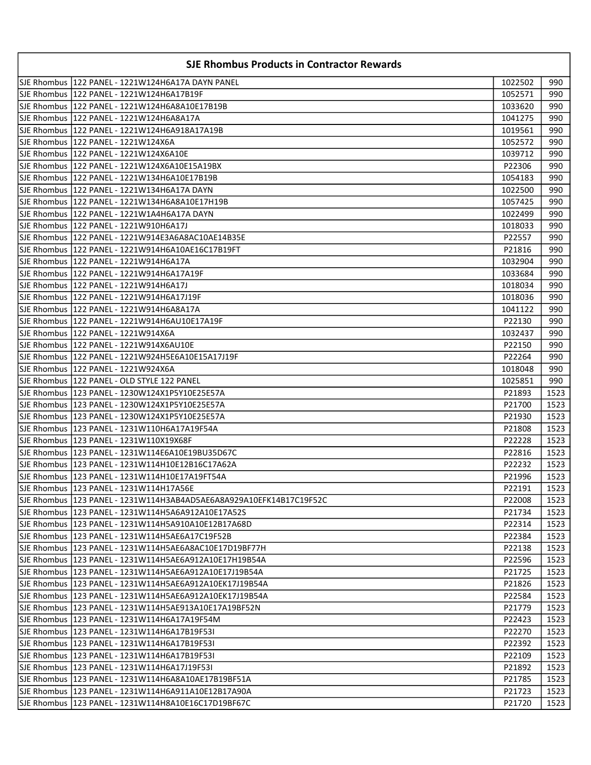| SJE Rhombus Products in Contractor Rewards | | | |
|---|---|---|---|
| SJE Rhombus | 122 PANEL - 1221W124H6A17A DAYN PANEL | 1022502 | 990 |
| SJE Rhombus | 122 PANEL - 1221W124H6A17B19F | 1052571 | 990 |
| SJE Rhombus | 122 PANEL - 1221W124H6A8A10E17B19B | 1033620 | 990 |
| SJE Rhombus | 122 PANEL - 1221W124H6A8A17A | 1041275 | 990 |
| SJE Rhombus | 122 PANEL - 1221W124H6A918A17A19B | 1019561 | 990 |
| SJE Rhombus | 122 PANEL - 1221W124X6A | 1052572 | 990 |
| SJE Rhombus | 122 PANEL - 1221W124X6A10E | 1039712 | 990 |
| SJE Rhombus | 122 PANEL - 1221W124X6A10E15A19BX | P22306 | 990 |
| SJE Rhombus | 122 PANEL - 1221W134H6A10E17B19B | 1054183 | 990 |
| SJE Rhombus | 122 PANEL - 1221W134H6A17A DAYN | 1022500 | 990 |
| SJE Rhombus | 122 PANEL - 1221W134H6A8A10E17H19B | 1057425 | 990 |
| SJE Rhombus | 122 PANEL - 1221W1A4H6A17A DAYN | 1022499 | 990 |
| SJE Rhombus | 122 PANEL - 1221W910H6A17J | 1018033 | 990 |
| SJE Rhombus | 122 PANEL - 1221W914E3A6A8AC10AE14B35E | P22557 | 990 |
| SJE Rhombus | 122 PANEL - 1221W914H6A10AE16C17B19FT | P21816 | 990 |
| SJE Rhombus | 122 PANEL - 1221W914H6A17A | 1032904 | 990 |
| SJE Rhombus | 122 PANEL - 1221W914H6A17A19F | 1033684 | 990 |
| SJE Rhombus | 122 PANEL - 1221W914H6A17J | 1018034 | 990 |
| SJE Rhombus | 122 PANEL - 1221W914H6A17J19F | 1018036 | 990 |
| SJE Rhombus | 122 PANEL - 1221W914H6A8A17A | 1041122 | 990 |
| SJE Rhombus | 122 PANEL - 1221W914H6AU10E17A19F | P22130 | 990 |
| SJE Rhombus | 122 PANEL - 1221W914X6A | 1032437 | 990 |
| SJE Rhombus | 122 PANEL - 1221W914X6AU10E | P22150 | 990 |
| SJE Rhombus | 122 PANEL - 1221W924H5E6A10E15A17J19F | P22264 | 990 |
| SJE Rhombus | 122 PANEL - 1221W924X6A | 1018048 | 990 |
| SJE Rhombus | 122 PANEL - OLD STYLE 122 PANEL | 1025851 | 990 |
| SJE Rhombus | 123 PANEL - 1230W124X1P5Y10E25E57A | P21893 | 1523 |
| SJE Rhombus | 123 PANEL - 1230W124X1P5Y10E25E57A | P21700 | 1523 |
| SJE Rhombus | 123 PANEL - 1230W124X1P5Y10E25E57A | P21930 | 1523 |
| SJE Rhombus | 123 PANEL - 1231W110H6A17A19F54A | P21808 | 1523 |
| SJE Rhombus | 123 PANEL - 1231W110X19X68F | P22228 | 1523 |
| SJE Rhombus | 123 PANEL - 1231W114E6A10E19BU35D67C | P22816 | 1523 |
| SJE Rhombus | 123 PANEL - 1231W114H10E12B16C17A62A | P22232 | 1523 |
| SJE Rhombus | 123 PANEL - 1231W114H10E17A19FT54A | P21996 | 1523 |
| SJE Rhombus | 123 PANEL - 1231W114H17A56E | P22191 | 1523 |
| SJE Rhombus | 123 PANEL - 1231W114H3AB4AD5AE6A8A929A10EFK14B17C19F52C | P22008 | 1523 |
| SJE Rhombus | 123 PANEL - 1231W114H5A6A912A10E17A52S | P21734 | 1523 |
| SJE Rhombus | 123 PANEL - 1231W114H5A910A10E12B17A68D | P22314 | 1523 |
| SJE Rhombus | 123 PANEL - 1231W114H5AE6A17C19F52B | P22384 | 1523 |
| SJE Rhombus | 123 PANEL - 1231W114H5AE6A8AC10E17D19BF77H | P22138 | 1523 |
| SJE Rhombus | 123 PANEL - 1231W114H5AE6A912A10E17H19B54A | P22596 | 1523 |
| SJE Rhombus | 123 PANEL - 1231W114H5AE6A912A10E17J19B54A | P21725 | 1523 |
| SJE Rhombus | 123 PANEL - 1231W114H5AE6A912A10EK17J19B54A | P21826 | 1523 |
| SJE Rhombus | 123 PANEL - 1231W114H5AE6A912A10EK17J19B54A | P22584 | 1523 |
| SJE Rhombus | 123 PANEL - 1231W114H5AE913A10E17A19BF52N | P21779 | 1523 |
| SJE Rhombus | 123 PANEL - 1231W114H6A17A19F54M | P22423 | 1523 |
| SJE Rhombus | 123 PANEL - 1231W114H6A17B19F53I | P22270 | 1523 |
| SJE Rhombus | 123 PANEL - 1231W114H6A17B19F53I | P22392 | 1523 |
| SJE Rhombus | 123 PANEL - 1231W114H6A17B19F53I | P22109 | 1523 |
| SJE Rhombus | 123 PANEL - 1231W114H6A17J19F53I | P21892 | 1523 |
| SJE Rhombus | 123 PANEL - 1231W114H6A8A10AE17B19BF51A | P21785 | 1523 |
| SJE Rhombus | 123 PANEL - 1231W114H6A911A10E12B17A90A | P21723 | 1523 |
| SJE Rhombus | 123 PANEL - 1231W114H8A10E16C17D19BF67C | P21720 | 1523 |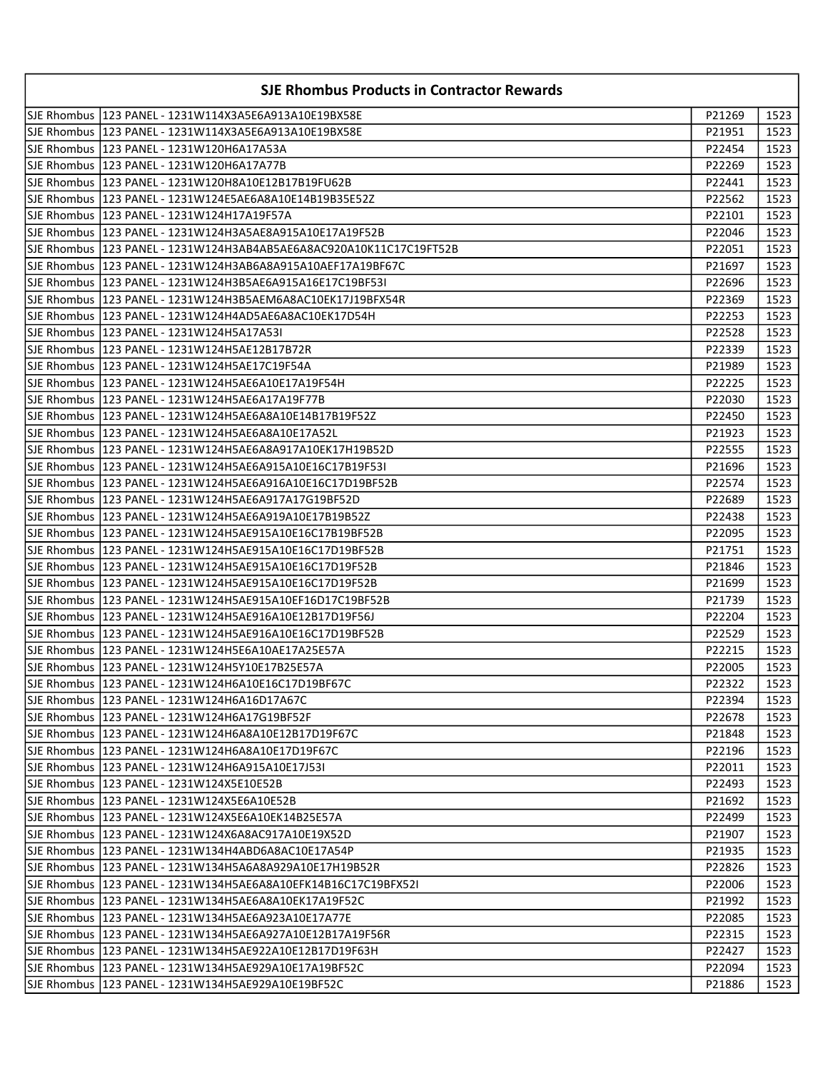| SJE Rhombus Products in Contractor Rewards | | | |
|---|---|---|---|
| SJE Rhombus | 123 PANEL - 1231W114X3A5E6A913A10E19BX58E | P21269 | 1523 |
| SJE Rhombus | 123 PANEL - 1231W114X3A5E6A913A10E19BX58E | P21951 | 1523 |
| SJE Rhombus | 123 PANEL - 1231W120H6A17A53A | P22454 | 1523 |
| SJE Rhombus | 123 PANEL - 1231W120H6A17A77B | P22269 | 1523 |
| SJE Rhombus | 123 PANEL - 1231W120H8A10E12B17B19FU62B | P22441 | 1523 |
| SJE Rhombus | 123 PANEL - 1231W124E5AE6A8A10E14B19B35E52Z | P22562 | 1523 |
| SJE Rhombus | 123 PANEL - 1231W124H17A19F57A | P22101 | 1523 |
| SJE Rhombus | 123 PANEL - 1231W124H3A5AE8A915A10E17A19F52B | P22046 | 1523 |
| SJE Rhombus | 123 PANEL - 1231W124H3AB4AB5AE6A8AC920A10K11C17C19FT52B | P22051 | 1523 |
| SJE Rhombus | 123 PANEL - 1231W124H3AB6A8A915A10AEF17A19BF67C | P21697 | 1523 |
| SJE Rhombus | 123 PANEL - 1231W124H3B5AE6A915A16E17C19BF53I | P22696 | 1523 |
| SJE Rhombus | 123 PANEL - 1231W124H3B5AEM6A8AC10EK17J19BFX54R | P22369 | 1523 |
| SJE Rhombus | 123 PANEL - 1231W124H4AD5AE6A8AC10EK17D54H | P22253 | 1523 |
| SJE Rhombus | 123 PANEL - 1231W124H5A17A53I | P22528 | 1523 |
| SJE Rhombus | 123 PANEL - 1231W124H5AE12B17B72R | P22339 | 1523 |
| SJE Rhombus | 123 PANEL - 1231W124H5AE17C19F54A | P21989 | 1523 |
| SJE Rhombus | 123 PANEL - 1231W124H5AE6A10E17A19F54H | P22225 | 1523 |
| SJE Rhombus | 123 PANEL - 1231W124H5AE6A17A19F77B | P22030 | 1523 |
| SJE Rhombus | 123 PANEL - 1231W124H5AE6A8A10E14B17B19F52Z | P22450 | 1523 |
| SJE Rhombus | 123 PANEL - 1231W124H5AE6A8A10E17A52L | P21923 | 1523 |
| SJE Rhombus | 123 PANEL - 1231W124H5AE6A8A917A10EK17H19B52D | P22555 | 1523 |
| SJE Rhombus | 123 PANEL - 1231W124H5AE6A915A10E16C17B19F53I | P21696 | 1523 |
| SJE Rhombus | 123 PANEL - 1231W124H5AE6A916A10E16C17D19BF52B | P22574 | 1523 |
| SJE Rhombus | 123 PANEL - 1231W124H5AE6A917A17G19BF52D | P22689 | 1523 |
| SJE Rhombus | 123 PANEL - 1231W124H5AE6A919A10E17B19B52Z | P22438 | 1523 |
| SJE Rhombus | 123 PANEL - 1231W124H5AE915A10E16C17B19BF52B | P22095 | 1523 |
| SJE Rhombus | 123 PANEL - 1231W124H5AE915A10E16C17D19BF52B | P21751 | 1523 |
| SJE Rhombus | 123 PANEL - 1231W124H5AE915A10E16C17D19F52B | P21846 | 1523 |
| SJE Rhombus | 123 PANEL - 1231W124H5AE915A10E16C17D19F52B | P21699 | 1523 |
| SJE Rhombus | 123 PANEL - 1231W124H5AE915A10EF16D17C19BF52B | P21739 | 1523 |
| SJE Rhombus | 123 PANEL - 1231W124H5AE916A10E12B17D19F56J | P22204 | 1523 |
| SJE Rhombus | 123 PANEL - 1231W124H5AE916A10E16C17D19BF52B | P22529 | 1523 |
| SJE Rhombus | 123 PANEL - 1231W124H5E6A10AE17A25E57A | P22215 | 1523 |
| SJE Rhombus | 123 PANEL - 1231W124H5Y10E17B25E57A | P22005 | 1523 |
| SJE Rhombus | 123 PANEL - 1231W124H6A10E16C17D19BF67C | P22322 | 1523 |
| SJE Rhombus | 123 PANEL - 1231W124H6A16D17A67C | P22394 | 1523 |
| SJE Rhombus | 123 PANEL - 1231W124H6A17G19BF52F | P22678 | 1523 |
| SJE Rhombus | 123 PANEL - 1231W124H6A8A10E12B17D19F67C | P21848 | 1523 |
| SJE Rhombus | 123 PANEL - 1231W124H6A8A10E17D19F67C | P22196 | 1523 |
| SJE Rhombus | 123 PANEL - 1231W124H6A915A10E17J53I | P22011 | 1523 |
| SJE Rhombus | 123 PANEL - 1231W124X5E10E52B | P22493 | 1523 |
| SJE Rhombus | 123 PANEL - 1231W124X5E6A10E52B | P21692 | 1523 |
| SJE Rhombus | 123 PANEL - 1231W124X5E6A10EK14B25E57A | P22499 | 1523 |
| SJE Rhombus | 123 PANEL - 1231W124X6A8AC917A10E19X52D | P21907 | 1523 |
| SJE Rhombus | 123 PANEL - 1231W134H4ABD6A8AC10E17A54P | P21935 | 1523 |
| SJE Rhombus | 123 PANEL - 1231W134H5A6A8A929A10E17H19B52R | P22826 | 1523 |
| SJE Rhombus | 123 PANEL - 1231W134H5AE6A8A10EFK14B16C17C19BFX52I | P22006 | 1523 |
| SJE Rhombus | 123 PANEL - 1231W134H5AE6A8A10EK17A19F52C | P21992 | 1523 |
| SJE Rhombus | 123 PANEL - 1231W134H5AE6A923A10E17A77E | P22085 | 1523 |
| SJE Rhombus | 123 PANEL - 1231W134H5AE6A927A10E12B17A19F56R | P22315 | 1523 |
| SJE Rhombus | 123 PANEL - 1231W134H5AE922A10E12B17D19F63H | P22427 | 1523 |
| SJE Rhombus | 123 PANEL - 1231W134H5AE929A10E17A19BF52C | P22094 | 1523 |
| SJE Rhombus | 123 PANEL - 1231W134H5AE929A10E19BF52C | P21886 | 1523 |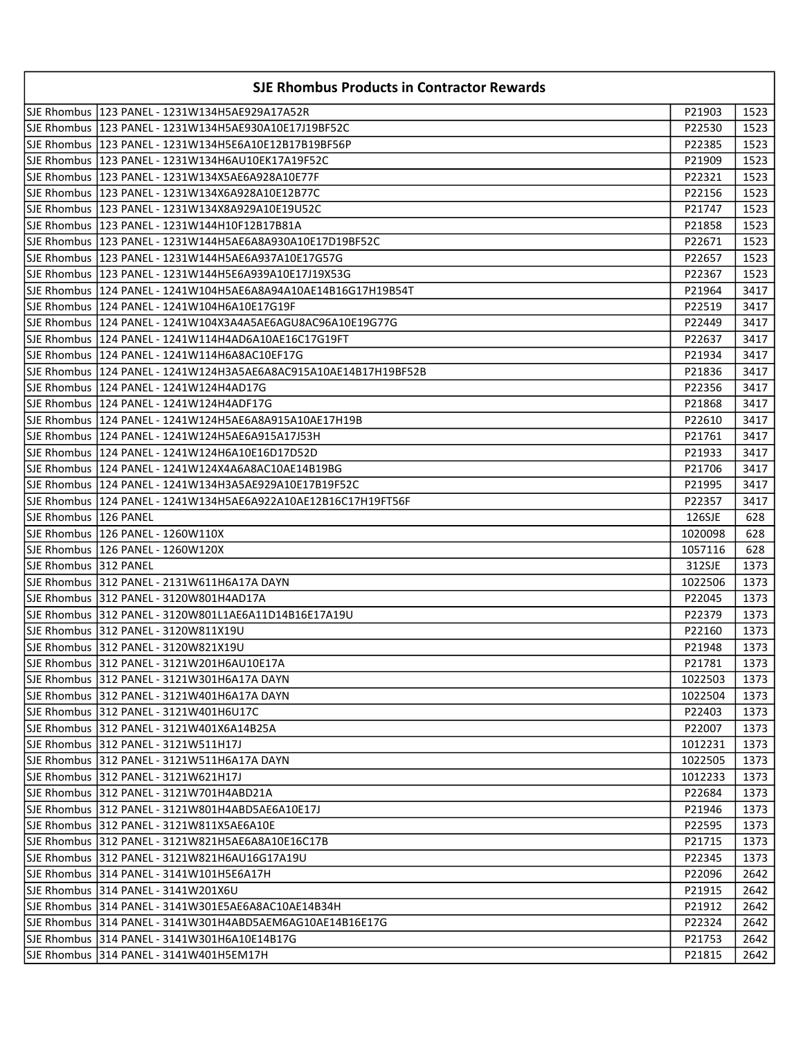## SJE Rhombus Products in Contractor Rewards

| | | | |
|---|---|---|---|
| SJE Rhombus | 123 PANEL - 1231W134H5AE929A17A52R | P21903 | 1523 |
| SJE Rhombus | 123 PANEL - 1231W134H5AE930A10E17J19BF52C | P22530 | 1523 |
| SJE Rhombus | 123 PANEL - 1231W134H5E6A10E12B17B19BF56P | P22385 | 1523 |
| SJE Rhombus | 123 PANEL - 1231W134H6AU10EK17A19F52C | P21909 | 1523 |
| SJE Rhombus | 123 PANEL - 1231W134X5AE6A928A10E77F | P22321 | 1523 |
| SJE Rhombus | 123 PANEL - 1231W134X6A928A10E12B77C | P22156 | 1523 |
| SJE Rhombus | 123 PANEL - 1231W134X8A929A10E19U52C | P21747 | 1523 |
| SJE Rhombus | 123 PANEL - 1231W144H10F12B17B81A | P21858 | 1523 |
| SJE Rhombus | 123 PANEL - 1231W144H5AE6A8A930A10E17D19BF52C | P22671 | 1523 |
| SJE Rhombus | 123 PANEL - 1231W144H5AE6A937A10E17G57G | P22657 | 1523 |
| SJE Rhombus | 123 PANEL - 1231W144H5E6A939A10E17J19X53G | P22367 | 1523 |
| SJE Rhombus | 124 PANEL - 1241W104H5AE6A8A94A10AE14B16G17H19B54T | P21964 | 3417 |
| SJE Rhombus | 124 PANEL - 1241W104H6A10E17G19F | P22519 | 3417 |
| SJE Rhombus | 124 PANEL - 1241W104X3A4A5AE6AGU8AC96A10E19G77G | P22449 | 3417 |
| SJE Rhombus | 124 PANEL - 1241W114H4AD6A10AE16C17G19FT | P22637 | 3417 |
| SJE Rhombus | 124 PANEL - 1241W114H6A8AC10EF17G | P21934 | 3417 |
| SJE Rhombus | 124 PANEL - 1241W124H3A5AE6A8AC915A10AE14B17H19BF52B | P21836 | 3417 |
| SJE Rhombus | 124 PANEL - 1241W124H4AD17G | P22356 | 3417 |
| SJE Rhombus | 124 PANEL - 1241W124H4ADF17G | P21868 | 3417 |
| SJE Rhombus | 124 PANEL - 1241W124H5AE6A8A915A10AE17H19B | P22610 | 3417 |
| SJE Rhombus | 124 PANEL - 1241W124H5AE6A915A17J53H | P21761 | 3417 |
| SJE Rhombus | 124 PANEL - 1241W124H6A10E16D17D52D | P21933 | 3417 |
| SJE Rhombus | 124 PANEL - 1241W124X4A6A8AC10AE14B19BG | P21706 | 3417 |
| SJE Rhombus | 124 PANEL - 1241W134H3A5AE6A929A10E17B19F52C | P21995 | 3417 |
| SJE Rhombus | 124 PANEL - 1241W134H5AE6A922A10AE12B16C17H19FT56F | P22357 | 3417 |
| SJE Rhombus | 126 PANEL | 126SJE | 628 |
| SJE Rhombus | 126 PANEL - 1260W110X | 1020098 | 628 |
| SJE Rhombus | 126 PANEL - 1260W120X | 1057116 | 628 |
| SJE Rhombus | 312 PANEL | 312SJE | 1373 |
| SJE Rhombus | 312 PANEL - 2131W611H6A17A DAYN | 1022506 | 1373 |
| SJE Rhombus | 312 PANEL - 3120W801H4AD17A | P22045 | 1373 |
| SJE Rhombus | 312 PANEL - 3120W801L1AE6A11D14B16E17A19U | P22379 | 1373 |
| SJE Rhombus | 312 PANEL - 3120W811X19U | P22160 | 1373 |
| SJE Rhombus | 312 PANEL - 3120W821X19U | P21948 | 1373 |
| SJE Rhombus | 312 PANEL - 3121W201H6AU10E17A | P21781 | 1373 |
| SJE Rhombus | 312 PANEL - 3121W301H6A17A DAYN | 1022503 | 1373 |
| SJE Rhombus | 312 PANEL - 3121W401H6A17A DAYN | 1022504 | 1373 |
| SJE Rhombus | 312 PANEL - 3121W401H6U17C | P22403 | 1373 |
| SJE Rhombus | 312 PANEL - 3121W401X6A14B25A | P22007 | 1373 |
| SJE Rhombus | 312 PANEL - 3121W511H17J | 1012231 | 1373 |
| SJE Rhombus | 312 PANEL - 3121W511H6A17A DAYN | 1022505 | 1373 |
| SJE Rhombus | 312 PANEL - 3121W621H17J | 1012233 | 1373 |
| SJE Rhombus | 312 PANEL - 3121W701H4ABD21A | P22684 | 1373 |
| SJE Rhombus | 312 PANEL - 3121W801H4ABD5AE6A10E17J | P21946 | 1373 |
| SJE Rhombus | 312 PANEL - 3121W811X5AE6A10E | P22595 | 1373 |
| SJE Rhombus | 312 PANEL - 3121W821H5AE6A8A10E16C17B | P21715 | 1373 |
| SJE Rhombus | 312 PANEL - 3121W821H6AU16G17A19U | P22345 | 1373 |
| SJE Rhombus | 314 PANEL - 3141W101H5E6A17H | P22096 | 2642 |
| SJE Rhombus | 314 PANEL - 3141W201X6U | P21915 | 2642 |
| SJE Rhombus | 314 PANEL - 3141W301E5AE6A8AC10AE14B34H | P21912 | 2642 |
| SJE Rhombus | 314 PANEL - 3141W301H4ABD5AEM6AG10AE14B16E17G | P22324 | 2642 |
| SJE Rhombus | 314 PANEL - 3141W301H6A10E14B17G | P21753 | 2642 |
| SJE Rhombus | 314 PANEL - 3141W401H5EM17H | P21815 | 2642 |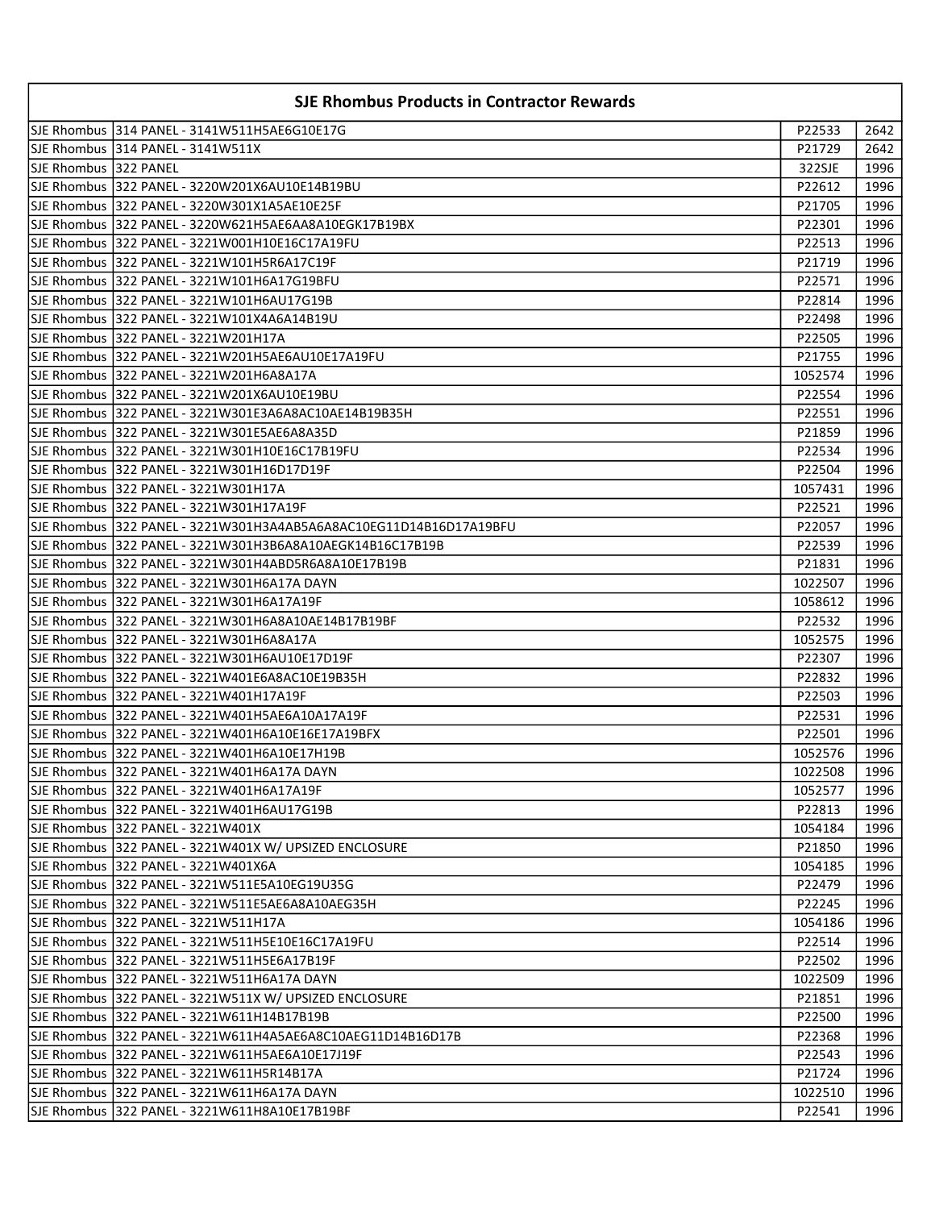| SJE Rhombus Products in Contractor Rewards | | | |
|---|---|---|---|
| SJE Rhombus | 314 PANEL - 3141W511H5AE6G10E17G | P22533 | 2642 |
| SJE Rhombus | 314 PANEL - 3141W511X | P21729 | 2642 |
| SJE Rhombus | 322 PANEL | 322SJE | 1996 |
| SJE Rhombus | 322 PANEL - 3220W201X6AU10E14B19BU | P22612 | 1996 |
| SJE Rhombus | 322 PANEL - 3220W301X1A5AE10E25F | P21705 | 1996 |
| SJE Rhombus | 322 PANEL - 3220W621H5AE6AA8A10EGK17B19BX | P22301 | 1996 |
| SJE Rhombus | 322 PANEL - 3221W001H10E16C17A19FU | P22513 | 1996 |
| SJE Rhombus | 322 PANEL - 3221W101H5R6A17C19F | P21719 | 1996 |
| SJE Rhombus | 322 PANEL - 3221W101H6A17G19BFU | P22571 | 1996 |
| SJE Rhombus | 322 PANEL - 3221W101H6AU17G19B | P22814 | 1996 |
| SJE Rhombus | 322 PANEL - 3221W101X4A6A14B19U | P22498 | 1996 |
| SJE Rhombus | 322 PANEL - 3221W201H17A | P22505 | 1996 |
| SJE Rhombus | 322 PANEL - 3221W201H5AE6AU10E17A19FU | P21755 | 1996 |
| SJE Rhombus | 322 PANEL - 3221W201H6A8A17A | 1052574 | 1996 |
| SJE Rhombus | 322 PANEL - 3221W201X6AU10E19BU | P22554 | 1996 |
| SJE Rhombus | 322 PANEL - 3221W301E3A6A8AC10AE14B19B35H | P22551 | 1996 |
| SJE Rhombus | 322 PANEL - 3221W301E5AE6A8A35D | P21859 | 1996 |
| SJE Rhombus | 322 PANEL - 3221W301H10E16C17B19FU | P22534 | 1996 |
| SJE Rhombus | 322 PANEL - 3221W301H16D17D19F | P22504 | 1996 |
| SJE Rhombus | 322 PANEL - 3221W301H17A | 1057431 | 1996 |
| SJE Rhombus | 322 PANEL - 3221W301H17A19F | P22521 | 1996 |
| SJE Rhombus | 322 PANEL - 3221W301H3A4AB5A6A8AC10EG11D14B16D17A19BFU | P22057 | 1996 |
| SJE Rhombus | 322 PANEL - 3221W301H3B6A8A10AEGK14B16C17B19B | P22539 | 1996 |
| SJE Rhombus | 322 PANEL - 3221W301H4ABD5R6A8A10E17B19B | P21831 | 1996 |
| SJE Rhombus | 322 PANEL - 3221W301H6A17A DAYN | 1022507 | 1996 |
| SJE Rhombus | 322 PANEL - 3221W301H6A17A19F | 1058612 | 1996 |
| SJE Rhombus | 322 PANEL - 3221W301H6A8A10AE14B17B19BF | P22532 | 1996 |
| SJE Rhombus | 322 PANEL - 3221W301H6A8A17A | 1052575 | 1996 |
| SJE Rhombus | 322 PANEL - 3221W301H6AU10E17D19F | P22307 | 1996 |
| SJE Rhombus | 322 PANEL - 3221W401E6A8AC10E19B35H | P22832 | 1996 |
| SJE Rhombus | 322 PANEL - 3221W401H17A19F | P22503 | 1996 |
| SJE Rhombus | 322 PANEL - 3221W401H5AE6A10A17A19F | P22531 | 1996 |
| SJE Rhombus | 322 PANEL - 3221W401H6A10E16E17A19BFX | P22501 | 1996 |
| SJE Rhombus | 322 PANEL - 3221W401H6A10E17H19B | 1052576 | 1996 |
| SJE Rhombus | 322 PANEL - 3221W401H6A17A DAYN | 1022508 | 1996 |
| SJE Rhombus | 322 PANEL - 3221W401H6A17A19F | 1052577 | 1996 |
| SJE Rhombus | 322 PANEL - 3221W401H6AU17G19B | P22813 | 1996 |
| SJE Rhombus | 322 PANEL - 3221W401X | 1054184 | 1996 |
| SJE Rhombus | 322 PANEL - 3221W401X W/ UPSIZED ENCLOSURE | P21850 | 1996 |
| SJE Rhombus | 322 PANEL - 3221W401X6A | 1054185 | 1996 |
| SJE Rhombus | 322 PANEL - 3221W511E5A10EG19U35G | P22479 | 1996 |
| SJE Rhombus | 322 PANEL - 3221W511E5AE6A8A10AEG35H | P22245 | 1996 |
| SJE Rhombus | 322 PANEL - 3221W511H17A | 1054186 | 1996 |
| SJE Rhombus | 322 PANEL - 3221W511H5E10E16C17A19FU | P22514 | 1996 |
| SJE Rhombus | 322 PANEL - 3221W511H5E6A17B19F | P22502 | 1996 |
| SJE Rhombus | 322 PANEL - 3221W511H6A17A DAYN | 1022509 | 1996 |
| SJE Rhombus | 322 PANEL - 3221W511X W/ UPSIZED ENCLOSURE | P21851 | 1996 |
| SJE Rhombus | 322 PANEL - 3221W611H14B17B19B | P22500 | 1996 |
| SJE Rhombus | 322 PANEL - 3221W611H4A5AE6A8C10AEG11D14B16D17B | P22368 | 1996 |
| SJE Rhombus | 322 PANEL - 3221W611H5AE6A10E17J19F | P22543 | 1996 |
| SJE Rhombus | 322 PANEL - 3221W611H5R14B17A | P21724 | 1996 |
| SJE Rhombus | 322 PANEL - 3221W611H6A17A DAYN | 1022510 | 1996 |
| SJE Rhombus | 322 PANEL - 3221W611H8A10E17B19BF | P22541 | 1996 |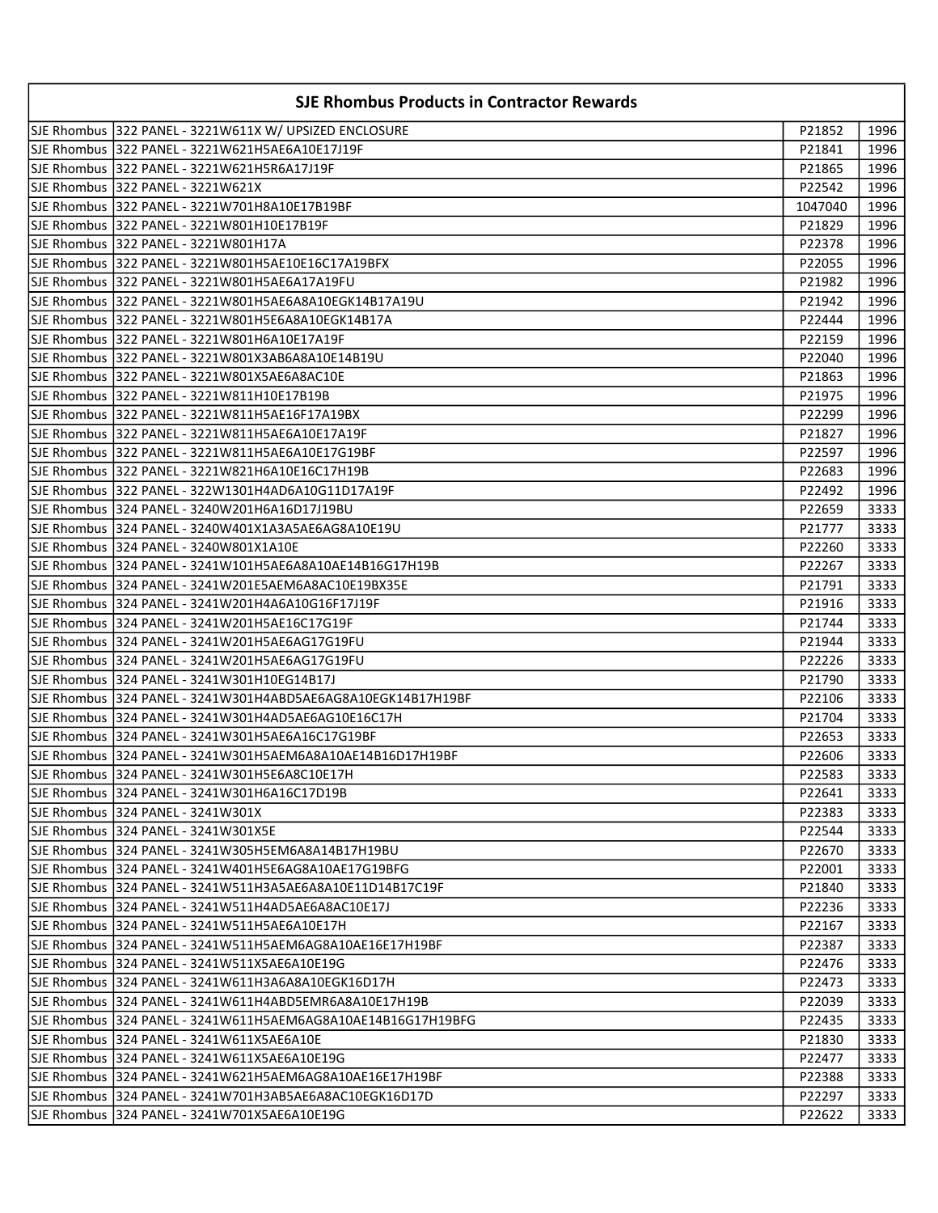| SJE Rhombus Products in Contractor Rewards | | | |
|---|---|---|---|
| SJE Rhombus | 322 PANEL - 3221W611X W/ UPSIZED ENCLOSURE | P21852 | 1996 |
| SJE Rhombus | 322 PANEL - 3221W621H5AE6A10E17J19F | P21841 | 1996 |
| SJE Rhombus | 322 PANEL - 3221W621H5R6A17J19F | P21865 | 1996 |
| SJE Rhombus | 322 PANEL - 3221W621X | P22542 | 1996 |
| SJE Rhombus | 322 PANEL - 3221W701H8A10E17B19BF | 1047040 | 1996 |
| SJE Rhombus | 322 PANEL - 3221W801H10E17B19F | P21829 | 1996 |
| SJE Rhombus | 322 PANEL - 3221W801H17A | P22378 | 1996 |
| SJE Rhombus | 322 PANEL - 3221W801H5AE10E16C17A19BFX | P22055 | 1996 |
| SJE Rhombus | 322 PANEL - 3221W801H5AE6A17A19FU | P21982 | 1996 |
| SJE Rhombus | 322 PANEL - 3221W801H5AE6A8A10EGK14B17A19U | P21942 | 1996 |
| SJE Rhombus | 322 PANEL - 3221W801H5E6A8A10EGK14B17A | P22444 | 1996 |
| SJE Rhombus | 322 PANEL - 3221W801H6A10E17A19F | P22159 | 1996 |
| SJE Rhombus | 322 PANEL - 3221W801X3AB6A8A10E14B19U | P22040 | 1996 |
| SJE Rhombus | 322 PANEL - 3221W801X5AE6A8AC10E | P21863 | 1996 |
| SJE Rhombus | 322 PANEL - 3221W811H10E17B19B | P21975 | 1996 |
| SJE Rhombus | 322 PANEL - 3221W811H5AE16F17A19BX | P22299 | 1996 |
| SJE Rhombus | 322 PANEL - 3221W811H5AE6A10E17A19F | P21827 | 1996 |
| SJE Rhombus | 322 PANEL - 3221W811H5AE6A10E17G19BF | P22597 | 1996 |
| SJE Rhombus | 322 PANEL - 3221W821H6A10E16C17H19B | P22683 | 1996 |
| SJE Rhombus | 322 PANEL - 322W1301H4AD6A10G11D17A19F | P22492 | 1996 |
| SJE Rhombus | 324 PANEL - 3240W201H6A16D17J19BU | P22659 | 3333 |
| SJE Rhombus | 324 PANEL - 3240W401X1A3A5AE6AG8A10E19U | P21777 | 3333 |
| SJE Rhombus | 324 PANEL - 3240W801X1A10E | P22260 | 3333 |
| SJE Rhombus | 324 PANEL - 3241W101H5AE6A8A10AE14B16G17H19B | P22267 | 3333 |
| SJE Rhombus | 324 PANEL - 3241W201E5AEM6A8AC10E19BX35E | P21791 | 3333 |
| SJE Rhombus | 324 PANEL - 3241W201H4A6A10G16F17J19F | P21916 | 3333 |
| SJE Rhombus | 324 PANEL - 3241W201H5AE16C17G19F | P21744 | 3333 |
| SJE Rhombus | 324 PANEL - 3241W201H5AE6AG17G19FU | P21944 | 3333 |
| SJE Rhombus | 324 PANEL - 3241W201H5AE6AG17G19FU | P22226 | 3333 |
| SJE Rhombus | 324 PANEL - 3241W301H10EG14B17J | P21790 | 3333 |
| SJE Rhombus | 324 PANEL - 3241W301H4ABD5AE6AG8A10EGK14B17H19BF | P22106 | 3333 |
| SJE Rhombus | 324 PANEL - 3241W301H4AD5AE6AG10E16C17H | P21704 | 3333 |
| SJE Rhombus | 324 PANEL - 3241W301H5AE6A16C17G19BF | P22653 | 3333 |
| SJE Rhombus | 324 PANEL - 3241W301H5AEM6A8A10AE14B16D17H19BF | P22606 | 3333 |
| SJE Rhombus | 324 PANEL - 3241W301H5E6A8C10E17H | P22583 | 3333 |
| SJE Rhombus | 324 PANEL - 3241W301H6A16C17D19B | P22641 | 3333 |
| SJE Rhombus | 324 PANEL - 3241W301X | P22383 | 3333 |
| SJE Rhombus | 324 PANEL - 3241W301X5E | P22544 | 3333 |
| SJE Rhombus | 324 PANEL - 3241W305H5EM6A8A14B17H19BU | P22670 | 3333 |
| SJE Rhombus | 324 PANEL - 3241W401H5E6AG8A10AE17G19BFG | P22001 | 3333 |
| SJE Rhombus | 324 PANEL - 3241W511H3A5AE6A8A10E11D14B17C19F | P21840 | 3333 |
| SJE Rhombus | 324 PANEL - 3241W511H4AD5AE6A8AC10E17J | P22236 | 3333 |
| SJE Rhombus | 324 PANEL - 3241W511H5AE6A10E17H | P22167 | 3333 |
| SJE Rhombus | 324 PANEL - 3241W511H5AEM6AG8A10AE16E17H19BF | P22387 | 3333 |
| SJE Rhombus | 324 PANEL - 3241W511X5AE6A10E19G | P22476 | 3333 |
| SJE Rhombus | 324 PANEL - 3241W611H3A6A8A10EGK16D17H | P22473 | 3333 |
| SJE Rhombus | 324 PANEL - 3241W611H4ABD5EMR6A8A10E17H19B | P22039 | 3333 |
| SJE Rhombus | 324 PANEL - 3241W611H5AEM6AG8A10AE14B16G17H19BFG | P22435 | 3333 |
| SJE Rhombus | 324 PANEL - 3241W611X5AE6A10E | P21830 | 3333 |
| SJE Rhombus | 324 PANEL - 3241W611X5AE6A10E19G | P22477 | 3333 |
| SJE Rhombus | 324 PANEL - 3241W621H5AEM6AG8A10AE16E17H19BF | P22388 | 3333 |
| SJE Rhombus | 324 PANEL - 3241W701H3AB5AE6A8AC10EGK16D17D | P22297 | 3333 |
| SJE Rhombus | 324 PANEL - 3241W701X5AE6A10E19G | P22622 | 3333 |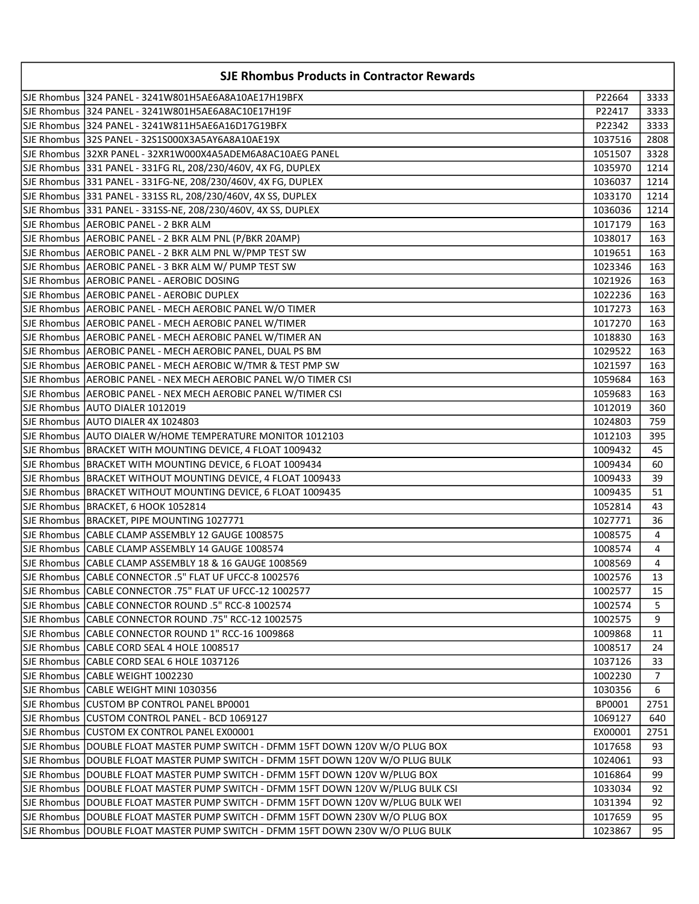| SJE Rhombus Products in Contractor Rewards | | | |
|---|---|---|---|
| SJE Rhombus | 324 PANEL - 3241W801H5AE6A8A10AE17H19BFX | P22664 | 3333 |
| SJE Rhombus | 324 PANEL - 3241W801H5AE6A8AC10E17H19F | P22417 | 3333 |
| SJE Rhombus | 324 PANEL - 3241W811H5AE6A16D17G19BFX | P22342 | 3333 |
| SJE Rhombus | 32S PANEL - 32S1S000X3A5AY6A8A10AE19X | 1037516 | 2808 |
| SJE Rhombus | 32XR PANEL - 32XR1W000X4A5ADEM6A8AC10AEG PANEL | 1051507 | 3328 |
| SJE Rhombus | 331 PANEL - 331FG RL, 208/230/460V, 4X FG, DUPLEX | 1035970 | 1214 |
| SJE Rhombus | 331 PANEL - 331FG-NE, 208/230/460V, 4X FG, DUPLEX | 1036037 | 1214 |
| SJE Rhombus | 331 PANEL - 331SS RL, 208/230/460V, 4X SS, DUPLEX | 1033170 | 1214 |
| SJE Rhombus | 331 PANEL - 331SS-NE, 208/230/460V, 4X SS, DUPLEX | 1036036 | 1214 |
| SJE Rhombus | AEROBIC PANEL - 2 BKR ALM | 1017179 | 163 |
| SJE Rhombus | AEROBIC PANEL - 2 BKR ALM PNL (P/BKR 20AMP) | 1038017 | 163 |
| SJE Rhombus | AEROBIC PANEL - 2 BKR ALM PNL W/PMP TEST SW | 1019651 | 163 |
| SJE Rhombus | AEROBIC PANEL - 3 BKR ALM W/ PUMP TEST SW | 1023346 | 163 |
| SJE Rhombus | AEROBIC PANEL - AEROBIC DOSING | 1021926 | 163 |
| SJE Rhombus | AEROBIC PANEL - AEROBIC DUPLEX | 1022236 | 163 |
| SJE Rhombus | AEROBIC PANEL - MECH AEROBIC PANEL W/O TIMER | 1017273 | 163 |
| SJE Rhombus | AEROBIC PANEL - MECH AEROBIC PANEL W/TIMER | 1017270 | 163 |
| SJE Rhombus | AEROBIC PANEL - MECH AEROBIC PANEL W/TIMER AN | 1018830 | 163 |
| SJE Rhombus | AEROBIC PANEL - MECH AEROBIC PANEL, DUAL PS BM | 1029522 | 163 |
| SJE Rhombus | AEROBIC PANEL - MECH AEROBIC W/TMR & TEST PMP SW | 1021597 | 163 |
| SJE Rhombus | AEROBIC PANEL - NEX MECH AEROBIC PANEL W/O TIMER CSI | 1059684 | 163 |
| SJE Rhombus | AEROBIC PANEL - NEX MECH AEROBIC PANEL W/TIMER CSI | 1059683 | 163 |
| SJE Rhombus | AUTO DIALER 1012019 | 1012019 | 360 |
| SJE Rhombus | AUTO DIALER 4X 1024803 | 1024803 | 759 |
| SJE Rhombus | AUTO DIALER W/HOME TEMPERATURE MONITOR 1012103 | 1012103 | 395 |
| SJE Rhombus | BRACKET WITH MOUNTING DEVICE, 4 FLOAT 1009432 | 1009432 | 45 |
| SJE Rhombus | BRACKET WITH MOUNTING DEVICE, 6 FLOAT 1009434 | 1009434 | 60 |
| SJE Rhombus | BRACKET WITHOUT MOUNTING DEVICE, 4 FLOAT 1009433 | 1009433 | 39 |
| SJE Rhombus | BRACKET WITHOUT MOUNTING DEVICE, 6 FLOAT 1009435 | 1009435 | 51 |
| SJE Rhombus | BRACKET, 6 HOOK 1052814 | 1052814 | 43 |
| SJE Rhombus | BRACKET, PIPE MOUNTING 1027771 | 1027771 | 36 |
| SJE Rhombus | CABLE CLAMP ASSEMBLY 12 GAUGE 1008575 | 1008575 | 4 |
| SJE Rhombus | CABLE CLAMP ASSEMBLY 14 GAUGE 1008574 | 1008574 | 4 |
| SJE Rhombus | CABLE CLAMP ASSEMBLY 18 & 16 GAUGE 1008569 | 1008569 | 4 |
| SJE Rhombus | CABLE CONNECTOR .5" FLAT UF UFCC-8 1002576 | 1002576 | 13 |
| SJE Rhombus | CABLE CONNECTOR .75" FLAT UF UFCC-12 1002577 | 1002577 | 15 |
| SJE Rhombus | CABLE CONNECTOR ROUND .5" RCC-8 1002574 | 1002574 | 5 |
| SJE Rhombus | CABLE CONNECTOR ROUND .75" RCC-12 1002575 | 1002575 | 9 |
| SJE Rhombus | CABLE CONNECTOR ROUND 1" RCC-16 1009868 | 1009868 | 11 |
| SJE Rhombus | CABLE CORD SEAL 4 HOLE 1008517 | 1008517 | 24 |
| SJE Rhombus | CABLE CORD SEAL 6 HOLE 1037126 | 1037126 | 33 |
| SJE Rhombus | CABLE WEIGHT 1002230 | 1002230 | 7 |
| SJE Rhombus | CABLE WEIGHT MINI 1030356 | 1030356 | 6 |
| SJE Rhombus | CUSTOM BP CONTROL PANEL BP0001 | BP0001 | 2751 |
| SJE Rhombus | CUSTOM CONTROL PANEL - BCD 1069127 | 1069127 | 640 |
| SJE Rhombus | CUSTOM EX CONTROL PANEL EX00001 | EX00001 | 2751 |
| SJE Rhombus | DOUBLE FLOAT MASTER PUMP SWITCH - DFMM 15FT DOWN 120V W/O PLUG BOX | 1017658 | 93 |
| SJE Rhombus | DOUBLE FLOAT MASTER PUMP SWITCH - DFMM 15FT DOWN 120V W/O PLUG BULK | 1024061 | 93 |
| SJE Rhombus | DOUBLE FLOAT MASTER PUMP SWITCH - DFMM 15FT DOWN 120V W/PLUG BOX | 1016864 | 99 |
| SJE Rhombus | DOUBLE FLOAT MASTER PUMP SWITCH - DFMM 15FT DOWN 120V W/PLUG BULK CSI | 1033034 | 92 |
| SJE Rhombus | DOUBLE FLOAT MASTER PUMP SWITCH - DFMM 15FT DOWN 120V W/PLUG BULK WEI | 1031394 | 92 |
| SJE Rhombus | DOUBLE FLOAT MASTER PUMP SWITCH - DFMM 15FT DOWN 230V W/O PLUG BOX | 1017659 | 95 |
| SJE Rhombus | DOUBLE FLOAT MASTER PUMP SWITCH - DFMM 15FT DOWN 230V W/O PLUG BULK | 1023867 | 95 |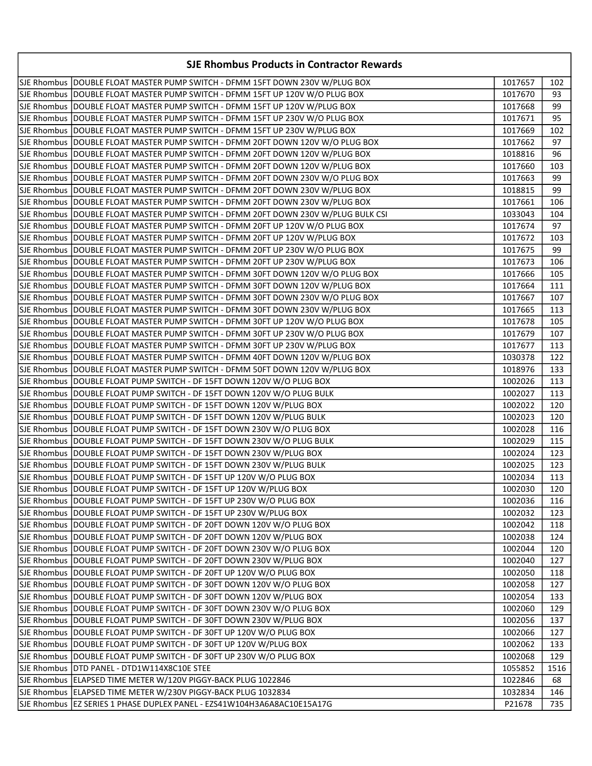| SJE Rhombus Products in Contractor Rewards | | | |
|---|---|---|---|
| SJE Rhombus | DOUBLE FLOAT MASTER PUMP SWITCH - DFMM 15FT DOWN 230V W/PLUG BOX | 1017657 | 102 |
| SJE Rhombus | DOUBLE FLOAT MASTER PUMP SWITCH - DFMM 15FT UP 120V W/O PLUG BOX | 1017670 | 93 |
| SJE Rhombus | DOUBLE FLOAT MASTER PUMP SWITCH - DFMM 15FT UP 120V W/PLUG BOX | 1017668 | 99 |
| SJE Rhombus | DOUBLE FLOAT MASTER PUMP SWITCH - DFMM 15FT UP 230V W/O PLUG BOX | 1017671 | 95 |
| SJE Rhombus | DOUBLE FLOAT MASTER PUMP SWITCH - DFMM 15FT UP 230V W/PLUG BOX | 1017669 | 102 |
| SJE Rhombus | DOUBLE FLOAT MASTER PUMP SWITCH - DFMM 20FT DOWN 120V W/O PLUG BOX | 1017662 | 97 |
| SJE Rhombus | DOUBLE FLOAT MASTER PUMP SWITCH - DFMM 20FT DOWN 120V W/PLUG BOX | 1018816 | 96 |
| SJE Rhombus | DOUBLE FLOAT MASTER PUMP SWITCH - DFMM 20FT DOWN 120V W/PLUG BOX | 1017660 | 103 |
| SJE Rhombus | DOUBLE FLOAT MASTER PUMP SWITCH - DFMM 20FT DOWN 230V W/O PLUG BOX | 1017663 | 99 |
| SJE Rhombus | DOUBLE FLOAT MASTER PUMP SWITCH - DFMM 20FT DOWN 230V W/PLUG BOX | 1018815 | 99 |
| SJE Rhombus | DOUBLE FLOAT MASTER PUMP SWITCH - DFMM 20FT DOWN 230V W/PLUG BOX | 1017661 | 106 |
| SJE Rhombus | DOUBLE FLOAT MASTER PUMP SWITCH - DFMM 20FT DOWN 230V W/PLUG BULK CSI | 1033043 | 104 |
| SJE Rhombus | DOUBLE FLOAT MASTER PUMP SWITCH - DFMM 20FT UP 120V W/O PLUG BOX | 1017674 | 97 |
| SJE Rhombus | DOUBLE FLOAT MASTER PUMP SWITCH - DFMM 20FT UP 120V W/PLUG BOX | 1017672 | 103 |
| SJE Rhombus | DOUBLE FLOAT MASTER PUMP SWITCH - DFMM 20FT UP 230V W/O PLUG BOX | 1017675 | 99 |
| SJE Rhombus | DOUBLE FLOAT MASTER PUMP SWITCH - DFMM 20FT UP 230V W/PLUG BOX | 1017673 | 106 |
| SJE Rhombus | DOUBLE FLOAT MASTER PUMP SWITCH - DFMM 30FT DOWN 120V W/O PLUG BOX | 1017666 | 105 |
| SJE Rhombus | DOUBLE FLOAT MASTER PUMP SWITCH - DFMM 30FT DOWN 120V W/PLUG BOX | 1017664 | 111 |
| SJE Rhombus | DOUBLE FLOAT MASTER PUMP SWITCH - DFMM 30FT DOWN 230V W/O PLUG BOX | 1017667 | 107 |
| SJE Rhombus | DOUBLE FLOAT MASTER PUMP SWITCH - DFMM 30FT DOWN 230V W/PLUG BOX | 1017665 | 113 |
| SJE Rhombus | DOUBLE FLOAT MASTER PUMP SWITCH - DFMM 30FT UP 120V W/O PLUG BOX | 1017678 | 105 |
| SJE Rhombus | DOUBLE FLOAT MASTER PUMP SWITCH - DFMM 30FT UP 230V W/O PLUG BOX | 1017679 | 107 |
| SJE Rhombus | DOUBLE FLOAT MASTER PUMP SWITCH - DFMM 30FT UP 230V W/PLUG BOX | 1017677 | 113 |
| SJE Rhombus | DOUBLE FLOAT MASTER PUMP SWITCH - DFMM 40FT DOWN 120V W/PLUG BOX | 1030378 | 122 |
| SJE Rhombus | DOUBLE FLOAT MASTER PUMP SWITCH - DFMM 50FT DOWN 120V W/PLUG BOX | 1018976 | 133 |
| SJE Rhombus | DOUBLE FLOAT PUMP SWITCH - DF 15FT DOWN 120V W/O PLUG BOX | 1002026 | 113 |
| SJE Rhombus | DOUBLE FLOAT PUMP SWITCH - DF 15FT DOWN 120V W/O PLUG BULK | 1002027 | 113 |
| SJE Rhombus | DOUBLE FLOAT PUMP SWITCH - DF 15FT DOWN 120V W/PLUG BOX | 1002022 | 120 |
| SJE Rhombus | DOUBLE FLOAT PUMP SWITCH - DF 15FT DOWN 120V W/PLUG BULK | 1002023 | 120 |
| SJE Rhombus | DOUBLE FLOAT PUMP SWITCH - DF 15FT DOWN 230V W/O PLUG BOX | 1002028 | 116 |
| SJE Rhombus | DOUBLE FLOAT PUMP SWITCH - DF 15FT DOWN 230V W/O PLUG BULK | 1002029 | 115 |
| SJE Rhombus | DOUBLE FLOAT PUMP SWITCH - DF 15FT DOWN 230V W/PLUG BOX | 1002024 | 123 |
| SJE Rhombus | DOUBLE FLOAT PUMP SWITCH - DF 15FT DOWN 230V W/PLUG BULK | 1002025 | 123 |
| SJE Rhombus | DOUBLE FLOAT PUMP SWITCH - DF 15FT UP 120V W/O PLUG BOX | 1002034 | 113 |
| SJE Rhombus | DOUBLE FLOAT PUMP SWITCH - DF 15FT UP 120V W/PLUG BOX | 1002030 | 120 |
| SJE Rhombus | DOUBLE FLOAT PUMP SWITCH - DF 15FT UP 230V W/O PLUG BOX | 1002036 | 116 |
| SJE Rhombus | DOUBLE FLOAT PUMP SWITCH - DF 15FT UP 230V W/PLUG BOX | 1002032 | 123 |
| SJE Rhombus | DOUBLE FLOAT PUMP SWITCH - DF 20FT DOWN 120V W/O PLUG BOX | 1002042 | 118 |
| SJE Rhombus | DOUBLE FLOAT PUMP SWITCH - DF 20FT DOWN 120V W/PLUG BOX | 1002038 | 124 |
| SJE Rhombus | DOUBLE FLOAT PUMP SWITCH - DF 20FT DOWN 230V W/O PLUG BOX | 1002044 | 120 |
| SJE Rhombus | DOUBLE FLOAT PUMP SWITCH - DF 20FT DOWN 230V W/PLUG BOX | 1002040 | 127 |
| SJE Rhombus | DOUBLE FLOAT PUMP SWITCH - DF 20FT UP 120V W/O PLUG BOX | 1002050 | 118 |
| SJE Rhombus | DOUBLE FLOAT PUMP SWITCH - DF 30FT DOWN 120V W/O PLUG BOX | 1002058 | 127 |
| SJE Rhombus | DOUBLE FLOAT PUMP SWITCH - DF 30FT DOWN 120V W/PLUG BOX | 1002054 | 133 |
| SJE Rhombus | DOUBLE FLOAT PUMP SWITCH - DF 30FT DOWN 230V W/O PLUG BOX | 1002060 | 129 |
| SJE Rhombus | DOUBLE FLOAT PUMP SWITCH - DF 30FT DOWN 230V W/PLUG BOX | 1002056 | 137 |
| SJE Rhombus | DOUBLE FLOAT PUMP SWITCH - DF 30FT UP 120V W/O PLUG BOX | 1002066 | 127 |
| SJE Rhombus | DOUBLE FLOAT PUMP SWITCH - DF 30FT UP 120V W/PLUG BOX | 1002062 | 133 |
| SJE Rhombus | DOUBLE FLOAT PUMP SWITCH - DF 30FT UP 230V W/O PLUG BOX | 1002068 | 129 |
| SJE Rhombus | DTD PANEL - DTD1W114X8C10E STEE | 1055852 | 1516 |
| SJE Rhombus | ELAPSED TIME METER W/120V PIGGY-BACK PLUG 1022846 | 1022846 | 68 |
| SJE Rhombus | ELAPSED TIME METER W/230V PIGGY-BACK PLUG 1032834 | 1032834 | 146 |
| SJE Rhombus | EZ SERIES 1 PHASE DUPLEX PANEL - EZS41W104H3A6A8AC10E15A17G | P21678 | 735 |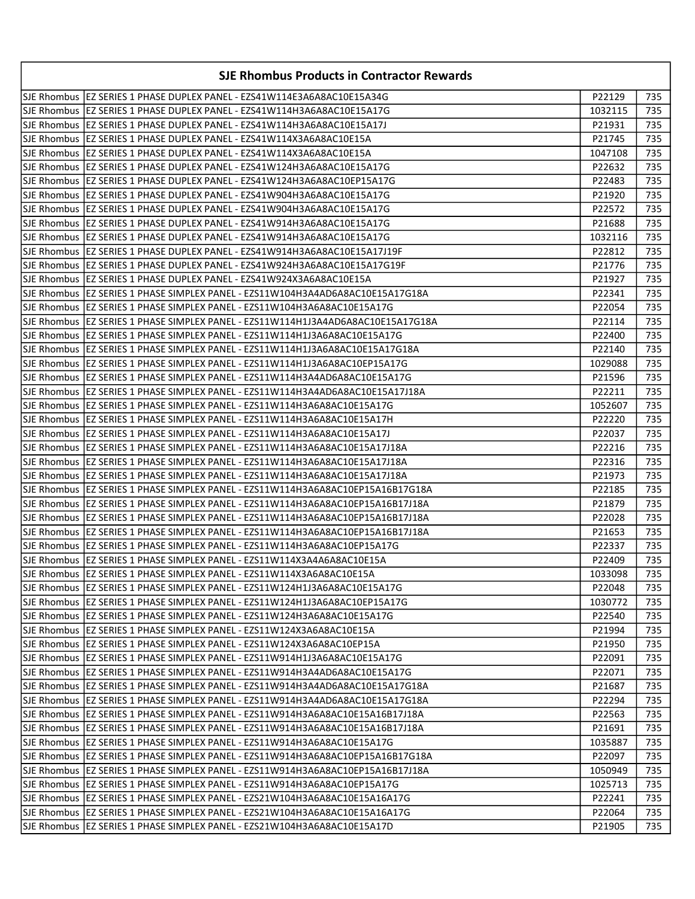| SJE Rhombus Products in Contractor Rewards | | | |
|---|---|---|---|
| SJE Rhombus | EZ SERIES 1 PHASE DUPLEX PANEL - EZS41W114E3A6A8AC10E15A34G | P22129 | 735 |
| SJE Rhombus | EZ SERIES 1 PHASE DUPLEX PANEL - EZS41W114H3A6A8AC10E15A17G | 1032115 | 735 |
| SJE Rhombus | EZ SERIES 1 PHASE DUPLEX PANEL - EZS41W114H3A6A8AC10E15A17J | P21931 | 735 |
| SJE Rhombus | EZ SERIES 1 PHASE DUPLEX PANEL - EZS41W114X3A6A8AC10E15A | P21745 | 735 |
| SJE Rhombus | EZ SERIES 1 PHASE DUPLEX PANEL - EZS41W114X3A6A8AC10E15A | 1047108 | 735 |
| SJE Rhombus | EZ SERIES 1 PHASE DUPLEX PANEL - EZS41W124H3A6A8AC10E15A17G | P22632 | 735 |
| SJE Rhombus | EZ SERIES 1 PHASE DUPLEX PANEL - EZS41W124H3A6A8AC10EP15A17G | P22483 | 735 |
| SJE Rhombus | EZ SERIES 1 PHASE DUPLEX PANEL - EZS41W904H3A6A8AC10E15A17G | P21920 | 735 |
| SJE Rhombus | EZ SERIES 1 PHASE DUPLEX PANEL - EZS41W904H3A6A8AC10E15A17G | P22572 | 735 |
| SJE Rhombus | EZ SERIES 1 PHASE DUPLEX PANEL - EZS41W914H3A6A8AC10E15A17G | P21688 | 735 |
| SJE Rhombus | EZ SERIES 1 PHASE DUPLEX PANEL - EZS41W914H3A6A8AC10E15A17G | 1032116 | 735 |
| SJE Rhombus | EZ SERIES 1 PHASE DUPLEX PANEL - EZS41W914H3A6A8AC10E15A17J19F | P22812 | 735 |
| SJE Rhombus | EZ SERIES 1 PHASE DUPLEX PANEL - EZS41W924H3A6A8AC10E15A17G19F | P21776 | 735 |
| SJE Rhombus | EZ SERIES 1 PHASE DUPLEX PANEL - EZS41W924X3A6A8AC10E15A | P21927 | 735 |
| SJE Rhombus | EZ SERIES 1 PHASE SIMPLEX PANEL - EZS11W104H3A4AD6A8AC10E15A17G18A | P22341 | 735 |
| SJE Rhombus | EZ SERIES 1 PHASE SIMPLEX PANEL - EZS11W104H3A6A8AC10E15A17G | P22054 | 735 |
| SJE Rhombus | EZ SERIES 1 PHASE SIMPLEX PANEL - EZS11W114H1J3A4AD6A8AC10E15A17G18A | P22114 | 735 |
| SJE Rhombus | EZ SERIES 1 PHASE SIMPLEX PANEL - EZS11W114H1J3A6A8AC10E15A17G | P22400 | 735 |
| SJE Rhombus | EZ SERIES 1 PHASE SIMPLEX PANEL - EZS11W114H1J3A6A8AC10E15A17G18A | P22140 | 735 |
| SJE Rhombus | EZ SERIES 1 PHASE SIMPLEX PANEL - EZS11W114H1J3A6A8AC10EP15A17G | 1029088 | 735 |
| SJE Rhombus | EZ SERIES 1 PHASE SIMPLEX PANEL - EZS11W114H3A4AD6A8AC10E15A17G | P21596 | 735 |
| SJE Rhombus | EZ SERIES 1 PHASE SIMPLEX PANEL - EZS11W114H3A4AD6A8AC10E15A17J18A | P22211 | 735 |
| SJE Rhombus | EZ SERIES 1 PHASE SIMPLEX PANEL - EZS11W114H3A6A8AC10E15A17G | 1052607 | 735 |
| SJE Rhombus | EZ SERIES 1 PHASE SIMPLEX PANEL - EZS11W114H3A6A8AC10E15A17H | P22220 | 735 |
| SJE Rhombus | EZ SERIES 1 PHASE SIMPLEX PANEL - EZS11W114H3A6A8AC10E15A17J | P22037 | 735 |
| SJE Rhombus | EZ SERIES 1 PHASE SIMPLEX PANEL - EZS11W114H3A6A8AC10E15A17J18A | P22216 | 735 |
| SJE Rhombus | EZ SERIES 1 PHASE SIMPLEX PANEL - EZS11W114H3A6A8AC10E15A17J18A | P22316 | 735 |
| SJE Rhombus | EZ SERIES 1 PHASE SIMPLEX PANEL - EZS11W114H3A6A8AC10E15A17J18A | P21973 | 735 |
| SJE Rhombus | EZ SERIES 1 PHASE SIMPLEX PANEL - EZS11W114H3A6A8AC10EP15A16B17G18A | P22185 | 735 |
| SJE Rhombus | EZ SERIES 1 PHASE SIMPLEX PANEL - EZS11W114H3A6A8AC10EP15A16B17J18A | P21879 | 735 |
| SJE Rhombus | EZ SERIES 1 PHASE SIMPLEX PANEL - EZS11W114H3A6A8AC10EP15A16B17J18A | P22028 | 735 |
| SJE Rhombus | EZ SERIES 1 PHASE SIMPLEX PANEL - EZS11W114H3A6A8AC10EP15A16B17J18A | P21653 | 735 |
| SJE Rhombus | EZ SERIES 1 PHASE SIMPLEX PANEL - EZS11W114H3A6A8AC10EP15A17G | P22337 | 735 |
| SJE Rhombus | EZ SERIES 1 PHASE SIMPLEX PANEL - EZS11W114X3A4A6A8AC10E15A | P22409 | 735 |
| SJE Rhombus | EZ SERIES 1 PHASE SIMPLEX PANEL - EZS11W114X3A6A8AC10E15A | 1033098 | 735 |
| SJE Rhombus | EZ SERIES 1 PHASE SIMPLEX PANEL - EZS11W124H1J3A6A8AC10E15A17G | P22048 | 735 |
| SJE Rhombus | EZ SERIES 1 PHASE SIMPLEX PANEL - EZS11W124H1J3A6A8AC10EP15A17G | 1030772 | 735 |
| SJE Rhombus | EZ SERIES 1 PHASE SIMPLEX PANEL - EZS11W124H3A6A8AC10E15A17G | P22540 | 735 |
| SJE Rhombus | EZ SERIES 1 PHASE SIMPLEX PANEL - EZS11W124X3A6A8AC10E15A | P21994 | 735 |
| SJE Rhombus | EZ SERIES 1 PHASE SIMPLEX PANEL - EZS11W124X3A6A8AC10EP15A | P21950 | 735 |
| SJE Rhombus | EZ SERIES 1 PHASE SIMPLEX PANEL - EZS11W914H1J3A6A8AC10E15A17G | P22091 | 735 |
| SJE Rhombus | EZ SERIES 1 PHASE SIMPLEX PANEL - EZS11W914H3A4AD6A8AC10E15A17G | P22071 | 735 |
| SJE Rhombus | EZ SERIES 1 PHASE SIMPLEX PANEL - EZS11W914H3A4AD6A8AC10E15A17G18A | P21687 | 735 |
| SJE Rhombus | EZ SERIES 1 PHASE SIMPLEX PANEL - EZS11W914H3A4AD6A8AC10E15A17G18A | P22294 | 735 |
| SJE Rhombus | EZ SERIES 1 PHASE SIMPLEX PANEL - EZS11W914H3A6A8AC10E15A16B17J18A | P22563 | 735 |
| SJE Rhombus | EZ SERIES 1 PHASE SIMPLEX PANEL - EZS11W914H3A6A8AC10E15A16B17J18A | P21691 | 735 |
| SJE Rhombus | EZ SERIES 1 PHASE SIMPLEX PANEL - EZS11W914H3A6A8AC10E15A17G | 1035887 | 735 |
| SJE Rhombus | EZ SERIES 1 PHASE SIMPLEX PANEL - EZS11W914H3A6A8AC10EP15A16B17G18A | P22097 | 735 |
| SJE Rhombus | EZ SERIES 1 PHASE SIMPLEX PANEL - EZS11W914H3A6A8AC10EP15A16B17J18A | 1050949 | 735 |
| SJE Rhombus | EZ SERIES 1 PHASE SIMPLEX PANEL - EZS11W914H3A6A8AC10EP15A17G | 1025713 | 735 |
| SJE Rhombus | EZ SERIES 1 PHASE SIMPLEX PANEL - EZS21W104H3A6A8AC10E15A16A17G | P22241 | 735 |
| SJE Rhombus | EZ SERIES 1 PHASE SIMPLEX PANEL - EZS21W104H3A6A8AC10E15A16A17G | P22064 | 735 |
| SJE Rhombus | EZ SERIES 1 PHASE SIMPLEX PANEL - EZS21W104H3A6A8AC10E15A17D | P21905 | 735 |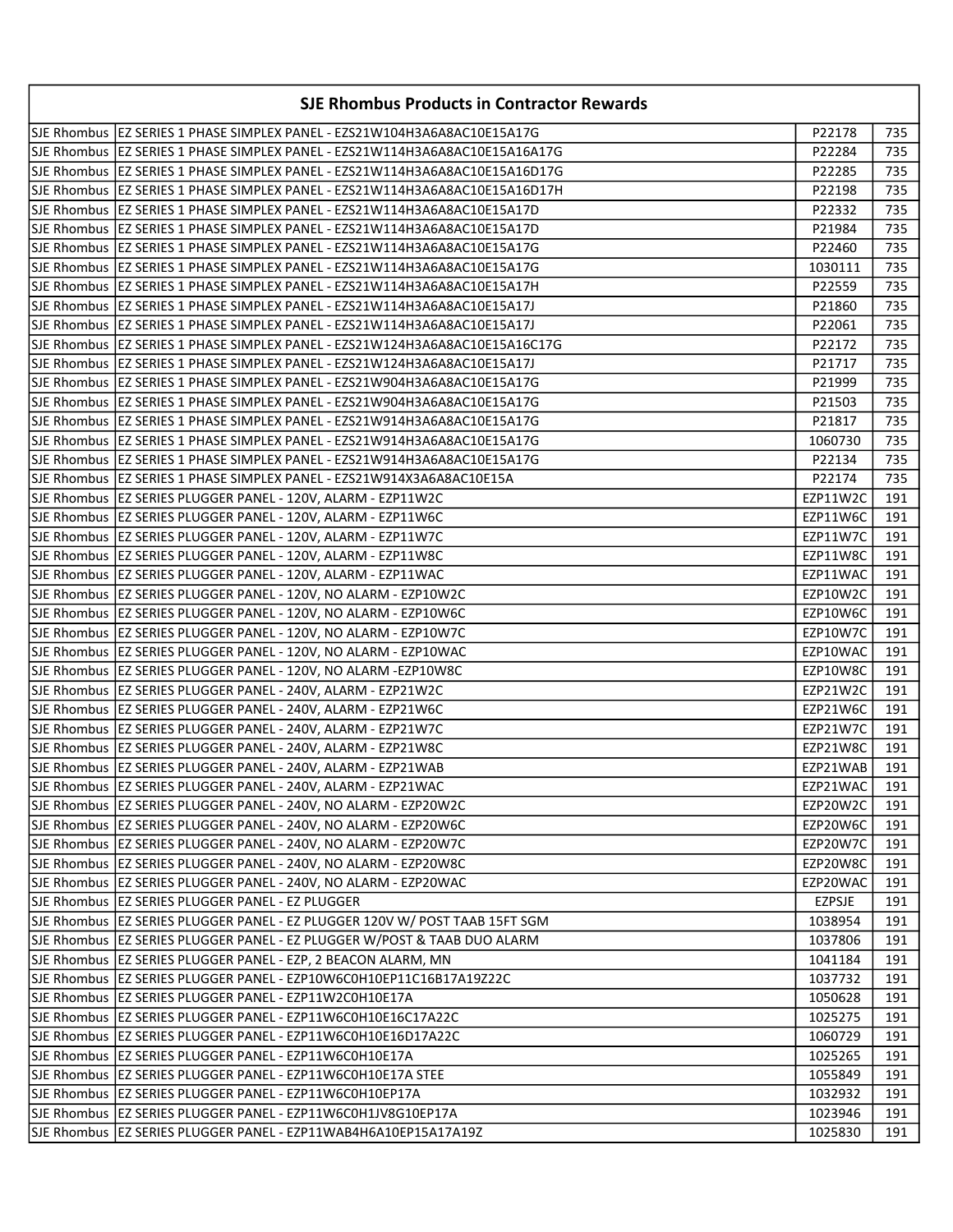| SJE Rhombus Products in Contractor Rewards | | | |
|---|---|---|---|
| SJE Rhombus | EZ SERIES 1 PHASE SIMPLEX PANEL - EZS21W104H3A6A8AC10E15A17G | P22178 | 735 |
| SJE Rhombus | EZ SERIES 1 PHASE SIMPLEX PANEL - EZS21W114H3A6A8AC10E15A16A17G | P22284 | 735 |
| SJE Rhombus | EZ SERIES 1 PHASE SIMPLEX PANEL - EZS21W114H3A6A8AC10E15A16D17G | P22285 | 735 |
| SJE Rhombus | EZ SERIES 1 PHASE SIMPLEX PANEL - EZS21W114H3A6A8AC10E15A16D17H | P22198 | 735 |
| SJE Rhombus | EZ SERIES 1 PHASE SIMPLEX PANEL - EZS21W114H3A6A8AC10E15A17D | P22332 | 735 |
| SJE Rhombus | EZ SERIES 1 PHASE SIMPLEX PANEL - EZS21W114H3A6A8AC10E15A17D | P21984 | 735 |
| SJE Rhombus | EZ SERIES 1 PHASE SIMPLEX PANEL - EZS21W114H3A6A8AC10E15A17G | P22460 | 735 |
| SJE Rhombus | EZ SERIES 1 PHASE SIMPLEX PANEL - EZS21W114H3A6A8AC10E15A17G | 1030111 | 735 |
| SJE Rhombus | EZ SERIES 1 PHASE SIMPLEX PANEL - EZS21W114H3A6A8AC10E15A17H | P22559 | 735 |
| SJE Rhombus | EZ SERIES 1 PHASE SIMPLEX PANEL - EZS21W114H3A6A8AC10E15A17J | P21860 | 735 |
| SJE Rhombus | EZ SERIES 1 PHASE SIMPLEX PANEL - EZS21W114H3A6A8AC10E15A17J | P22061 | 735 |
| SJE Rhombus | EZ SERIES 1 PHASE SIMPLEX PANEL - EZS21W124H3A6A8AC10E15A16C17G | P22172 | 735 |
| SJE Rhombus | EZ SERIES 1 PHASE SIMPLEX PANEL - EZS21W124H3A6A8AC10E15A17J | P21717 | 735 |
| SJE Rhombus | EZ SERIES 1 PHASE SIMPLEX PANEL - EZS21W904H3A6A8AC10E15A17G | P21999 | 735 |
| SJE Rhombus | EZ SERIES 1 PHASE SIMPLEX PANEL - EZS21W904H3A6A8AC10E15A17G | P21503 | 735 |
| SJE Rhombus | EZ SERIES 1 PHASE SIMPLEX PANEL - EZS21W914H3A6A8AC10E15A17G | P21817 | 735 |
| SJE Rhombus | EZ SERIES 1 PHASE SIMPLEX PANEL - EZS21W914H3A6A8AC10E15A17G | 1060730 | 735 |
| SJE Rhombus | EZ SERIES 1 PHASE SIMPLEX PANEL - EZS21W914H3A6A8AC10E15A17G | P22134 | 735 |
| SJE Rhombus | EZ SERIES 1 PHASE SIMPLEX PANEL - EZS21W914X3A6A8AC10E15A | P22174 | 735 |
| SJE Rhombus | EZ SERIES PLUGGER PANEL - 120V, ALARM - EZP11W2C | EZP11W2C | 191 |
| SJE Rhombus | EZ SERIES PLUGGER PANEL - 120V, ALARM - EZP11W6C | EZP11W6C | 191 |
| SJE Rhombus | EZ SERIES PLUGGER PANEL - 120V, ALARM - EZP11W7C | EZP11W7C | 191 |
| SJE Rhombus | EZ SERIES PLUGGER PANEL - 120V, ALARM - EZP11W8C | EZP11W8C | 191 |
| SJE Rhombus | EZ SERIES PLUGGER PANEL - 120V, ALARM - EZP11WAC | EZP11WAC | 191 |
| SJE Rhombus | EZ SERIES PLUGGER PANEL - 120V, NO ALARM - EZP10W2C | EZP10W2C | 191 |
| SJE Rhombus | EZ SERIES PLUGGER PANEL - 120V, NO ALARM - EZP10W6C | EZP10W6C | 191 |
| SJE Rhombus | EZ SERIES PLUGGER PANEL - 120V, NO ALARM - EZP10W7C | EZP10W7C | 191 |
| SJE Rhombus | EZ SERIES PLUGGER PANEL - 120V, NO ALARM - EZP10WAC | EZP10WAC | 191 |
| SJE Rhombus | EZ SERIES PLUGGER PANEL - 120V, NO ALARM -EZP10W8C | EZP10W8C | 191 |
| SJE Rhombus | EZ SERIES PLUGGER PANEL - 240V, ALARM - EZP21W2C | EZP21W2C | 191 |
| SJE Rhombus | EZ SERIES PLUGGER PANEL - 240V, ALARM - EZP21W6C | EZP21W6C | 191 |
| SJE Rhombus | EZ SERIES PLUGGER PANEL - 240V, ALARM - EZP21W7C | EZP21W7C | 191 |
| SJE Rhombus | EZ SERIES PLUGGER PANEL - 240V, ALARM - EZP21W8C | EZP21W8C | 191 |
| SJE Rhombus | EZ SERIES PLUGGER PANEL - 240V, ALARM - EZP21WAB | EZP21WAB | 191 |
| SJE Rhombus | EZ SERIES PLUGGER PANEL - 240V, ALARM - EZP21WAC | EZP21WAC | 191 |
| SJE Rhombus | EZ SERIES PLUGGER PANEL - 240V, NO ALARM - EZP20W2C | EZP20W2C | 191 |
| SJE Rhombus | EZ SERIES PLUGGER PANEL - 240V, NO ALARM - EZP20W6C | EZP20W6C | 191 |
| SJE Rhombus | EZ SERIES PLUGGER PANEL - 240V, NO ALARM - EZP20W7C | EZP20W7C | 191 |
| SJE Rhombus | EZ SERIES PLUGGER PANEL - 240V, NO ALARM - EZP20W8C | EZP20W8C | 191 |
| SJE Rhombus | EZ SERIES PLUGGER PANEL - 240V, NO ALARM - EZP20WAC | EZP20WAC | 191 |
| SJE Rhombus | EZ SERIES PLUGGER PANEL - EZ PLUGGER | EZPSJE | 191 |
| SJE Rhombus | EZ SERIES PLUGGER PANEL - EZ PLUGGER 120V W/ POST TAAB 15FT SGM | 1038954 | 191 |
| SJE Rhombus | EZ SERIES PLUGGER PANEL - EZ PLUGGER W/POST & TAAB DUO ALARM | 1037806 | 191 |
| SJE Rhombus | EZ SERIES PLUGGER PANEL - EZP, 2 BEACON ALARM, MN | 1041184 | 191 |
| SJE Rhombus | EZ SERIES PLUGGER PANEL - EZP10W6C0H10EP11C16B17A19Z22C | 1037732 | 191 |
| SJE Rhombus | EZ SERIES PLUGGER PANEL - EZP11W2C0H10E17A | 1050628 | 191 |
| SJE Rhombus | EZ SERIES PLUGGER PANEL - EZP11W6C0H10E16C17A22C | 1025275 | 191 |
| SJE Rhombus | EZ SERIES PLUGGER PANEL - EZP11W6C0H10E16D17A22C | 1060729 | 191 |
| SJE Rhombus | EZ SERIES PLUGGER PANEL - EZP11W6C0H10E17A | 1025265 | 191 |
| SJE Rhombus | EZ SERIES PLUGGER PANEL - EZP11W6C0H10E17A STEE | 1055849 | 191 |
| SJE Rhombus | EZ SERIES PLUGGER PANEL - EZP11W6C0H10EP17A | 1032932 | 191 |
| SJE Rhombus | EZ SERIES PLUGGER PANEL - EZP11W6C0H1JV8G10EP17A | 1023946 | 191 |
| SJE Rhombus | EZ SERIES PLUGGER PANEL - EZP11WAB4H6A10EP15A17A19Z | 1025830 | 191 |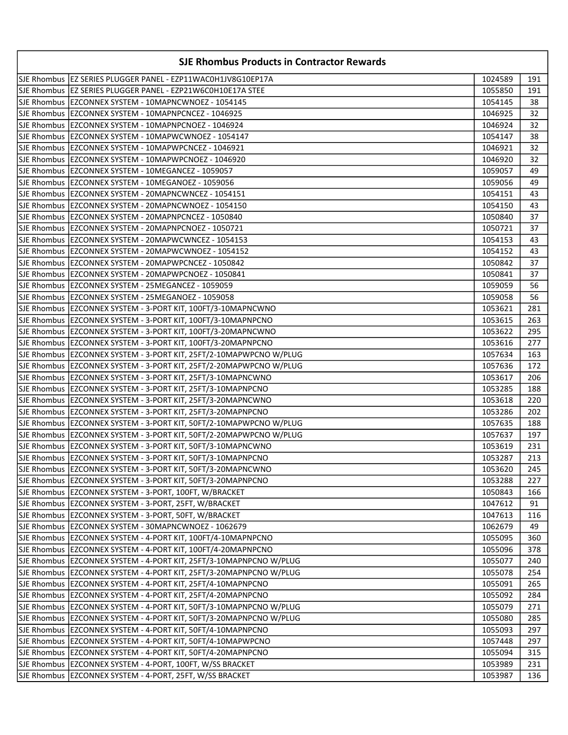## SJE Rhombus Products in Contractor Rewards

| | | | |
|---|---|---|---|
| SJE Rhombus | EZ SERIES PLUGGER PANEL - EZP11WAC0H1JV8G10EP17A | 1024589 | 191 |
| SJE Rhombus | EZ SERIES PLUGGER PANEL - EZP21W6C0H10E17A STEE | 1055850 | 191 |
| SJE Rhombus | EZCONNEX SYSTEM - 10MAPNCWNOEZ - 1054145 | 1054145 | 38 |
| SJE Rhombus | EZCONNEX SYSTEM - 10MAPNPCNCEZ - 1046925 | 1046925 | 32 |
| SJE Rhombus | EZCONNEX SYSTEM - 10MAPNPCNOEZ - 1046924 | 1046924 | 32 |
| SJE Rhombus | EZCONNEX SYSTEM - 10MAPWCWNOEZ - 1054147 | 1054147 | 38 |
| SJE Rhombus | EZCONNEX SYSTEM - 10MAPWPCNCEZ - 1046921 | 1046921 | 32 |
| SJE Rhombus | EZCONNEX SYSTEM - 10MAPWPCNOEZ - 1046920 | 1046920 | 32 |
| SJE Rhombus | EZCONNEX SYSTEM - 10MEGANCEZ - 1059057 | 1059057 | 49 |
| SJE Rhombus | EZCONNEX SYSTEM - 10MEGANOEZ - 1059056 | 1059056 | 49 |
| SJE Rhombus | EZCONNEX SYSTEM - 20MAPNCWNCEZ - 1054151 | 1054151 | 43 |
| SJE Rhombus | EZCONNEX SYSTEM - 20MAPNCWNOEZ - 1054150 | 1054150 | 43 |
| SJE Rhombus | EZCONNEX SYSTEM - 20MAPNPCNCEZ - 1050840 | 1050840 | 37 |
| SJE Rhombus | EZCONNEX SYSTEM - 20MAPNPCNOEZ - 1050721 | 1050721 | 37 |
| SJE Rhombus | EZCONNEX SYSTEM - 20MAPWCWNCEZ - 1054153 | 1054153 | 43 |
| SJE Rhombus | EZCONNEX SYSTEM - 20MAPWCWNOEZ - 1054152 | 1054152 | 43 |
| SJE Rhombus | EZCONNEX SYSTEM - 20MAPWPCNCEZ - 1050842 | 1050842 | 37 |
| SJE Rhombus | EZCONNEX SYSTEM - 20MAPWPCNOEZ - 1050841 | 1050841 | 37 |
| SJE Rhombus | EZCONNEX SYSTEM - 25MEGANCEZ - 1059059 | 1059059 | 56 |
| SJE Rhombus | EZCONNEX SYSTEM - 25MEGANOEZ - 1059058 | 1059058 | 56 |
| SJE Rhombus | EZCONNEX SYSTEM - 3-PORT KIT, 100FT/3-10MAPNCWNO | 1053621 | 281 |
| SJE Rhombus | EZCONNEX SYSTEM - 3-PORT KIT, 100FT/3-10MAPNPCNO | 1053615 | 263 |
| SJE Rhombus | EZCONNEX SYSTEM - 3-PORT KIT, 100FT/3-20MAPNCWNO | 1053622 | 295 |
| SJE Rhombus | EZCONNEX SYSTEM - 3-PORT KIT, 100FT/3-20MAPNPCNO | 1053616 | 277 |
| SJE Rhombus | EZCONNEX SYSTEM - 3-PORT KIT, 25FT/2-10MAPWPCNO W/PLUG | 1057634 | 163 |
| SJE Rhombus | EZCONNEX SYSTEM - 3-PORT KIT, 25FT/2-20MAPWPCNO W/PLUG | 1057636 | 172 |
| SJE Rhombus | EZCONNEX SYSTEM - 3-PORT KIT, 25FT/3-10MAPNCWNO | 1053617 | 206 |
| SJE Rhombus | EZCONNEX SYSTEM - 3-PORT KIT, 25FT/3-10MAPNPCNO | 1053285 | 188 |
| SJE Rhombus | EZCONNEX SYSTEM - 3-PORT KIT, 25FT/3-20MAPNCWNO | 1053618 | 220 |
| SJE Rhombus | EZCONNEX SYSTEM - 3-PORT KIT, 25FT/3-20MAPNPCNO | 1053286 | 202 |
| SJE Rhombus | EZCONNEX SYSTEM - 3-PORT KIT, 50FT/2-10MAPWPCNO W/PLUG | 1057635 | 188 |
| SJE Rhombus | EZCONNEX SYSTEM - 3-PORT KIT, 50FT/2-20MAPWPCNO W/PLUG | 1057637 | 197 |
| SJE Rhombus | EZCONNEX SYSTEM - 3-PORT KIT, 50FT/3-10MAPNCWNO | 1053619 | 231 |
| SJE Rhombus | EZCONNEX SYSTEM - 3-PORT KIT, 50FT/3-10MAPNPCNO | 1053287 | 213 |
| SJE Rhombus | EZCONNEX SYSTEM - 3-PORT KIT, 50FT/3-20MAPNCWNO | 1053620 | 245 |
| SJE Rhombus | EZCONNEX SYSTEM - 3-PORT KIT, 50FT/3-20MAPNPCNO | 1053288 | 227 |
| SJE Rhombus | EZCONNEX SYSTEM - 3-PORT, 100FT, W/BRACKET | 1050843 | 166 |
| SJE Rhombus | EZCONNEX SYSTEM - 3-PORT, 25FT, W/BRACKET | 1047612 | 91 |
| SJE Rhombus | EZCONNEX SYSTEM - 3-PORT, 50FT, W/BRACKET | 1047613 | 116 |
| SJE Rhombus | EZCONNEX SYSTEM - 30MAPNCWNOEZ - 1062679 | 1062679 | 49 |
| SJE Rhombus | EZCONNEX SYSTEM - 4-PORT KIT, 100FT/4-10MAPNPCNO | 1055095 | 360 |
| SJE Rhombus | EZCONNEX SYSTEM - 4-PORT KIT, 100FT/4-20MAPNPCNO | 1055096 | 378 |
| SJE Rhombus | EZCONNEX SYSTEM - 4-PORT KIT, 25FT/3-10MAPNPCNO W/PLUG | 1055077 | 240 |
| SJE Rhombus | EZCONNEX SYSTEM - 4-PORT KIT, 25FT/3-20MAPNPCNO W/PLUG | 1055078 | 254 |
| SJE Rhombus | EZCONNEX SYSTEM - 4-PORT KIT, 25FT/4-10MAPNPCNO | 1055091 | 265 |
| SJE Rhombus | EZCONNEX SYSTEM - 4-PORT KIT, 25FT/4-20MAPNPCNO | 1055092 | 284 |
| SJE Rhombus | EZCONNEX SYSTEM - 4-PORT KIT, 50FT/3-10MAPNPCNO W/PLUG | 1055079 | 271 |
| SJE Rhombus | EZCONNEX SYSTEM - 4-PORT KIT, 50FT/3-20MAPNPCNO W/PLUG | 1055080 | 285 |
| SJE Rhombus | EZCONNEX SYSTEM - 4-PORT KIT, 50FT/4-10MAPNPCNO | 1055093 | 297 |
| SJE Rhombus | EZCONNEX SYSTEM - 4-PORT KIT, 50FT/4-10MAPWPCNO | 1057448 | 297 |
| SJE Rhombus | EZCONNEX SYSTEM - 4-PORT KIT, 50FT/4-20MAPNPCNO | 1055094 | 315 |
| SJE Rhombus | EZCONNEX SYSTEM - 4-PORT, 100FT, W/SS BRACKET | 1053989 | 231 |
| SJE Rhombus | EZCONNEX SYSTEM - 4-PORT, 25FT, W/SS BRACKET | 1053987 | 136 |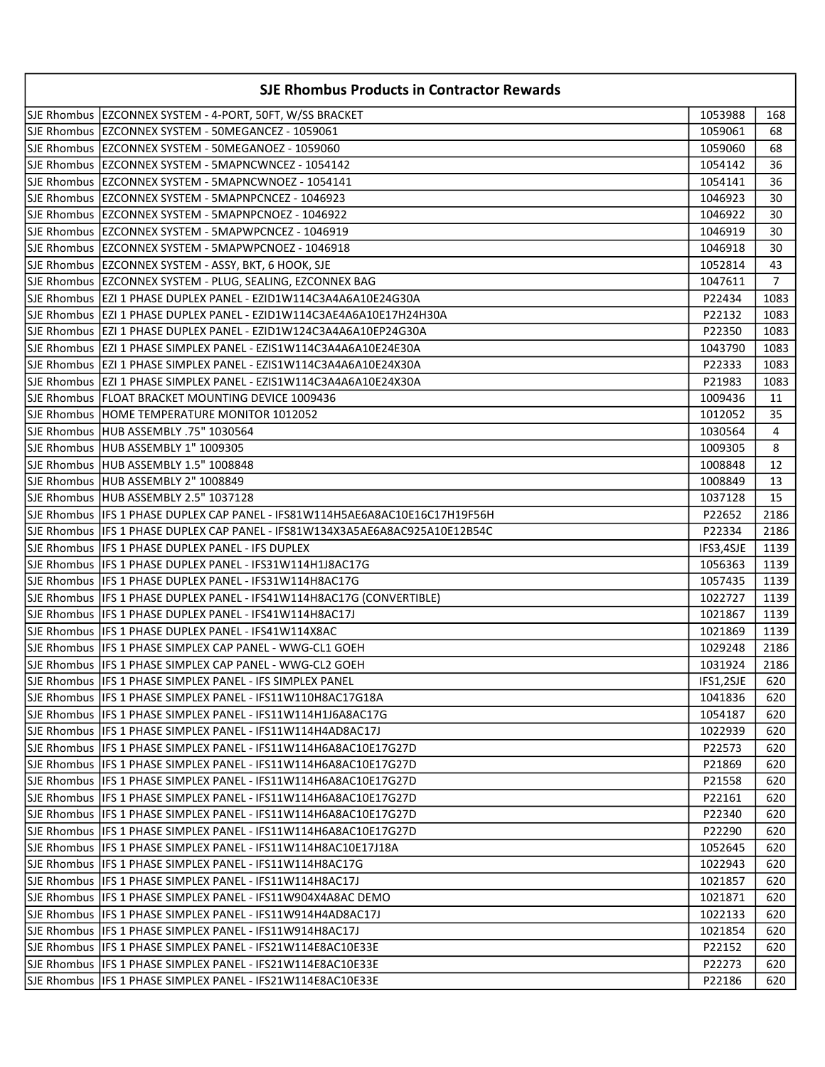## SJE Rhombus Products in Contractor Rewards

| | | | |
|---|---|---|---|
| SJE Rhombus | EZCONNEX SYSTEM - 4-PORT, 50FT, W/SS BRACKET | 1053988 | 168 |
| SJE Rhombus | EZCONNEX SYSTEM - 50MEGANCEZ - 1059061 | 1059061 | 68 |
| SJE Rhombus | EZCONNEX SYSTEM - 50MEGANOEZ - 1059060 | 1059060 | 68 |
| SJE Rhombus | EZCONNEX SYSTEM - 5MAPNCWNCEZ - 1054142 | 1054142 | 36 |
| SJE Rhombus | EZCONNEX SYSTEM - 5MAPNCWNOEZ - 1054141 | 1054141 | 36 |
| SJE Rhombus | EZCONNEX SYSTEM - 5MAPNPCNCEZ - 1046923 | 1046923 | 30 |
| SJE Rhombus | EZCONNEX SYSTEM - 5MAPNPCNOEZ - 1046922 | 1046922 | 30 |
| SJE Rhombus | EZCONNEX SYSTEM - 5MAPWPCNCEZ - 1046919 | 1046919 | 30 |
| SJE Rhombus | EZCONNEX SYSTEM - 5MAPWPCNOEZ - 1046918 | 1046918 | 30 |
| SJE Rhombus | EZCONNEX SYSTEM - ASSY, BKT, 6 HOOK, SJE | 1052814 | 43 |
| SJE Rhombus | EZCONNEX SYSTEM - PLUG, SEALING, EZCONNEX BAG | 1047611 | 7 |
| SJE Rhombus | EZI 1 PHASE DUPLEX PANEL - EZID1W114C3A4A6A10E24G30A | P22434 | 1083 |
| SJE Rhombus | EZI 1 PHASE DUPLEX PANEL - EZID1W114C3AE4A6A10E17H24H30A | P22132 | 1083 |
| SJE Rhombus | EZI 1 PHASE DUPLEX PANEL - EZID1W124C3A4A6A10EP24G30A | P22350 | 1083 |
| SJE Rhombus | EZI 1 PHASE SIMPLEX PANEL - EZIS1W114C3A4A6A10E24E30A | 1043790 | 1083 |
| SJE Rhombus | EZI 1 PHASE SIMPLEX PANEL - EZIS1W114C3A4A6A10E24X30A | P22333 | 1083 |
| SJE Rhombus | EZI 1 PHASE SIMPLEX PANEL - EZIS1W114C3A4A6A10E24X30A | P21983 | 1083 |
| SJE Rhombus | FLOAT BRACKET MOUNTING DEVICE 1009436 | 1009436 | 11 |
| SJE Rhombus | HOME TEMPERATURE MONITOR 1012052 | 1012052 | 35 |
| SJE Rhombus | HUB ASSEMBLY .75" 1030564 | 1030564 | 4 |
| SJE Rhombus | HUB ASSEMBLY 1" 1009305 | 1009305 | 8 |
| SJE Rhombus | HUB ASSEMBLY 1.5" 1008848 | 1008848 | 12 |
| SJE Rhombus | HUB ASSEMBLY 2" 1008849 | 1008849 | 13 |
| SJE Rhombus | HUB ASSEMBLY 2.5" 1037128 | 1037128 | 15 |
| SJE Rhombus | IFS 1 PHASE DUPLEX CAP PANEL - IFS81W114H5AE6A8AC10E16C17H19F56H | P22652 | 2186 |
| SJE Rhombus | IFS 1 PHASE DUPLEX CAP PANEL - IFS81W134X3A5AE6A8AC925A10E12B54C | P22334 | 2186 |
| SJE Rhombus | IFS 1 PHASE DUPLEX PANEL - IFS DUPLEX | IFS3,4SJE | 1139 |
| SJE Rhombus | IFS 1 PHASE DUPLEX PANEL - IFS31W114H1J8AC17G | 1056363 | 1139 |
| SJE Rhombus | IFS 1 PHASE DUPLEX PANEL - IFS31W114H8AC17G | 1057435 | 1139 |
| SJE Rhombus | IFS 1 PHASE DUPLEX PANEL - IFS41W114H8AC17G (CONVERTIBLE) | 1022727 | 1139 |
| SJE Rhombus | IFS 1 PHASE DUPLEX PANEL - IFS41W114H8AC17J | 1021867 | 1139 |
| SJE Rhombus | IFS 1 PHASE DUPLEX PANEL - IFS41W114X8AC | 1021869 | 1139 |
| SJE Rhombus | IFS 1 PHASE SIMPLEX CAP PANEL - WWG-CL1 GOEH | 1029248 | 2186 |
| SJE Rhombus | IFS 1 PHASE SIMPLEX CAP PANEL - WWG-CL2 GOEH | 1031924 | 2186 |
| SJE Rhombus | IFS 1 PHASE SIMPLEX PANEL - IFS SIMPLEX PANEL | IFS1,2SJE | 620 |
| SJE Rhombus | IFS 1 PHASE SIMPLEX PANEL - IFS11W110H8AC17G18A | 1041836 | 620 |
| SJE Rhombus | IFS 1 PHASE SIMPLEX PANEL - IFS11W114H1J6A8AC17G | 1054187 | 620 |
| SJE Rhombus | IFS 1 PHASE SIMPLEX PANEL - IFS11W114H4AD8AC17J | 1022939 | 620 |
| SJE Rhombus | IFS 1 PHASE SIMPLEX PANEL - IFS11W114H6A8AC10E17G27D | P22573 | 620 |
| SJE Rhombus | IFS 1 PHASE SIMPLEX PANEL - IFS11W114H6A8AC10E17G27D | P21869 | 620 |
| SJE Rhombus | IFS 1 PHASE SIMPLEX PANEL - IFS11W114H6A8AC10E17G27D | P21558 | 620 |
| SJE Rhombus | IFS 1 PHASE SIMPLEX PANEL - IFS11W114H6A8AC10E17G27D | P22161 | 620 |
| SJE Rhombus | IFS 1 PHASE SIMPLEX PANEL - IFS11W114H6A8AC10E17G27D | P22340 | 620 |
| SJE Rhombus | IFS 1 PHASE SIMPLEX PANEL - IFS11W114H6A8AC10E17G27D | P22290 | 620 |
| SJE Rhombus | IFS 1 PHASE SIMPLEX PANEL - IFS11W114H8AC10E17J18A | 1052645 | 620 |
| SJE Rhombus | IFS 1 PHASE SIMPLEX PANEL - IFS11W114H8AC17G | 1022943 | 620 |
| SJE Rhombus | IFS 1 PHASE SIMPLEX PANEL - IFS11W114H8AC17J | 1021857 | 620 |
| SJE Rhombus | IFS 1 PHASE SIMPLEX PANEL - IFS11W904X4A8AC DEMO | 1021871 | 620 |
| SJE Rhombus | IFS 1 PHASE SIMPLEX PANEL - IFS11W914H4AD8AC17J | 1022133 | 620 |
| SJE Rhombus | IFS 1 PHASE SIMPLEX PANEL - IFS11W914H8AC17J | 1021854 | 620 |
| SJE Rhombus | IFS 1 PHASE SIMPLEX PANEL - IFS21W114E8AC10E33E | P22152 | 620 |
| SJE Rhombus | IFS 1 PHASE SIMPLEX PANEL - IFS21W114E8AC10E33E | P22273 | 620 |
| SJE Rhombus | IFS 1 PHASE SIMPLEX PANEL - IFS21W114E8AC10E33E | P22186 | 620 |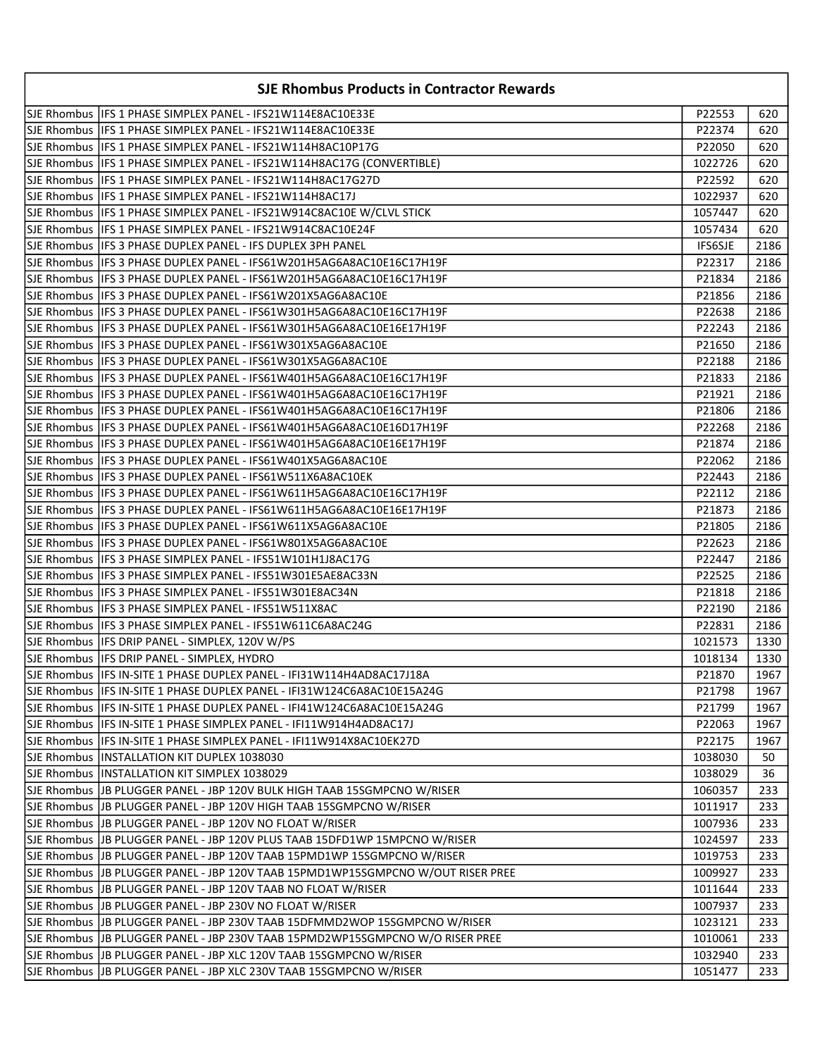## SJE Rhombus Products in Contractor Rewards

| | | | |
|---|---|---|---|
| SJE Rhombus | IFS 1 PHASE SIMPLEX PANEL - IFS21W114E8AC10E33E | P22553 | 620 |
| SJE Rhombus | IFS 1 PHASE SIMPLEX PANEL - IFS21W114E8AC10E33E | P22374 | 620 |
| SJE Rhombus | IFS 1 PHASE SIMPLEX PANEL - IFS21W114H8AC10P17G | P22050 | 620 |
| SJE Rhombus | IFS 1 PHASE SIMPLEX PANEL - IFS21W114H8AC17G (CONVERTIBLE) | 1022726 | 620 |
| SJE Rhombus | IFS 1 PHASE SIMPLEX PANEL - IFS21W114H8AC17G27D | P22592 | 620 |
| SJE Rhombus | IFS 1 PHASE SIMPLEX PANEL - IFS21W114H8AC17J | 1022937 | 620 |
| SJE Rhombus | IFS 1 PHASE SIMPLEX PANEL - IFS21W914C8AC10E W/CLVL STICK | 1057447 | 620 |
| SJE Rhombus | IFS 1 PHASE SIMPLEX PANEL - IFS21W914C8AC10E24F | 1057434 | 620 |
| SJE Rhombus | IFS 3 PHASE DUPLEX PANEL - IFS DUPLEX 3PH PANEL | IFS6SJE | 2186 |
| SJE Rhombus | IFS 3 PHASE DUPLEX PANEL - IFS61W201H5AG6A8AC10E16C17H19F | P22317 | 2186 |
| SJE Rhombus | IFS 3 PHASE DUPLEX PANEL - IFS61W201H5AG6A8AC10E16C17H19F | P21834 | 2186 |
| SJE Rhombus | IFS 3 PHASE DUPLEX PANEL - IFS61W201X5AG6A8AC10E | P21856 | 2186 |
| SJE Rhombus | IFS 3 PHASE DUPLEX PANEL - IFS61W301H5AG6A8AC10E16C17H19F | P22638 | 2186 |
| SJE Rhombus | IFS 3 PHASE DUPLEX PANEL - IFS61W301H5AG6A8AC10E16E17H19F | P22243 | 2186 |
| SJE Rhombus | IFS 3 PHASE DUPLEX PANEL - IFS61W301X5AG6A8AC10E | P21650 | 2186 |
| SJE Rhombus | IFS 3 PHASE DUPLEX PANEL - IFS61W301X5AG6A8AC10E | P22188 | 2186 |
| SJE Rhombus | IFS 3 PHASE DUPLEX PANEL - IFS61W401H5AG6A8AC10E16C17H19F | P21833 | 2186 |
| SJE Rhombus | IFS 3 PHASE DUPLEX PANEL - IFS61W401H5AG6A8AC10E16C17H19F | P21921 | 2186 |
| SJE Rhombus | IFS 3 PHASE DUPLEX PANEL - IFS61W401H5AG6A8AC10E16C17H19F | P21806 | 2186 |
| SJE Rhombus | IFS 3 PHASE DUPLEX PANEL - IFS61W401H5AG6A8AC10E16D17H19F | P22268 | 2186 |
| SJE Rhombus | IFS 3 PHASE DUPLEX PANEL - IFS61W401H5AG6A8AC10E16E17H19F | P21874 | 2186 |
| SJE Rhombus | IFS 3 PHASE DUPLEX PANEL - IFS61W401X5AG6A8AC10E | P22062 | 2186 |
| SJE Rhombus | IFS 3 PHASE DUPLEX PANEL - IFS61W511X6A8AC10EK | P22443 | 2186 |
| SJE Rhombus | IFS 3 PHASE DUPLEX PANEL - IFS61W611H5AG6A8AC10E16C17H19F | P22112 | 2186 |
| SJE Rhombus | IFS 3 PHASE DUPLEX PANEL - IFS61W611H5AG6A8AC10E16E17H19F | P21873 | 2186 |
| SJE Rhombus | IFS 3 PHASE DUPLEX PANEL - IFS61W611X5AG6A8AC10E | P21805 | 2186 |
| SJE Rhombus | IFS 3 PHASE DUPLEX PANEL - IFS61W801X5AG6A8AC10E | P22623 | 2186 |
| SJE Rhombus | IFS 3 PHASE SIMPLEX PANEL - IFS51W101H1J8AC17G | P22447 | 2186 |
| SJE Rhombus | IFS 3 PHASE SIMPLEX PANEL - IFS51W301E5AE8AC33N | P22525 | 2186 |
| SJE Rhombus | IFS 3 PHASE SIMPLEX PANEL - IFS51W301E8AC34N | P21818 | 2186 |
| SJE Rhombus | IFS 3 PHASE SIMPLEX PANEL - IFS51W511X8AC | P22190 | 2186 |
| SJE Rhombus | IFS 3 PHASE SIMPLEX PANEL - IFS51W611C6A8AC24G | P22831 | 2186 |
| SJE Rhombus | IFS DRIP PANEL - SIMPLEX, 120V W/PS | 1021573 | 1330 |
| SJE Rhombus | IFS DRIP PANEL - SIMPLEX, HYDRO | 1018134 | 1330 |
| SJE Rhombus | IFS IN-SITE 1 PHASE DUPLEX PANEL - IFI31W114H4AD8AC17J18A | P21870 | 1967 |
| SJE Rhombus | IFS IN-SITE 1 PHASE DUPLEX PANEL - IFI31W124C6A8AC10E15A24G | P21798 | 1967 |
| SJE Rhombus | IFS IN-SITE 1 PHASE DUPLEX PANEL - IFI41W124C6A8AC10E15A24G | P21799 | 1967 |
| SJE Rhombus | IFS IN-SITE 1 PHASE SIMPLEX PANEL - IFI11W914H4AD8AC17J | P22063 | 1967 |
| SJE Rhombus | IFS IN-SITE 1 PHASE SIMPLEX PANEL - IFI11W914X8AC10EK27D | P22175 | 1967 |
| SJE Rhombus | INSTALLATION KIT DUPLEX 1038030 | 1038030 | 50 |
| SJE Rhombus | INSTALLATION KIT SIMPLEX 1038029 | 1038029 | 36 |
| SJE Rhombus | JB PLUGGER PANEL - JBP 120V BULK HIGH TAAB 15SGMPCNO W/RISER | 1060357 | 233 |
| SJE Rhombus | JB PLUGGER PANEL - JBP 120V HIGH TAAB 15SGMPCNO W/RISER | 1011917 | 233 |
| SJE Rhombus | JB PLUGGER PANEL - JBP 120V NO FLOAT W/RISER | 1007936 | 233 |
| SJE Rhombus | JB PLUGGER PANEL - JBP 120V PLUS TAAB 15DFD1WP 15MPCNO W/RISER | 1024597 | 233 |
| SJE Rhombus | JB PLUGGER PANEL - JBP 120V TAAB 15PMD1WP 15SGMPCNO W/RISER | 1019753 | 233 |
| SJE Rhombus | JB PLUGGER PANEL - JBP 120V TAAB 15PMD1WP15SGMPCNO W/OUT RISER PREE | 1009927 | 233 |
| SJE Rhombus | JB PLUGGER PANEL - JBP 120V TAAB NO FLOAT W/RISER | 1011644 | 233 |
| SJE Rhombus | JB PLUGGER PANEL - JBP 230V NO FLOAT W/RISER | 1007937 | 233 |
| SJE Rhombus | JB PLUGGER PANEL - JBP 230V TAAB 15DFMMD2WOP 15SGMPCNO W/RISER | 1023121 | 233 |
| SJE Rhombus | JB PLUGGER PANEL - JBP 230V TAAB 15PMD2WP15SGMPCNO W/O RISER PREE | 1010061 | 233 |
| SJE Rhombus | JB PLUGGER PANEL - JBP XLC 120V TAAB 15SGMPCNO W/RISER | 1032940 | 233 |
| SJE Rhombus | JB PLUGGER PANEL - JBP XLC 230V TAAB 15SGMPCNO W/RISER | 1051477 | 233 |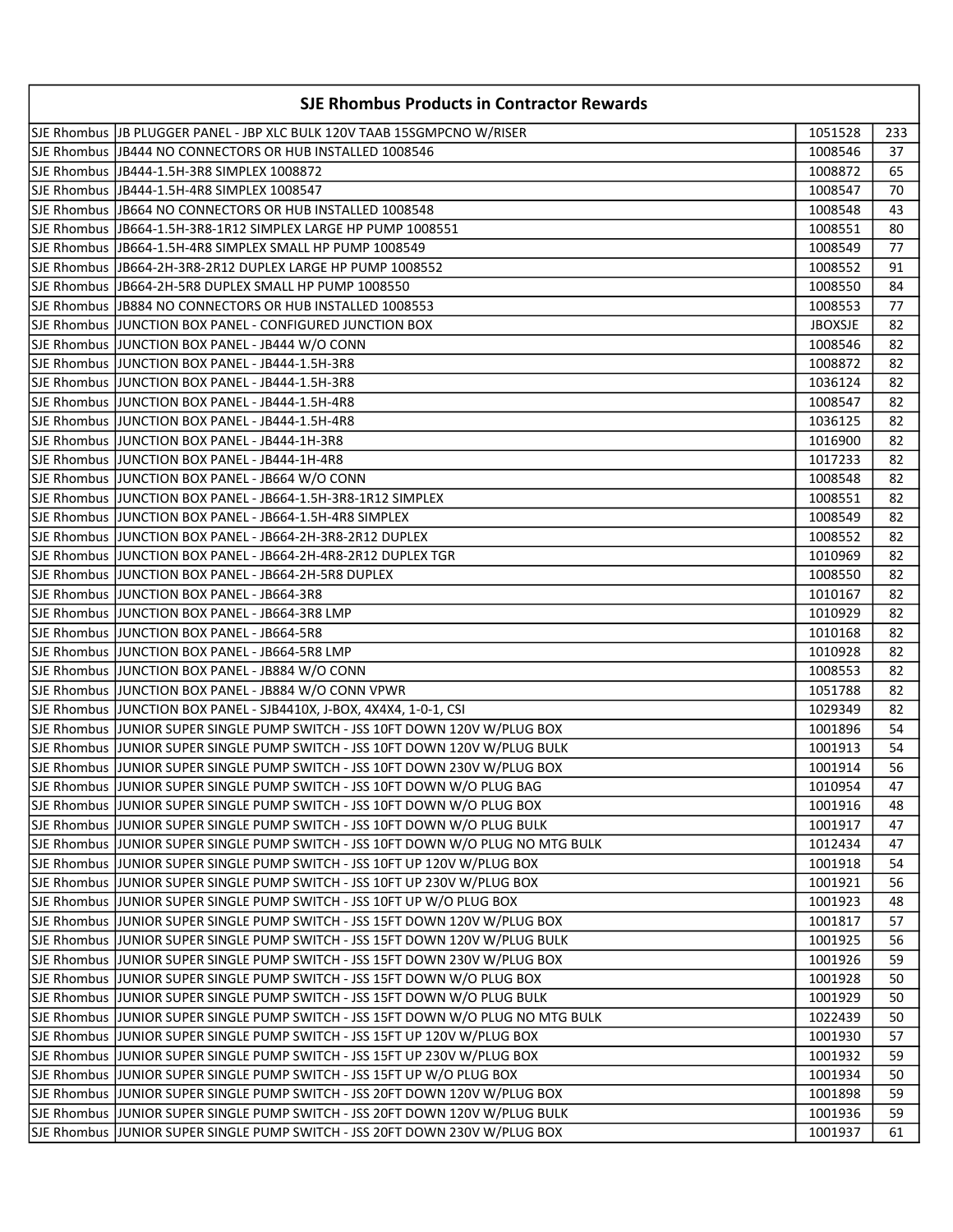## SJE Rhombus Products in Contractor Rewards

| | | | |
|---|---|---|---|
| SJE Rhombus | JB PLUGGER PANEL - JBP XLC BULK 120V TAAB 15SGMPCNO W/RISER | 1051528 | 233 |
| SJE Rhombus | JB444 NO CONNECTORS OR HUB INSTALLED 1008546 | 1008546 | 37 |
| SJE Rhombus | JB444-1.5H-3R8 SIMPLEX 1008872 | 1008872 | 65 |
| SJE Rhombus | JB444-1.5H-4R8 SIMPLEX 1008547 | 1008547 | 70 |
| SJE Rhombus | JB664 NO CONNECTORS OR HUB INSTALLED 1008548 | 1008548 | 43 |
| SJE Rhombus | JB664-1.5H-3R8-1R12 SIMPLEX LARGE HP PUMP 1008551 | 1008551 | 80 |
| SJE Rhombus | JB664-1.5H-4R8 SIMPLEX SMALL HP PUMP 1008549 | 1008549 | 77 |
| SJE Rhombus | JB664-2H-3R8-2R12 DUPLEX LARGE HP PUMP 1008552 | 1008552 | 91 |
| SJE Rhombus | JB664-2H-5R8 DUPLEX SMALL HP PUMP 1008550 | 1008550 | 84 |
| SJE Rhombus | JB884 NO CONNECTORS OR HUB INSTALLED 1008553 | 1008553 | 77 |
| SJE Rhombus | JUNCTION BOX PANEL - CONFIGURED JUNCTION BOX | JBOXSJE | 82 |
| SJE Rhombus | JUNCTION BOX PANEL - JB444 W/O CONN | 1008546 | 82 |
| SJE Rhombus | JUNCTION BOX PANEL - JB444-1.5H-3R8 | 1008872 | 82 |
| SJE Rhombus | JUNCTION BOX PANEL - JB444-1.5H-3R8 | 1036124 | 82 |
| SJE Rhombus | JUNCTION BOX PANEL - JB444-1.5H-4R8 | 1008547 | 82 |
| SJE Rhombus | JUNCTION BOX PANEL - JB444-1.5H-4R8 | 1036125 | 82 |
| SJE Rhombus | JUNCTION BOX PANEL - JB444-1H-3R8 | 1016900 | 82 |
| SJE Rhombus | JUNCTION BOX PANEL - JB444-1H-4R8 | 1017233 | 82 |
| SJE Rhombus | JUNCTION BOX PANEL - JB664 W/O CONN | 1008548 | 82 |
| SJE Rhombus | JUNCTION BOX PANEL - JB664-1.5H-3R8-1R12 SIMPLEX | 1008551 | 82 |
| SJE Rhombus | JUNCTION BOX PANEL - JB664-1.5H-4R8 SIMPLEX | 1008549 | 82 |
| SJE Rhombus | JUNCTION BOX PANEL - JB664-2H-3R8-2R12 DUPLEX | 1008552 | 82 |
| SJE Rhombus | JUNCTION BOX PANEL - JB664-2H-4R8-2R12 DUPLEX TGR | 1010969 | 82 |
| SJE Rhombus | JUNCTION BOX PANEL - JB664-2H-5R8 DUPLEX | 1008550 | 82 |
| SJE Rhombus | JUNCTION BOX PANEL - JB664-3R8 | 1010167 | 82 |
| SJE Rhombus | JUNCTION BOX PANEL - JB664-3R8 LMP | 1010929 | 82 |
| SJE Rhombus | JUNCTION BOX PANEL - JB664-5R8 | 1010168 | 82 |
| SJE Rhombus | JUNCTION BOX PANEL - JB664-5R8 LMP | 1010928 | 82 |
| SJE Rhombus | JUNCTION BOX PANEL - JB884 W/O CONN | 1008553 | 82 |
| SJE Rhombus | JUNCTION BOX PANEL - JB884 W/O CONN VPWR | 1051788 | 82 |
| SJE Rhombus | JUNCTION BOX PANEL - SJB4410X, J-BOX, 4X4X4, 1-0-1, CSI | 1029349 | 82 |
| SJE Rhombus | JUNIOR SUPER SINGLE PUMP SWITCH - JSS 10FT DOWN 120V W/PLUG BOX | 1001896 | 54 |
| SJE Rhombus | JUNIOR SUPER SINGLE PUMP SWITCH - JSS 10FT DOWN 120V W/PLUG BULK | 1001913 | 54 |
| SJE Rhombus | JUNIOR SUPER SINGLE PUMP SWITCH - JSS 10FT DOWN 230V W/PLUG BOX | 1001914 | 56 |
| SJE Rhombus | JUNIOR SUPER SINGLE PUMP SWITCH - JSS 10FT DOWN W/O PLUG BAG | 1010954 | 47 |
| SJE Rhombus | JUNIOR SUPER SINGLE PUMP SWITCH - JSS 10FT DOWN W/O PLUG BOX | 1001916 | 48 |
| SJE Rhombus | JUNIOR SUPER SINGLE PUMP SWITCH - JSS 10FT DOWN W/O PLUG BULK | 1001917 | 47 |
| SJE Rhombus | JUNIOR SUPER SINGLE PUMP SWITCH - JSS 10FT DOWN W/O PLUG NO MTG BULK | 1012434 | 47 |
| SJE Rhombus | JUNIOR SUPER SINGLE PUMP SWITCH - JSS 10FT UP 120V W/PLUG BOX | 1001918 | 54 |
| SJE Rhombus | JUNIOR SUPER SINGLE PUMP SWITCH - JSS 10FT UP 230V W/PLUG BOX | 1001921 | 56 |
| SJE Rhombus | JUNIOR SUPER SINGLE PUMP SWITCH - JSS 10FT UP W/O PLUG BOX | 1001923 | 48 |
| SJE Rhombus | JUNIOR SUPER SINGLE PUMP SWITCH - JSS 15FT DOWN 120V W/PLUG BOX | 1001817 | 57 |
| SJE Rhombus | JUNIOR SUPER SINGLE PUMP SWITCH - JSS 15FT DOWN 120V W/PLUG BULK | 1001925 | 56 |
| SJE Rhombus | JUNIOR SUPER SINGLE PUMP SWITCH - JSS 15FT DOWN 230V W/PLUG BOX | 1001926 | 59 |
| SJE Rhombus | JUNIOR SUPER SINGLE PUMP SWITCH - JSS 15FT DOWN W/O PLUG BOX | 1001928 | 50 |
| SJE Rhombus | JUNIOR SUPER SINGLE PUMP SWITCH - JSS 15FT DOWN W/O PLUG BULK | 1001929 | 50 |
| SJE Rhombus | JUNIOR SUPER SINGLE PUMP SWITCH - JSS 15FT DOWN W/O PLUG NO MTG BULK | 1022439 | 50 |
| SJE Rhombus | JUNIOR SUPER SINGLE PUMP SWITCH - JSS 15FT UP 120V W/PLUG BOX | 1001930 | 57 |
| SJE Rhombus | JUNIOR SUPER SINGLE PUMP SWITCH - JSS 15FT UP 230V W/PLUG BOX | 1001932 | 59 |
| SJE Rhombus | JUNIOR SUPER SINGLE PUMP SWITCH - JSS 15FT UP W/O PLUG BOX | 1001934 | 50 |
| SJE Rhombus | JUNIOR SUPER SINGLE PUMP SWITCH - JSS 20FT DOWN 120V W/PLUG BOX | 1001898 | 59 |
| SJE Rhombus | JUNIOR SUPER SINGLE PUMP SWITCH - JSS 20FT DOWN 120V W/PLUG BULK | 1001936 | 59 |
| SJE Rhombus | JUNIOR SUPER SINGLE PUMP SWITCH - JSS 20FT DOWN 230V W/PLUG BOX | 1001937 | 61 |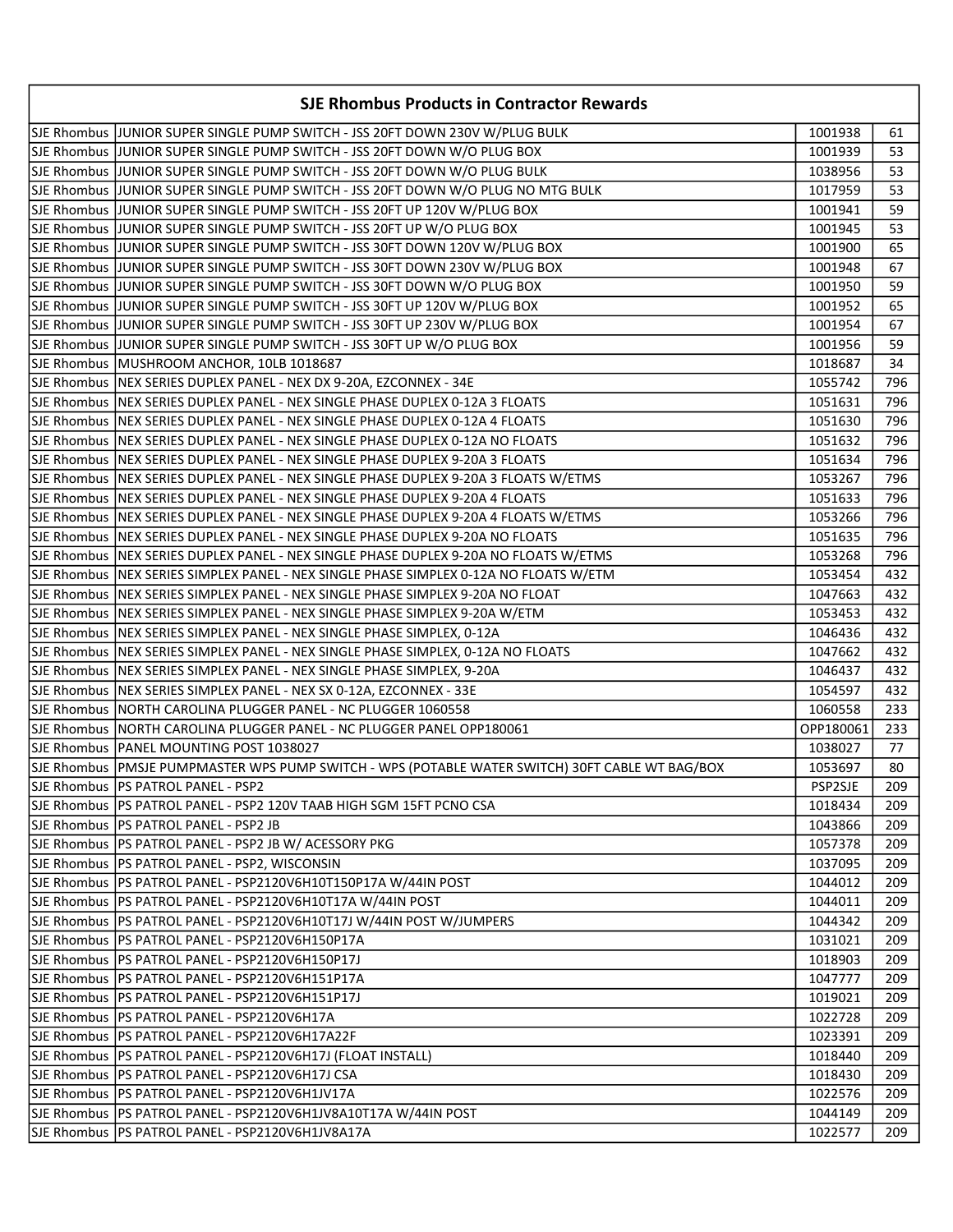## SJE Rhombus Products in Contractor Rewards

| | | | |
|---|---|---|---|
| SJE Rhombus | JUNIOR SUPER SINGLE PUMP SWITCH - JSS 20FT DOWN 230V W/PLUG BULK | 1001938 | 61 |
| SJE Rhombus | JUNIOR SUPER SINGLE PUMP SWITCH - JSS 20FT DOWN W/O PLUG BOX | 1001939 | 53 |
| SJE Rhombus | JUNIOR SUPER SINGLE PUMP SWITCH - JSS 20FT DOWN W/O PLUG BULK | 1038956 | 53 |
| SJE Rhombus | JUNIOR SUPER SINGLE PUMP SWITCH - JSS 20FT DOWN W/O PLUG NO MTG BULK | 1017959 | 53 |
| SJE Rhombus | JUNIOR SUPER SINGLE PUMP SWITCH - JSS 20FT UP 120V W/PLUG BOX | 1001941 | 59 |
| SJE Rhombus | JUNIOR SUPER SINGLE PUMP SWITCH - JSS 20FT UP W/O PLUG BOX | 1001945 | 53 |
| SJE Rhombus | JUNIOR SUPER SINGLE PUMP SWITCH - JSS 30FT DOWN 120V W/PLUG BOX | 1001900 | 65 |
| SJE Rhombus | JUNIOR SUPER SINGLE PUMP SWITCH - JSS 30FT DOWN 230V W/PLUG BOX | 1001948 | 67 |
| SJE Rhombus | JUNIOR SUPER SINGLE PUMP SWITCH - JSS 30FT DOWN W/O PLUG BOX | 1001950 | 59 |
| SJE Rhombus | JUNIOR SUPER SINGLE PUMP SWITCH - JSS 30FT UP 120V W/PLUG BOX | 1001952 | 65 |
| SJE Rhombus | JUNIOR SUPER SINGLE PUMP SWITCH - JSS 30FT UP 230V W/PLUG BOX | 1001954 | 67 |
| SJE Rhombus | JUNIOR SUPER SINGLE PUMP SWITCH - JSS 30FT UP W/O PLUG BOX | 1001956 | 59 |
| SJE Rhombus | MUSHROOM ANCHOR, 10LB 1018687 | 1018687 | 34 |
| SJE Rhombus | NEX SERIES DUPLEX PANEL - NEX DX 9-20A, EZCONNEX - 34E | 1055742 | 796 |
| SJE Rhombus | NEX SERIES DUPLEX PANEL - NEX SINGLE PHASE DUPLEX 0-12A 3 FLOATS | 1051631 | 796 |
| SJE Rhombus | NEX SERIES DUPLEX PANEL - NEX SINGLE PHASE DUPLEX 0-12A 4 FLOATS | 1051630 | 796 |
| SJE Rhombus | NEX SERIES DUPLEX PANEL - NEX SINGLE PHASE DUPLEX 0-12A NO FLOATS | 1051632 | 796 |
| SJE Rhombus | NEX SERIES DUPLEX PANEL - NEX SINGLE PHASE DUPLEX 9-20A 3 FLOATS | 1051634 | 796 |
| SJE Rhombus | NEX SERIES DUPLEX PANEL - NEX SINGLE PHASE DUPLEX 9-20A 3 FLOATS W/ETMS | 1053267 | 796 |
| SJE Rhombus | NEX SERIES DUPLEX PANEL - NEX SINGLE PHASE DUPLEX 9-20A 4 FLOATS | 1051633 | 796 |
| SJE Rhombus | NEX SERIES DUPLEX PANEL - NEX SINGLE PHASE DUPLEX 9-20A 4 FLOATS W/ETMS | 1053266 | 796 |
| SJE Rhombus | NEX SERIES DUPLEX PANEL - NEX SINGLE PHASE DUPLEX 9-20A NO FLOATS | 1051635 | 796 |
| SJE Rhombus | NEX SERIES DUPLEX PANEL - NEX SINGLE PHASE DUPLEX 9-20A NO FLOATS W/ETMS | 1053268 | 796 |
| SJE Rhombus | NEX SERIES SIMPLEX PANEL - NEX SINGLE PHASE SIMPLEX 0-12A NO FLOATS W/ETM | 1053454 | 432 |
| SJE Rhombus | NEX SERIES SIMPLEX PANEL - NEX SINGLE PHASE SIMPLEX 9-20A NO FLOAT | 1047663 | 432 |
| SJE Rhombus | NEX SERIES SIMPLEX PANEL - NEX SINGLE PHASE SIMPLEX 9-20A W/ETM | 1053453 | 432 |
| SJE Rhombus | NEX SERIES SIMPLEX PANEL - NEX SINGLE PHASE SIMPLEX, 0-12A | 1046436 | 432 |
| SJE Rhombus | NEX SERIES SIMPLEX PANEL - NEX SINGLE PHASE SIMPLEX, 0-12A NO FLOATS | 1047662 | 432 |
| SJE Rhombus | NEX SERIES SIMPLEX PANEL - NEX SINGLE PHASE SIMPLEX, 9-20A | 1046437 | 432 |
| SJE Rhombus | NEX SERIES SIMPLEX PANEL - NEX SX 0-12A, EZCONNEX - 33E | 1054597 | 432 |
| SJE Rhombus | NORTH CAROLINA PLUGGER PANEL - NC PLUGGER 1060558 | 1060558 | 233 |
| SJE Rhombus | NORTH CAROLINA PLUGGER PANEL - NC PLUGGER PANEL OPP180061 | OPP180061 | 233 |
| SJE Rhombus | PANEL MOUNTING POST 1038027 | 1038027 | 77 |
| SJE Rhombus | PMSJE PUMPMASTER WPS PUMP SWITCH - WPS (POTABLE WATER SWITCH) 30FT CABLE WT BAG/BOX | 1053697 | 80 |
| SJE Rhombus | PS PATROL PANEL - PSP2 | PSP2SJE | 209 |
| SJE Rhombus | PS PATROL PANEL - PSP2 120V TAAB HIGH SGM 15FT PCNO CSA | 1018434 | 209 |
| SJE Rhombus | PS PATROL PANEL - PSP2 JB | 1043866 | 209 |
| SJE Rhombus | PS PATROL PANEL - PSP2 JB W/ ACESSORY PKG | 1057378 | 209 |
| SJE Rhombus | PS PATROL PANEL - PSP2, WISCONSIN | 1037095 | 209 |
| SJE Rhombus | PS PATROL PANEL - PSP2120V6H10T150P17A W/44IN POST | 1044012 | 209 |
| SJE Rhombus | PS PATROL PANEL - PSP2120V6H10T17A W/44IN POST | 1044011 | 209 |
| SJE Rhombus | PS PATROL PANEL - PSP2120V6H10T17J W/44IN POST W/JUMPERS | 1044342 | 209 |
| SJE Rhombus | PS PATROL PANEL - PSP2120V6H150P17A | 1031021 | 209 |
| SJE Rhombus | PS PATROL PANEL - PSP2120V6H150P17J | 1018903 | 209 |
| SJE Rhombus | PS PATROL PANEL - PSP2120V6H151P17A | 1047777 | 209 |
| SJE Rhombus | PS PATROL PANEL - PSP2120V6H151P17J | 1019021 | 209 |
| SJE Rhombus | PS PATROL PANEL - PSP2120V6H17A | 1022728 | 209 |
| SJE Rhombus | PS PATROL PANEL - PSP2120V6H17A22F | 1023391 | 209 |
| SJE Rhombus | PS PATROL PANEL - PSP2120V6H17J (FLOAT INSTALL) | 1018440 | 209 |
| SJE Rhombus | PS PATROL PANEL - PSP2120V6H17J CSA | 1018430 | 209 |
| SJE Rhombus | PS PATROL PANEL - PSP2120V6H1JV17A | 1022576 | 209 |
| SJE Rhombus | PS PATROL PANEL - PSP2120V6H1JV8A10T17A W/44IN POST | 1044149 | 209 |
| SJE Rhombus | PS PATROL PANEL - PSP2120V6H1JV8A17A | 1022577 | 209 |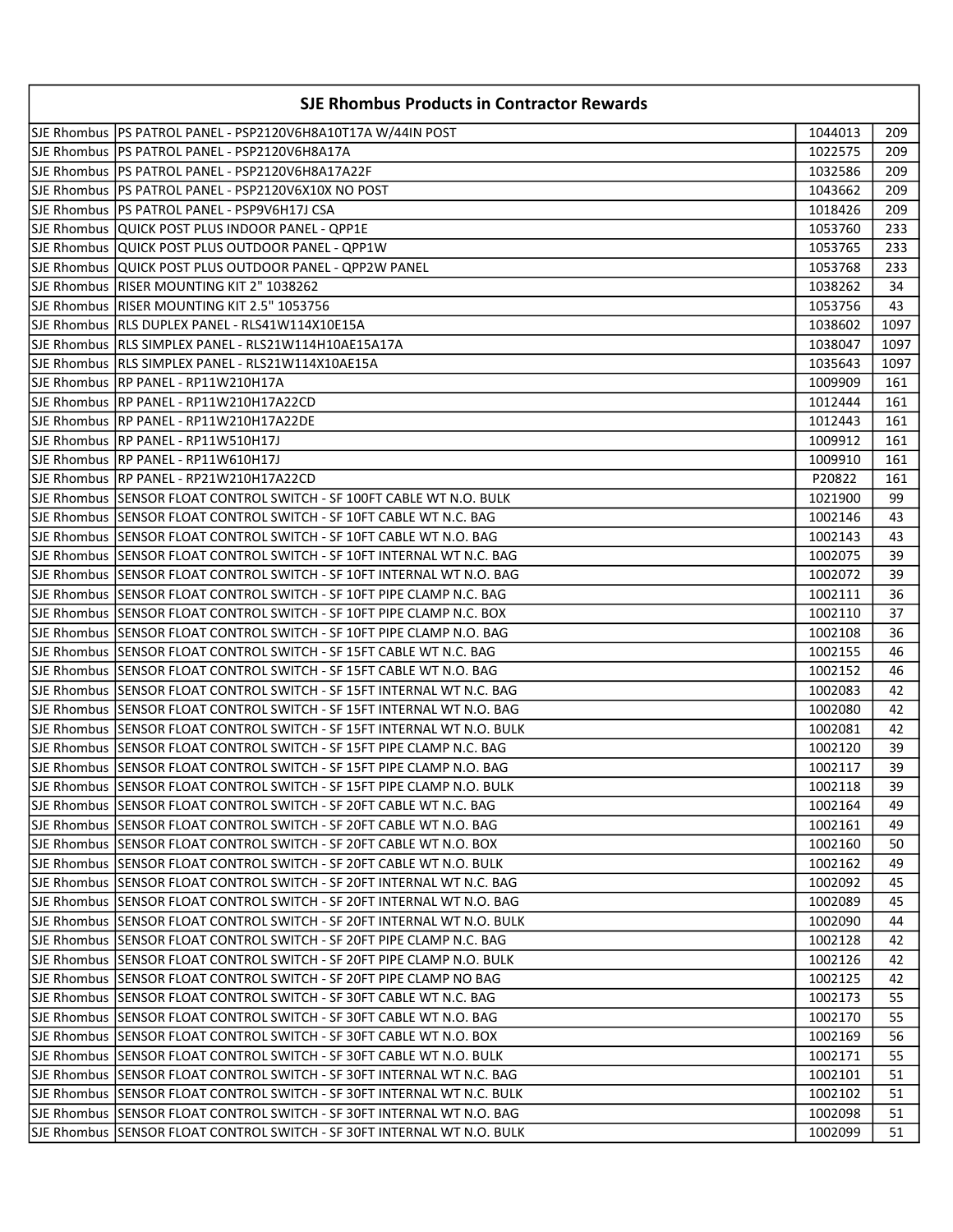## SJE Rhombus Products in Contractor Rewards

| | | | |
|---|---|---|---|
| SJE Rhombus | PS PATROL PANEL - PSP2120V6H8A10T17A W/44IN POST | 1044013 | 209 |
| SJE Rhombus | PS PATROL PANEL - PSP2120V6H8A17A | 1022575 | 209 |
| SJE Rhombus | PS PATROL PANEL - PSP2120V6H8A17A22F | 1032586 | 209 |
| SJE Rhombus | PS PATROL PANEL - PSP2120V6X10X NO POST | 1043662 | 209 |
| SJE Rhombus | PS PATROL PANEL - PSP9V6H17J CSA | 1018426 | 209 |
| SJE Rhombus | QUICK POST PLUS INDOOR PANEL - QPP1E | 1053760 | 233 |
| SJE Rhombus | QUICK POST PLUS OUTDOOR PANEL - QPP1W | 1053765 | 233 |
| SJE Rhombus | QUICK POST PLUS OUTDOOR PANEL - QPP2W PANEL | 1053768 | 233 |
| SJE Rhombus | RISER MOUNTING KIT 2" 1038262 | 1038262 | 34 |
| SJE Rhombus | RISER MOUNTING KIT 2.5" 1053756 | 1053756 | 43 |
| SJE Rhombus | RLS DUPLEX PANEL - RLS41W114X10E15A | 1038602 | 1097 |
| SJE Rhombus | RLS SIMPLEX PANEL - RLS21W114H10AE15A17A | 1038047 | 1097 |
| SJE Rhombus | RLS SIMPLEX PANEL - RLS21W114X10AE15A | 1035643 | 1097 |
| SJE Rhombus | RP PANEL - RP11W210H17A | 1009909 | 161 |
| SJE Rhombus | RP PANEL - RP11W210H17A22CD | 1012444 | 161 |
| SJE Rhombus | RP PANEL - RP11W210H17A22DE | 1012443 | 161 |
| SJE Rhombus | RP PANEL - RP11W510H17J | 1009912 | 161 |
| SJE Rhombus | RP PANEL - RP11W610H17J | 1009910 | 161 |
| SJE Rhombus | RP PANEL - RP21W210H17A22CD | P20822 | 161 |
| SJE Rhombus | SENSOR FLOAT CONTROL SWITCH - SF 100FT CABLE WT N.O. BULK | 1021900 | 99 |
| SJE Rhombus | SENSOR FLOAT CONTROL SWITCH - SF 10FT CABLE WT N.C. BAG | 1002146 | 43 |
| SJE Rhombus | SENSOR FLOAT CONTROL SWITCH - SF 10FT CABLE WT N.O. BAG | 1002143 | 43 |
| SJE Rhombus | SENSOR FLOAT CONTROL SWITCH - SF 10FT INTERNAL WT N.C. BAG | 1002075 | 39 |
| SJE Rhombus | SENSOR FLOAT CONTROL SWITCH - SF 10FT INTERNAL WT N.O. BAG | 1002072 | 39 |
| SJE Rhombus | SENSOR FLOAT CONTROL SWITCH - SF 10FT PIPE CLAMP N.C. BAG | 1002111 | 36 |
| SJE Rhombus | SENSOR FLOAT CONTROL SWITCH - SF 10FT PIPE CLAMP N.C. BOX | 1002110 | 37 |
| SJE Rhombus | SENSOR FLOAT CONTROL SWITCH - SF 10FT PIPE CLAMP N.O. BAG | 1002108 | 36 |
| SJE Rhombus | SENSOR FLOAT CONTROL SWITCH - SF 15FT CABLE WT N.C. BAG | 1002155 | 46 |
| SJE Rhombus | SENSOR FLOAT CONTROL SWITCH - SF 15FT CABLE WT N.O. BAG | 1002152 | 46 |
| SJE Rhombus | SENSOR FLOAT CONTROL SWITCH - SF 15FT INTERNAL WT N.C. BAG | 1002083 | 42 |
| SJE Rhombus | SENSOR FLOAT CONTROL SWITCH - SF 15FT INTERNAL WT N.O. BAG | 1002080 | 42 |
| SJE Rhombus | SENSOR FLOAT CONTROL SWITCH - SF 15FT INTERNAL WT N.O. BULK | 1002081 | 42 |
| SJE Rhombus | SENSOR FLOAT CONTROL SWITCH - SF 15FT PIPE CLAMP N.C. BAG | 1002120 | 39 |
| SJE Rhombus | SENSOR FLOAT CONTROL SWITCH - SF 15FT PIPE CLAMP N.O. BAG | 1002117 | 39 |
| SJE Rhombus | SENSOR FLOAT CONTROL SWITCH - SF 15FT PIPE CLAMP N.O. BULK | 1002118 | 39 |
| SJE Rhombus | SENSOR FLOAT CONTROL SWITCH - SF 20FT CABLE WT N.C. BAG | 1002164 | 49 |
| SJE Rhombus | SENSOR FLOAT CONTROL SWITCH - SF 20FT CABLE WT N.O. BAG | 1002161 | 49 |
| SJE Rhombus | SENSOR FLOAT CONTROL SWITCH - SF 20FT CABLE WT N.O. BOX | 1002160 | 50 |
| SJE Rhombus | SENSOR FLOAT CONTROL SWITCH - SF 20FT CABLE WT N.O. BULK | 1002162 | 49 |
| SJE Rhombus | SENSOR FLOAT CONTROL SWITCH - SF 20FT INTERNAL WT N.C. BAG | 1002092 | 45 |
| SJE Rhombus | SENSOR FLOAT CONTROL SWITCH - SF 20FT INTERNAL WT N.O. BAG | 1002089 | 45 |
| SJE Rhombus | SENSOR FLOAT CONTROL SWITCH - SF 20FT INTERNAL WT N.O. BULK | 1002090 | 44 |
| SJE Rhombus | SENSOR FLOAT CONTROL SWITCH - SF 20FT PIPE CLAMP N.C. BAG | 1002128 | 42 |
| SJE Rhombus | SENSOR FLOAT CONTROL SWITCH - SF 20FT PIPE CLAMP N.O. BULK | 1002126 | 42 |
| SJE Rhombus | SENSOR FLOAT CONTROL SWITCH - SF 20FT PIPE CLAMP NO BAG | 1002125 | 42 |
| SJE Rhombus | SENSOR FLOAT CONTROL SWITCH - SF 30FT CABLE WT N.C. BAG | 1002173 | 55 |
| SJE Rhombus | SENSOR FLOAT CONTROL SWITCH - SF 30FT CABLE WT N.O. BAG | 1002170 | 55 |
| SJE Rhombus | SENSOR FLOAT CONTROL SWITCH - SF 30FT CABLE WT N.O. BOX | 1002169 | 56 |
| SJE Rhombus | SENSOR FLOAT CONTROL SWITCH - SF 30FT CABLE WT N.O. BULK | 1002171 | 55 |
| SJE Rhombus | SENSOR FLOAT CONTROL SWITCH - SF 30FT INTERNAL WT N.C. BAG | 1002101 | 51 |
| SJE Rhombus | SENSOR FLOAT CONTROL SWITCH - SF 30FT INTERNAL WT N.C. BULK | 1002102 | 51 |
| SJE Rhombus | SENSOR FLOAT CONTROL SWITCH - SF 30FT INTERNAL WT N.O. BAG | 1002098 | 51 |
| SJE Rhombus | SENSOR FLOAT CONTROL SWITCH - SF 30FT INTERNAL WT N.O. BULK | 1002099 | 51 |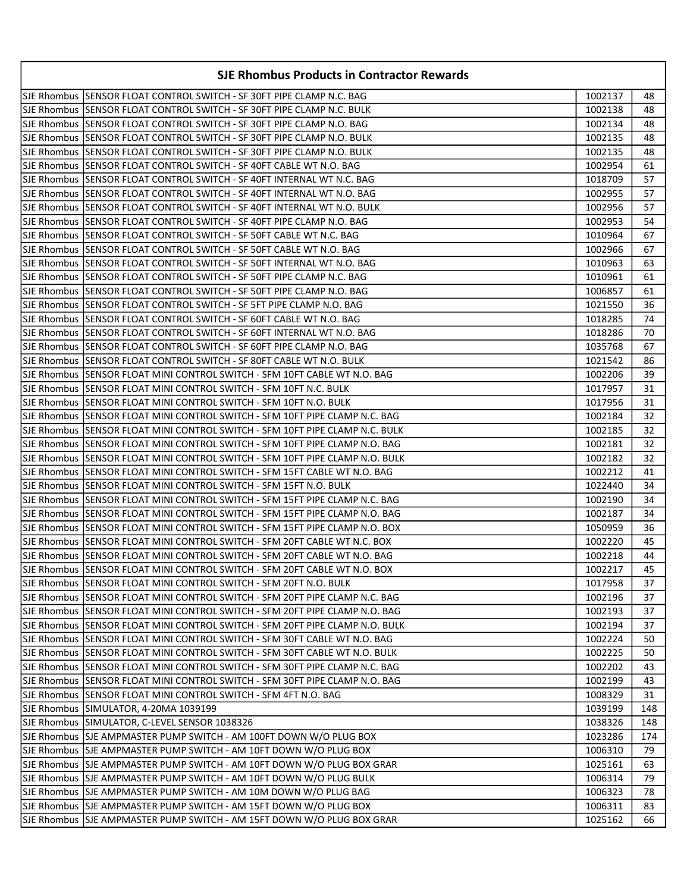## SJE Rhombus Products in Contractor Rewards

| | | | |
|---|---|---|---|
| SJE Rhombus | SENSOR FLOAT CONTROL SWITCH - SF 30FT PIPE CLAMP N.C. BAG | 1002137 | 48 |
| SJE Rhombus | SENSOR FLOAT CONTROL SWITCH - SF 30FT PIPE CLAMP N.C. BULK | 1002138 | 48 |
| SJE Rhombus | SENSOR FLOAT CONTROL SWITCH - SF 30FT PIPE CLAMP N.O. BAG | 1002134 | 48 |
| SJE Rhombus | SENSOR FLOAT CONTROL SWITCH - SF 30FT PIPE CLAMP N.O. BULK | 1002135 | 48 |
| SJE Rhombus | SENSOR FLOAT CONTROL SWITCH - SF 30FT PIPE CLAMP N.O. BULK | 1002135 | 48 |
| SJE Rhombus | SENSOR FLOAT CONTROL SWITCH - SF 40FT CABLE WT N.O. BAG | 1002954 | 61 |
| SJE Rhombus | SENSOR FLOAT CONTROL SWITCH - SF 40FT INTERNAL WT N.C. BAG | 1018709 | 57 |
| SJE Rhombus | SENSOR FLOAT CONTROL SWITCH - SF 40FT INTERNAL WT N.O. BAG | 1002955 | 57 |
| SJE Rhombus | SENSOR FLOAT CONTROL SWITCH - SF 40FT INTERNAL WT N.O. BULK | 1002956 | 57 |
| SJE Rhombus | SENSOR FLOAT CONTROL SWITCH - SF 40FT PIPE CLAMP N.O. BAG | 1002953 | 54 |
| SJE Rhombus | SENSOR FLOAT CONTROL SWITCH - SF 50FT CABLE WT N.C. BAG | 1010964 | 67 |
| SJE Rhombus | SENSOR FLOAT CONTROL SWITCH - SF 50FT CABLE WT N.O. BAG | 1002966 | 67 |
| SJE Rhombus | SENSOR FLOAT CONTROL SWITCH - SF 50FT INTERNAL WT N.O. BAG | 1010963 | 63 |
| SJE Rhombus | SENSOR FLOAT CONTROL SWITCH - SF 50FT PIPE CLAMP N.C. BAG | 1010961 | 61 |
| SJE Rhombus | SENSOR FLOAT CONTROL SWITCH - SF 50FT PIPE CLAMP N.O. BAG | 1006857 | 61 |
| SJE Rhombus | SENSOR FLOAT CONTROL SWITCH - SF 5FT PIPE CLAMP N.O. BAG | 1021550 | 36 |
| SJE Rhombus | SENSOR FLOAT CONTROL SWITCH - SF 60FT CABLE WT N.O. BAG | 1018285 | 74 |
| SJE Rhombus | SENSOR FLOAT CONTROL SWITCH - SF 60FT INTERNAL WT N.O. BAG | 1018286 | 70 |
| SJE Rhombus | SENSOR FLOAT CONTROL SWITCH - SF 60FT PIPE CLAMP N.O. BAG | 1035768 | 67 |
| SJE Rhombus | SENSOR FLOAT CONTROL SWITCH - SF 80FT CABLE WT N.O. BULK | 1021542 | 86 |
| SJE Rhombus | SENSOR FLOAT MINI CONTROL SWITCH - SFM 10FT CABLE WT N.O. BAG | 1002206 | 39 |
| SJE Rhombus | SENSOR FLOAT MINI CONTROL SWITCH - SFM 10FT N.C. BULK | 1017957 | 31 |
| SJE Rhombus | SENSOR FLOAT MINI CONTROL SWITCH - SFM 10FT N.O. BULK | 1017956 | 31 |
| SJE Rhombus | SENSOR FLOAT MINI CONTROL SWITCH - SFM 10FT PIPE CLAMP N.C. BAG | 1002184 | 32 |
| SJE Rhombus | SENSOR FLOAT MINI CONTROL SWITCH - SFM 10FT PIPE CLAMP N.C. BULK | 1002185 | 32 |
| SJE Rhombus | SENSOR FLOAT MINI CONTROL SWITCH - SFM 10FT PIPE CLAMP N.O. BAG | 1002181 | 32 |
| SJE Rhombus | SENSOR FLOAT MINI CONTROL SWITCH - SFM 10FT PIPE CLAMP N.O. BULK | 1002182 | 32 |
| SJE Rhombus | SENSOR FLOAT MINI CONTROL SWITCH - SFM 15FT CABLE WT N.O. BAG | 1002212 | 41 |
| SJE Rhombus | SENSOR FLOAT MINI CONTROL SWITCH - SFM 15FT N.O. BULK | 1022440 | 34 |
| SJE Rhombus | SENSOR FLOAT MINI CONTROL SWITCH - SFM 15FT PIPE CLAMP N.C. BAG | 1002190 | 34 |
| SJE Rhombus | SENSOR FLOAT MINI CONTROL SWITCH - SFM 15FT PIPE CLAMP N.O. BAG | 1002187 | 34 |
| SJE Rhombus | SENSOR FLOAT MINI CONTROL SWITCH - SFM 15FT PIPE CLAMP N.O. BOX | 1050959 | 36 |
| SJE Rhombus | SENSOR FLOAT MINI CONTROL SWITCH - SFM 20FT CABLE WT N.C. BOX | 1002220 | 45 |
| SJE Rhombus | SENSOR FLOAT MINI CONTROL SWITCH - SFM 20FT CABLE WT N.O. BAG | 1002218 | 44 |
| SJE Rhombus | SENSOR FLOAT MINI CONTROL SWITCH - SFM 20FT CABLE WT N.O. BOX | 1002217 | 45 |
| SJE Rhombus | SENSOR FLOAT MINI CONTROL SWITCH - SFM 20FT N.O. BULK | 1017958 | 37 |
| SJE Rhombus | SENSOR FLOAT MINI CONTROL SWITCH - SFM 20FT PIPE CLAMP N.C. BAG | 1002196 | 37 |
| SJE Rhombus | SENSOR FLOAT MINI CONTROL SWITCH - SFM 20FT PIPE CLAMP N.O. BAG | 1002193 | 37 |
| SJE Rhombus | SENSOR FLOAT MINI CONTROL SWITCH - SFM 20FT PIPE CLAMP N.O. BULK | 1002194 | 37 |
| SJE Rhombus | SENSOR FLOAT MINI CONTROL SWITCH - SFM 30FT CABLE WT N.O. BAG | 1002224 | 50 |
| SJE Rhombus | SENSOR FLOAT MINI CONTROL SWITCH - SFM 30FT CABLE WT N.O. BULK | 1002225 | 50 |
| SJE Rhombus | SENSOR FLOAT MINI CONTROL SWITCH - SFM 30FT PIPE CLAMP N.C. BAG | 1002202 | 43 |
| SJE Rhombus | SENSOR FLOAT MINI CONTROL SWITCH - SFM 30FT PIPE CLAMP N.O. BAG | 1002199 | 43 |
| SJE Rhombus | SENSOR FLOAT MINI CONTROL SWITCH - SFM 4FT N.O. BAG | 1008329 | 31 |
| SJE Rhombus | SIMULATOR, 4-20MA 1039199 | 1039199 | 148 |
| SJE Rhombus | SIMULATOR, C-LEVEL SENSOR 1038326 | 1038326 | 148 |
| SJE Rhombus | SJE AMPMASTER PUMP SWITCH - AM 100FT DOWN W/O PLUG BOX | 1023286 | 174 |
| SJE Rhombus | SJE AMPMASTER PUMP SWITCH - AM 10FT DOWN W/O PLUG BOX | 1006310 | 79 |
| SJE Rhombus | SJE AMPMASTER PUMP SWITCH - AM 10FT DOWN W/O PLUG BOX GRAR | 1025161 | 63 |
| SJE Rhombus | SJE AMPMASTER PUMP SWITCH - AM 10FT DOWN W/O PLUG BULK | 1006314 | 79 |
| SJE Rhombus | SJE AMPMASTER PUMP SWITCH - AM 10M DOWN W/O PLUG BAG | 1006323 | 78 |
| SJE Rhombus | SJE AMPMASTER PUMP SWITCH - AM 15FT DOWN W/O PLUG BOX | 1006311 | 83 |
| SJE Rhombus | SJE AMPMASTER PUMP SWITCH - AM 15FT DOWN W/O PLUG BOX GRAR | 1025162 | 66 |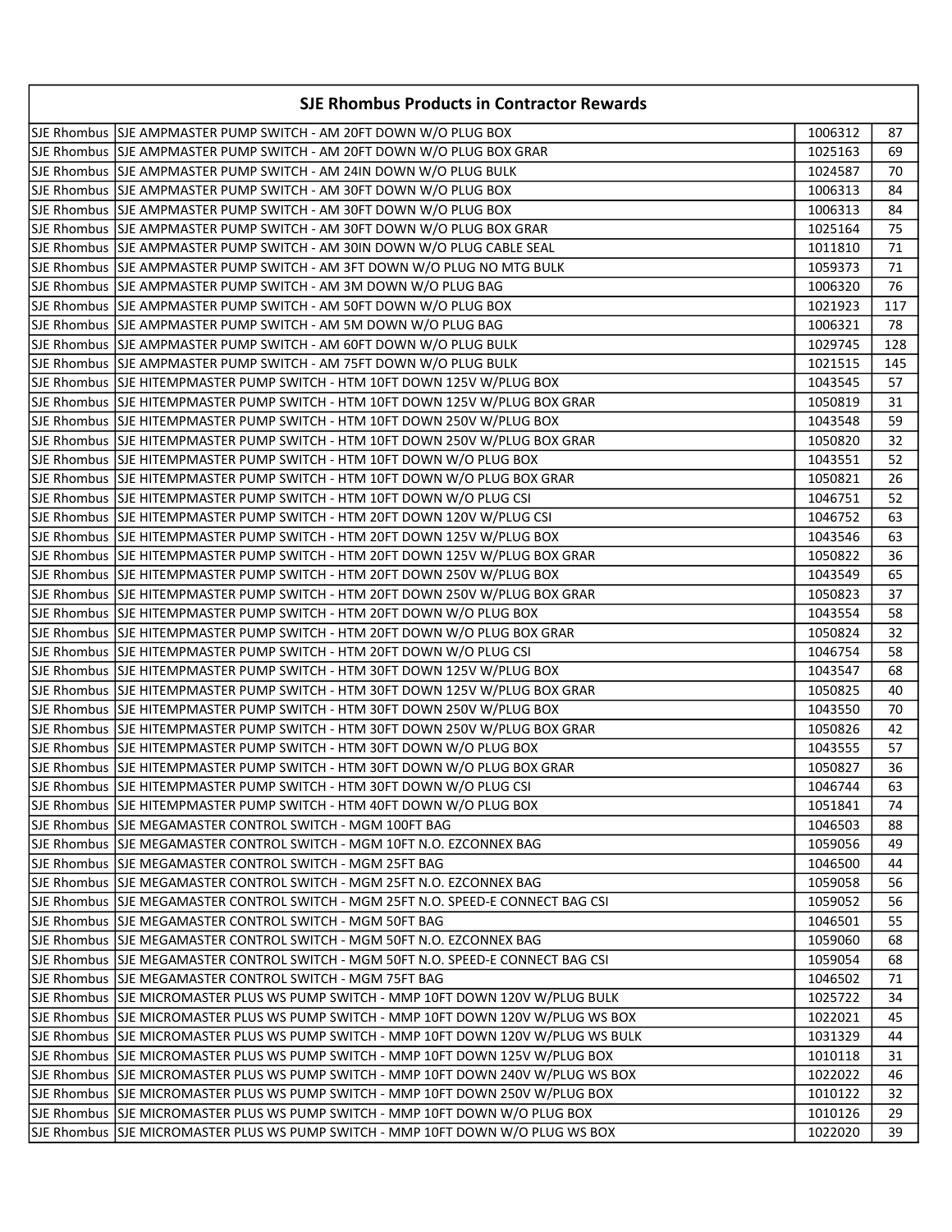| SJE Rhombus Products in Contractor Rewards | | | |
|---|---|---|---|
| SJE Rhombus | SJE AMPMASTER PUMP SWITCH - AM 20FT DOWN W/O PLUG BOX | 1006312 | 87 |
| SJE Rhombus | SJE AMPMASTER PUMP SWITCH - AM 20FT DOWN W/O PLUG BOX GRAR | 1025163 | 69 |
| SJE Rhombus | SJE AMPMASTER PUMP SWITCH - AM 24IN DOWN W/O PLUG BULK | 1024587 | 70 |
| SJE Rhombus | SJE AMPMASTER PUMP SWITCH - AM 30FT DOWN W/O PLUG BOX | 1006313 | 84 |
| SJE Rhombus | SJE AMPMASTER PUMP SWITCH - AM 30FT DOWN W/O PLUG BOX | 1006313 | 84 |
| SJE Rhombus | SJE AMPMASTER PUMP SWITCH - AM 30FT DOWN W/O PLUG BOX GRAR | 1025164 | 75 |
| SJE Rhombus | SJE AMPMASTER PUMP SWITCH - AM 30IN DOWN W/O PLUG CABLE SEAL | 1011810 | 71 |
| SJE Rhombus | SJE AMPMASTER PUMP SWITCH - AM 3FT DOWN W/O PLUG NO MTG BULK | 1059373 | 71 |
| SJE Rhombus | SJE AMPMASTER PUMP SWITCH - AM 3M DOWN W/O PLUG BAG | 1006320 | 76 |
| SJE Rhombus | SJE AMPMASTER PUMP SWITCH - AM 50FT DOWN W/O PLUG BOX | 1021923 | 117 |
| SJE Rhombus | SJE AMPMASTER PUMP SWITCH - AM 5M DOWN W/O PLUG BAG | 1006321 | 78 |
| SJE Rhombus | SJE AMPMASTER PUMP SWITCH - AM 60FT DOWN W/O PLUG BULK | 1029745 | 128 |
| SJE Rhombus | SJE AMPMASTER PUMP SWITCH - AM 75FT DOWN W/O PLUG BULK | 1021515 | 145 |
| SJE Rhombus | SJE HITEMPMASTER PUMP SWITCH - HTM 10FT DOWN 125V W/PLUG BOX | 1043545 | 57 |
| SJE Rhombus | SJE HITEMPMASTER PUMP SWITCH - HTM 10FT DOWN 125V W/PLUG BOX GRAR | 1050819 | 31 |
| SJE Rhombus | SJE HITEMPMASTER PUMP SWITCH - HTM 10FT DOWN 250V W/PLUG BOX | 1043548 | 59 |
| SJE Rhombus | SJE HITEMPMASTER PUMP SWITCH - HTM 10FT DOWN 250V W/PLUG BOX GRAR | 1050820 | 32 |
| SJE Rhombus | SJE HITEMPMASTER PUMP SWITCH - HTM 10FT DOWN W/O PLUG BOX | 1043551 | 52 |
| SJE Rhombus | SJE HITEMPMASTER PUMP SWITCH - HTM 10FT DOWN W/O PLUG BOX GRAR | 1050821 | 26 |
| SJE Rhombus | SJE HITEMPMASTER PUMP SWITCH - HTM 10FT DOWN W/O PLUG CSI | 1046751 | 52 |
| SJE Rhombus | SJE HITEMPMASTER PUMP SWITCH - HTM 20FT DOWN 120V W/PLUG CSI | 1046752 | 63 |
| SJE Rhombus | SJE HITEMPMASTER PUMP SWITCH - HTM 20FT DOWN 125V W/PLUG BOX | 1043546 | 63 |
| SJE Rhombus | SJE HITEMPMASTER PUMP SWITCH - HTM 20FT DOWN 125V W/PLUG BOX GRAR | 1050822 | 36 |
| SJE Rhombus | SJE HITEMPMASTER PUMP SWITCH - HTM 20FT DOWN 250V W/PLUG BOX | 1043549 | 65 |
| SJE Rhombus | SJE HITEMPMASTER PUMP SWITCH - HTM 20FT DOWN 250V W/PLUG BOX GRAR | 1050823 | 37 |
| SJE Rhombus | SJE HITEMPMASTER PUMP SWITCH - HTM 20FT DOWN W/O PLUG BOX | 1043554 | 58 |
| SJE Rhombus | SJE HITEMPMASTER PUMP SWITCH - HTM 20FT DOWN W/O PLUG BOX GRAR | 1050824 | 32 |
| SJE Rhombus | SJE HITEMPMASTER PUMP SWITCH - HTM 20FT DOWN W/O PLUG CSI | 1046754 | 58 |
| SJE Rhombus | SJE HITEMPMASTER PUMP SWITCH - HTM 30FT DOWN 125V W/PLUG BOX | 1043547 | 68 |
| SJE Rhombus | SJE HITEMPMASTER PUMP SWITCH - HTM 30FT DOWN 125V W/PLUG BOX GRAR | 1050825 | 40 |
| SJE Rhombus | SJE HITEMPMASTER PUMP SWITCH - HTM 30FT DOWN 250V W/PLUG BOX | 1043550 | 70 |
| SJE Rhombus | SJE HITEMPMASTER PUMP SWITCH - HTM 30FT DOWN 250V W/PLUG BOX GRAR | 1050826 | 42 |
| SJE Rhombus | SJE HITEMPMASTER PUMP SWITCH - HTM 30FT DOWN W/O PLUG BOX | 1043555 | 57 |
| SJE Rhombus | SJE HITEMPMASTER PUMP SWITCH - HTM 30FT DOWN W/O PLUG BOX GRAR | 1050827 | 36 |
| SJE Rhombus | SJE HITEMPMASTER PUMP SWITCH - HTM 30FT DOWN W/O PLUG CSI | 1046744 | 63 |
| SJE Rhombus | SJE HITEMPMASTER PUMP SWITCH - HTM 40FT DOWN W/O PLUG BOX | 1051841 | 74 |
| SJE Rhombus | SJE MEGAMASTER CONTROL SWITCH - MGM 100FT BAG | 1046503 | 88 |
| SJE Rhombus | SJE MEGAMASTER CONTROL SWITCH - MGM 10FT N.O. EZCONNEX BAG | 1059056 | 49 |
| SJE Rhombus | SJE MEGAMASTER CONTROL SWITCH - MGM 25FT BAG | 1046500 | 44 |
| SJE Rhombus | SJE MEGAMASTER CONTROL SWITCH - MGM 25FT N.O. EZCONNEX BAG | 1059058 | 56 |
| SJE Rhombus | SJE MEGAMASTER CONTROL SWITCH - MGM 25FT N.O. SPEED-E CONNECT BAG CSI | 1059052 | 56 |
| SJE Rhombus | SJE MEGAMASTER CONTROL SWITCH - MGM 50FT BAG | 1046501 | 55 |
| SJE Rhombus | SJE MEGAMASTER CONTROL SWITCH - MGM 50FT N.O. EZCONNEX BAG | 1059060 | 68 |
| SJE Rhombus | SJE MEGAMASTER CONTROL SWITCH - MGM 50FT N.O. SPEED-E CONNECT BAG CSI | 1059054 | 68 |
| SJE Rhombus | SJE MEGAMASTER CONTROL SWITCH - MGM 75FT BAG | 1046502 | 71 |
| SJE Rhombus | SJE MICROMASTER PLUS WS PUMP SWITCH - MMP 10FT DOWN 120V W/PLUG BULK | 1025722 | 34 |
| SJE Rhombus | SJE MICROMASTER PLUS WS PUMP SWITCH - MMP 10FT DOWN 120V W/PLUG WS BOX | 1022021 | 45 |
| SJE Rhombus | SJE MICROMASTER PLUS WS PUMP SWITCH - MMP 10FT DOWN 120V W/PLUG WS BULK | 1031329 | 44 |
| SJE Rhombus | SJE MICROMASTER PLUS WS PUMP SWITCH - MMP 10FT DOWN 125V W/PLUG BOX | 1010118 | 31 |
| SJE Rhombus | SJE MICROMASTER PLUS WS PUMP SWITCH - MMP 10FT DOWN 240V W/PLUG WS BOX | 1022022 | 46 |
| SJE Rhombus | SJE MICROMASTER PLUS WS PUMP SWITCH - MMP 10FT DOWN 250V W/PLUG BOX | 1010122 | 32 |
| SJE Rhombus | SJE MICROMASTER PLUS WS PUMP SWITCH - MMP 10FT DOWN W/O PLUG BOX | 1010126 | 29 |
| SJE Rhombus | SJE MICROMASTER PLUS WS PUMP SWITCH - MMP 10FT DOWN W/O PLUG WS BOX | 1022020 | 39 |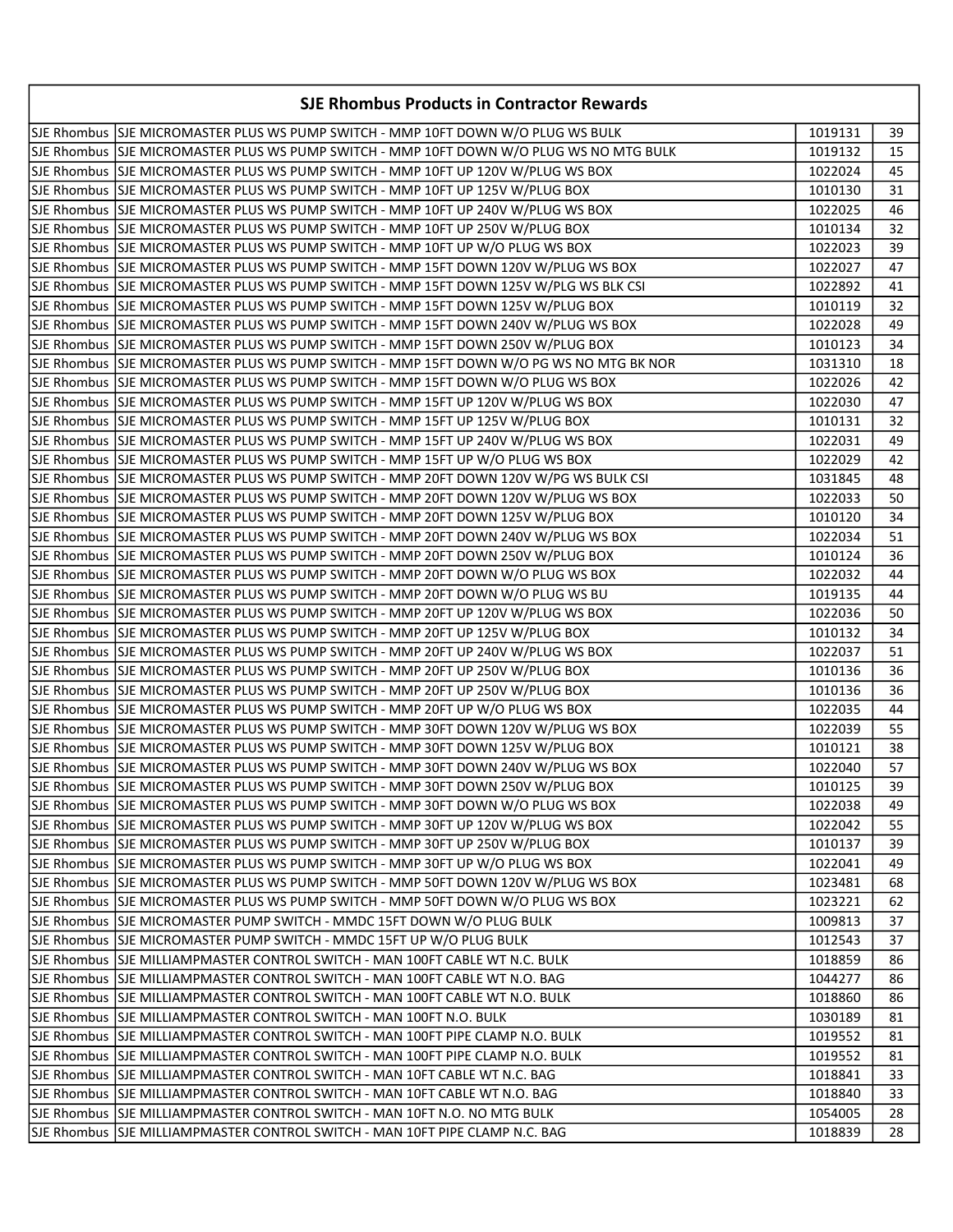| SJE Rhombus Products in Contractor Rewards | | | |
|---|---|---|---|
| SJE Rhombus | SJE MICROMASTER PLUS WS PUMP SWITCH - MMP 10FT DOWN W/O PLUG WS BULK | 1019131 | 39 |
| SJE Rhombus | SJE MICROMASTER PLUS WS PUMP SWITCH - MMP 10FT DOWN W/O PLUG WS NO MTG BULK | 1019132 | 15 |
| SJE Rhombus | SJE MICROMASTER PLUS WS PUMP SWITCH - MMP 10FT UP 120V W/PLUG WS BOX | 1022024 | 45 |
| SJE Rhombus | SJE MICROMASTER PLUS WS PUMP SWITCH - MMP 10FT UP 125V W/PLUG BOX | 1010130 | 31 |
| SJE Rhombus | SJE MICROMASTER PLUS WS PUMP SWITCH - MMP 10FT UP 240V W/PLUG WS BOX | 1022025 | 46 |
| SJE Rhombus | SJE MICROMASTER PLUS WS PUMP SWITCH - MMP 10FT UP 250V W/PLUG BOX | 1010134 | 32 |
| SJE Rhombus | SJE MICROMASTER PLUS WS PUMP SWITCH - MMP 10FT UP W/O PLUG WS BOX | 1022023 | 39 |
| SJE Rhombus | SJE MICROMASTER PLUS WS PUMP SWITCH - MMP 15FT DOWN 120V W/PLUG WS BOX | 1022027 | 47 |
| SJE Rhombus | SJE MICROMASTER PLUS WS PUMP SWITCH - MMP 15FT DOWN 125V W/PLG WS BLK CSI | 1022892 | 41 |
| SJE Rhombus | SJE MICROMASTER PLUS WS PUMP SWITCH - MMP 15FT DOWN 125V W/PLUG BOX | 1010119 | 32 |
| SJE Rhombus | SJE MICROMASTER PLUS WS PUMP SWITCH - MMP 15FT DOWN 240V W/PLUG WS BOX | 1022028 | 49 |
| SJE Rhombus | SJE MICROMASTER PLUS WS PUMP SWITCH - MMP 15FT DOWN 250V W/PLUG BOX | 1010123 | 34 |
| SJE Rhombus | SJE MICROMASTER PLUS WS PUMP SWITCH - MMP 15FT DOWN W/O PG WS NO MTG BK NOR | 1031310 | 18 |
| SJE Rhombus | SJE MICROMASTER PLUS WS PUMP SWITCH - MMP 15FT DOWN W/O PLUG WS BOX | 1022026 | 42 |
| SJE Rhombus | SJE MICROMASTER PLUS WS PUMP SWITCH - MMP 15FT UP 120V W/PLUG WS BOX | 1022030 | 47 |
| SJE Rhombus | SJE MICROMASTER PLUS WS PUMP SWITCH - MMP 15FT UP 125V W/PLUG BOX | 1010131 | 32 |
| SJE Rhombus | SJE MICROMASTER PLUS WS PUMP SWITCH - MMP 15FT UP 240V W/PLUG WS BOX | 1022031 | 49 |
| SJE Rhombus | SJE MICROMASTER PLUS WS PUMP SWITCH - MMP 15FT UP W/O PLUG WS BOX | 1022029 | 42 |
| SJE Rhombus | SJE MICROMASTER PLUS WS PUMP SWITCH - MMP 20FT DOWN 120V W/PG WS BULK CSI | 1031845 | 48 |
| SJE Rhombus | SJE MICROMASTER PLUS WS PUMP SWITCH - MMP 20FT DOWN 120V W/PLUG WS BOX | 1022033 | 50 |
| SJE Rhombus | SJE MICROMASTER PLUS WS PUMP SWITCH - MMP 20FT DOWN 125V W/PLUG BOX | 1010120 | 34 |
| SJE Rhombus | SJE MICROMASTER PLUS WS PUMP SWITCH - MMP 20FT DOWN 240V W/PLUG WS BOX | 1022034 | 51 |
| SJE Rhombus | SJE MICROMASTER PLUS WS PUMP SWITCH - MMP 20FT DOWN 250V W/PLUG BOX | 1010124 | 36 |
| SJE Rhombus | SJE MICROMASTER PLUS WS PUMP SWITCH - MMP 20FT DOWN W/O PLUG WS BOX | 1022032 | 44 |
| SJE Rhombus | SJE MICROMASTER PLUS WS PUMP SWITCH - MMP 20FT DOWN W/O PLUG WS BU | 1019135 | 44 |
| SJE Rhombus | SJE MICROMASTER PLUS WS PUMP SWITCH - MMP 20FT UP 120V W/PLUG WS BOX | 1022036 | 50 |
| SJE Rhombus | SJE MICROMASTER PLUS WS PUMP SWITCH - MMP 20FT UP 125V W/PLUG BOX | 1010132 | 34 |
| SJE Rhombus | SJE MICROMASTER PLUS WS PUMP SWITCH - MMP 20FT UP 240V W/PLUG WS BOX | 1022037 | 51 |
| SJE Rhombus | SJE MICROMASTER PLUS WS PUMP SWITCH - MMP 20FT UP 250V W/PLUG BOX | 1010136 | 36 |
| SJE Rhombus | SJE MICROMASTER PLUS WS PUMP SWITCH - MMP 20FT UP 250V W/PLUG BOX | 1010136 | 36 |
| SJE Rhombus | SJE MICROMASTER PLUS WS PUMP SWITCH - MMP 20FT UP W/O PLUG WS BOX | 1022035 | 44 |
| SJE Rhombus | SJE MICROMASTER PLUS WS PUMP SWITCH - MMP 30FT DOWN 120V W/PLUG WS BOX | 1022039 | 55 |
| SJE Rhombus | SJE MICROMASTER PLUS WS PUMP SWITCH - MMP 30FT DOWN 125V W/PLUG BOX | 1010121 | 38 |
| SJE Rhombus | SJE MICROMASTER PLUS WS PUMP SWITCH - MMP 30FT DOWN 240V W/PLUG WS BOX | 1022040 | 57 |
| SJE Rhombus | SJE MICROMASTER PLUS WS PUMP SWITCH - MMP 30FT DOWN 250V W/PLUG BOX | 1010125 | 39 |
| SJE Rhombus | SJE MICROMASTER PLUS WS PUMP SWITCH - MMP 30FT DOWN W/O PLUG WS BOX | 1022038 | 49 |
| SJE Rhombus | SJE MICROMASTER PLUS WS PUMP SWITCH - MMP 30FT UP 120V W/PLUG WS BOX | 1022042 | 55 |
| SJE Rhombus | SJE MICROMASTER PLUS WS PUMP SWITCH - MMP 30FT UP 250V W/PLUG BOX | 1010137 | 39 |
| SJE Rhombus | SJE MICROMASTER PLUS WS PUMP SWITCH - MMP 30FT UP W/O PLUG WS BOX | 1022041 | 49 |
| SJE Rhombus | SJE MICROMASTER PLUS WS PUMP SWITCH - MMP 50FT DOWN 120V W/PLUG WS BOX | 1023481 | 68 |
| SJE Rhombus | SJE MICROMASTER PLUS WS PUMP SWITCH - MMP 50FT DOWN W/O PLUG WS BOX | 1023221 | 62 |
| SJE Rhombus | SJE MICROMASTER PUMP SWITCH - MMDC 15FT DOWN W/O PLUG BULK | 1009813 | 37 |
| SJE Rhombus | SJE MICROMASTER PUMP SWITCH - MMDC 15FT UP W/O PLUG BULK | 1012543 | 37 |
| SJE Rhombus | SJE MILLIAMPMASTER CONTROL SWITCH - MAN 100FT CABLE WT N.C. BULK | 1018859 | 86 |
| SJE Rhombus | SJE MILLIAMPMASTER CONTROL SWITCH - MAN 100FT CABLE WT N.O. BAG | 1044277 | 86 |
| SJE Rhombus | SJE MILLIAMPMASTER CONTROL SWITCH - MAN 100FT CABLE WT N.O. BULK | 1018860 | 86 |
| SJE Rhombus | SJE MILLIAMPMASTER CONTROL SWITCH - MAN 100FT N.O. BULK | 1030189 | 81 |
| SJE Rhombus | SJE MILLIAMPMASTER CONTROL SWITCH - MAN 100FT PIPE CLAMP N.O. BULK | 1019552 | 81 |
| SJE Rhombus | SJE MILLIAMPMASTER CONTROL SWITCH - MAN 100FT PIPE CLAMP N.O. BULK | 1019552 | 81 |
| SJE Rhombus | SJE MILLIAMPMASTER CONTROL SWITCH - MAN 10FT CABLE WT N.C. BAG | 1018841 | 33 |
| SJE Rhombus | SJE MILLIAMPMASTER CONTROL SWITCH - MAN 10FT CABLE WT N.O. BAG | 1018840 | 33 |
| SJE Rhombus | SJE MILLIAMPMASTER CONTROL SWITCH - MAN 10FT N.O. NO MTG BULK | 1054005 | 28 |
| SJE Rhombus | SJE MILLIAMPMASTER CONTROL SWITCH - MAN 10FT PIPE CLAMP N.C. BAG | 1018839 | 28 |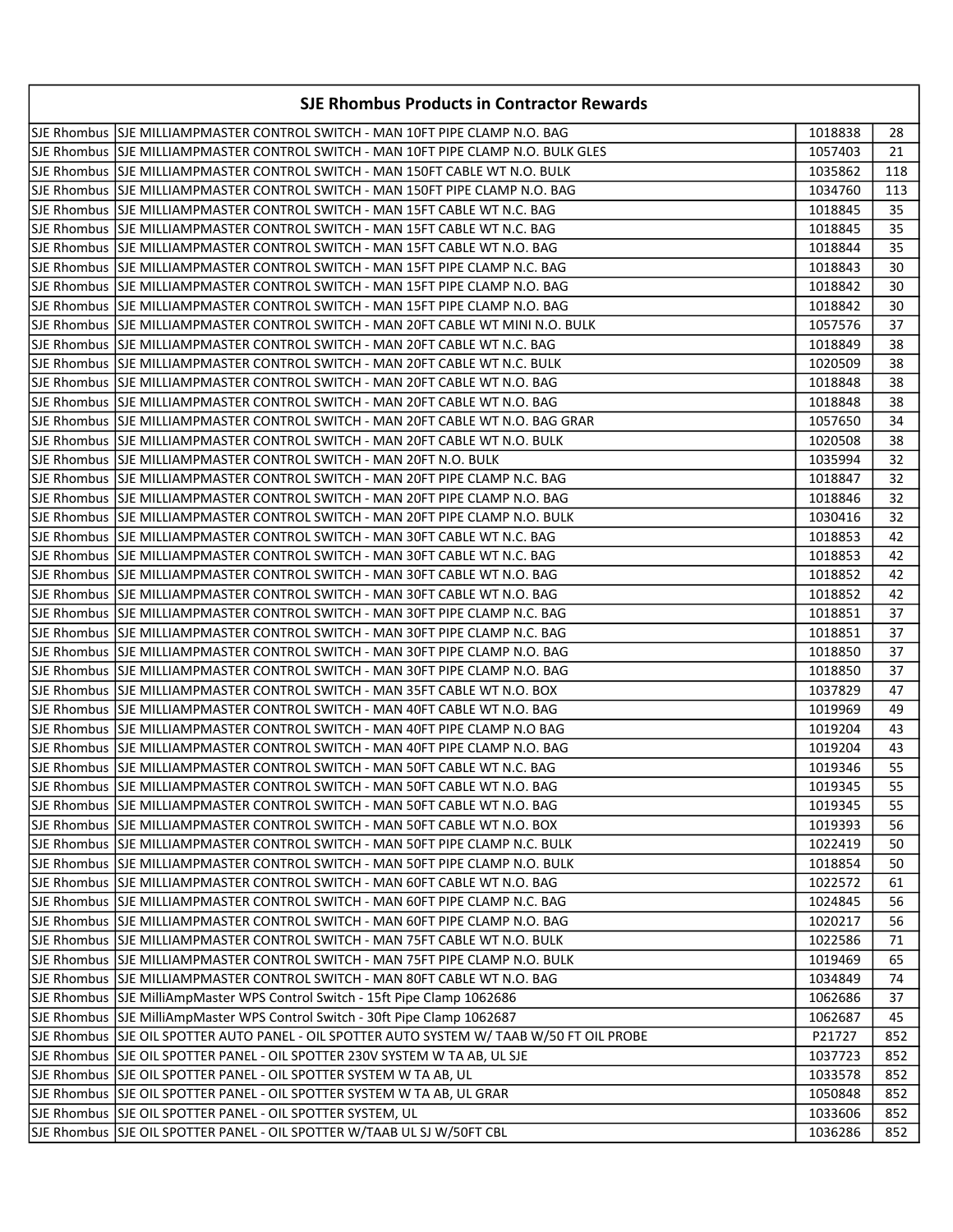## SJE Rhombus Products in Contractor Rewards

| | | | |
|---|---|---|---|
| SJE Rhombus | SJE MILLIAMPMASTER CONTROL SWITCH - MAN 10FT PIPE CLAMP N.O. BAG | 1018838 | 28 |
| SJE Rhombus | SJE MILLIAMPMASTER CONTROL SWITCH - MAN 10FT PIPE CLAMP N.O. BULK GLES | 1057403 | 21 |
| SJE Rhombus | SJE MILLIAMPMASTER CONTROL SWITCH - MAN 150FT CABLE WT N.O. BULK | 1035862 | 118 |
| SJE Rhombus | SJE MILLIAMPMASTER CONTROL SWITCH - MAN 150FT PIPE CLAMP N.O. BAG | 1034760 | 113 |
| SJE Rhombus | SJE MILLIAMPMASTER CONTROL SWITCH - MAN 15FT CABLE WT N.C. BAG | 1018845 | 35 |
| SJE Rhombus | SJE MILLIAMPMASTER CONTROL SWITCH - MAN 15FT CABLE WT N.C. BAG | 1018845 | 35 |
| SJE Rhombus | SJE MILLIAMPMASTER CONTROL SWITCH - MAN 15FT CABLE WT N.O. BAG | 1018844 | 35 |
| SJE Rhombus | SJE MILLIAMPMASTER CONTROL SWITCH - MAN 15FT PIPE CLAMP N.C. BAG | 1018843 | 30 |
| SJE Rhombus | SJE MILLIAMPMASTER CONTROL SWITCH - MAN 15FT PIPE CLAMP N.O. BAG | 1018842 | 30 |
| SJE Rhombus | SJE MILLIAMPMASTER CONTROL SWITCH - MAN 15FT PIPE CLAMP N.O. BAG | 1018842 | 30 |
| SJE Rhombus | SJE MILLIAMPMASTER CONTROL SWITCH - MAN 20FT CABLE WT MINI N.O. BULK | 1057576 | 37 |
| SJE Rhombus | SJE MILLIAMPMASTER CONTROL SWITCH - MAN 20FT CABLE WT N.C. BAG | 1018849 | 38 |
| SJE Rhombus | SJE MILLIAMPMASTER CONTROL SWITCH - MAN 20FT CABLE WT N.C. BULK | 1020509 | 38 |
| SJE Rhombus | SJE MILLIAMPMASTER CONTROL SWITCH - MAN 20FT CABLE WT N.O. BAG | 1018848 | 38 |
| SJE Rhombus | SJE MILLIAMPMASTER CONTROL SWITCH - MAN 20FT CABLE WT N.O. BAG | 1018848 | 38 |
| SJE Rhombus | SJE MILLIAMPMASTER CONTROL SWITCH - MAN 20FT CABLE WT N.O. BAG GRAR | 1057650 | 34 |
| SJE Rhombus | SJE MILLIAMPMASTER CONTROL SWITCH - MAN 20FT CABLE WT N.O. BULK | 1020508 | 38 |
| SJE Rhombus | SJE MILLIAMPMASTER CONTROL SWITCH - MAN 20FT N.O. BULK | 1035994 | 32 |
| SJE Rhombus | SJE MILLIAMPMASTER CONTROL SWITCH - MAN 20FT PIPE CLAMP N.C. BAG | 1018847 | 32 |
| SJE Rhombus | SJE MILLIAMPMASTER CONTROL SWITCH - MAN 20FT PIPE CLAMP N.O. BAG | 1018846 | 32 |
| SJE Rhombus | SJE MILLIAMPMASTER CONTROL SWITCH - MAN 20FT PIPE CLAMP N.O. BULK | 1030416 | 32 |
| SJE Rhombus | SJE MILLIAMPMASTER CONTROL SWITCH - MAN 30FT CABLE WT N.C. BAG | 1018853 | 42 |
| SJE Rhombus | SJE MILLIAMPMASTER CONTROL SWITCH - MAN 30FT CABLE WT N.C. BAG | 1018853 | 42 |
| SJE Rhombus | SJE MILLIAMPMASTER CONTROL SWITCH - MAN 30FT CABLE WT N.O. BAG | 1018852 | 42 |
| SJE Rhombus | SJE MILLIAMPMASTER CONTROL SWITCH - MAN 30FT CABLE WT N.O. BAG | 1018852 | 42 |
| SJE Rhombus | SJE MILLIAMPMASTER CONTROL SWITCH - MAN 30FT PIPE CLAMP N.C. BAG | 1018851 | 37 |
| SJE Rhombus | SJE MILLIAMPMASTER CONTROL SWITCH - MAN 30FT PIPE CLAMP N.C. BAG | 1018851 | 37 |
| SJE Rhombus | SJE MILLIAMPMASTER CONTROL SWITCH - MAN 30FT PIPE CLAMP N.O. BAG | 1018850 | 37 |
| SJE Rhombus | SJE MILLIAMPMASTER CONTROL SWITCH - MAN 30FT PIPE CLAMP N.O. BAG | 1018850 | 37 |
| SJE Rhombus | SJE MILLIAMPMASTER CONTROL SWITCH - MAN 35FT CABLE WT N.O. BOX | 1037829 | 47 |
| SJE Rhombus | SJE MILLIAMPMASTER CONTROL SWITCH - MAN 40FT CABLE WT N.O. BAG | 1019969 | 49 |
| SJE Rhombus | SJE MILLIAMPMASTER CONTROL SWITCH - MAN 40FT PIPE CLAMP N.O BAG | 1019204 | 43 |
| SJE Rhombus | SJE MILLIAMPMASTER CONTROL SWITCH - MAN 40FT PIPE CLAMP N.O. BAG | 1019204 | 43 |
| SJE Rhombus | SJE MILLIAMPMASTER CONTROL SWITCH - MAN 50FT CABLE WT N.C. BAG | 1019346 | 55 |
| SJE Rhombus | SJE MILLIAMPMASTER CONTROL SWITCH - MAN 50FT CABLE WT N.O. BAG | 1019345 | 55 |
| SJE Rhombus | SJE MILLIAMPMASTER CONTROL SWITCH - MAN 50FT CABLE WT N.O. BAG | 1019345 | 55 |
| SJE Rhombus | SJE MILLIAMPMASTER CONTROL SWITCH - MAN 50FT CABLE WT N.O. BOX | 1019393 | 56 |
| SJE Rhombus | SJE MILLIAMPMASTER CONTROL SWITCH - MAN 50FT PIPE CLAMP N.C. BULK | 1022419 | 50 |
| SJE Rhombus | SJE MILLIAMPMASTER CONTROL SWITCH - MAN 50FT PIPE CLAMP N.O. BULK | 1018854 | 50 |
| SJE Rhombus | SJE MILLIAMPMASTER CONTROL SWITCH - MAN 60FT CABLE WT N.O. BAG | 1022572 | 61 |
| SJE Rhombus | SJE MILLIAMPMASTER CONTROL SWITCH - MAN 60FT PIPE CLAMP N.C. BAG | 1024845 | 56 |
| SJE Rhombus | SJE MILLIAMPMASTER CONTROL SWITCH - MAN 60FT PIPE CLAMP N.O. BAG | 1020217 | 56 |
| SJE Rhombus | SJE MILLIAMPMASTER CONTROL SWITCH - MAN 75FT CABLE WT N.O. BULK | 1022586 | 71 |
| SJE Rhombus | SJE MILLIAMPMASTER CONTROL SWITCH - MAN 75FT PIPE CLAMP N.O. BULK | 1019469 | 65 |
| SJE Rhombus | SJE MILLIAMPMASTER CONTROL SWITCH - MAN 80FT CABLE WT N.O. BAG | 1034849 | 74 |
| SJE Rhombus | SJE MilliAmpMaster WPS Control Switch - 15ft Pipe Clamp 1062686 | 1062686 | 37 |
| SJE Rhombus | SJE MilliAmpMaster WPS Control Switch - 30ft Pipe Clamp 1062687 | 1062687 | 45 |
| SJE Rhombus | SJE OIL SPOTTER AUTO PANEL - OIL SPOTTER AUTO SYSTEM W/ TAAB W/50 FT OIL PROBE | P21727 | 852 |
| SJE Rhombus | SJE OIL SPOTTER PANEL - OIL SPOTTER 230V SYSTEM W TA AB, UL SJE | 1037723 | 852 |
| SJE Rhombus | SJE OIL SPOTTER PANEL - OIL SPOTTER SYSTEM W TA AB, UL | 1033578 | 852 |
| SJE Rhombus | SJE OIL SPOTTER PANEL - OIL SPOTTER SYSTEM W TA AB, UL GRAR | 1050848 | 852 |
| SJE Rhombus | SJE OIL SPOTTER PANEL - OIL SPOTTER SYSTEM, UL | 1033606 | 852 |
| SJE Rhombus | SJE OIL SPOTTER PANEL - OIL SPOTTER W/TAAB UL SJ W/50FT CBL | 1036286 | 852 |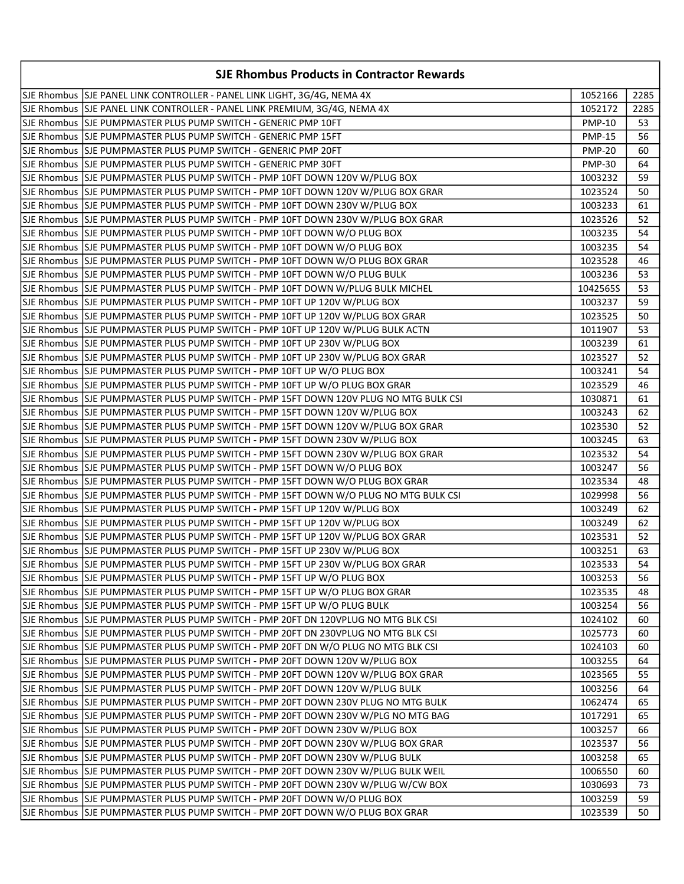| SJE Rhombus Products in Contractor Rewards | | | |
|---|---|---|---|
| SJE Rhombus | SJE PANEL LINK CONTROLLER - PANEL LINK LIGHT, 3G/4G, NEMA 4X | 1052166 | 2285 |
| SJE Rhombus | SJE PANEL LINK CONTROLLER - PANEL LINK PREMIUM, 3G/4G, NEMA 4X | 1052172 | 2285 |
| SJE Rhombus | SJE PUMPMASTER PLUS PUMP SWITCH - GENERIC PMP 10FT | PMP-10 | 53 |
| SJE Rhombus | SJE PUMPMASTER PLUS PUMP SWITCH - GENERIC PMP 15FT | PMP-15 | 56 |
| SJE Rhombus | SJE PUMPMASTER PLUS PUMP SWITCH - GENERIC PMP 20FT | PMP-20 | 60 |
| SJE Rhombus | SJE PUMPMASTER PLUS PUMP SWITCH - GENERIC PMP 30FT | PMP-30 | 64 |
| SJE Rhombus | SJE PUMPMASTER PLUS PUMP SWITCH - PMP 10FT DOWN 120V W/PLUG BOX | 1003232 | 59 |
| SJE Rhombus | SJE PUMPMASTER PLUS PUMP SWITCH - PMP 10FT DOWN 120V W/PLUG BOX GRAR | 1023524 | 50 |
| SJE Rhombus | SJE PUMPMASTER PLUS PUMP SWITCH - PMP 10FT DOWN 230V W/PLUG BOX | 1003233 | 61 |
| SJE Rhombus | SJE PUMPMASTER PLUS PUMP SWITCH - PMP 10FT DOWN 230V W/PLUG BOX GRAR | 1023526 | 52 |
| SJE Rhombus | SJE PUMPMASTER PLUS PUMP SWITCH - PMP 10FT DOWN W/O PLUG BOX | 1003235 | 54 |
| SJE Rhombus | SJE PUMPMASTER PLUS PUMP SWITCH - PMP 10FT DOWN W/O PLUG BOX | 1003235 | 54 |
| SJE Rhombus | SJE PUMPMASTER PLUS PUMP SWITCH - PMP 10FT DOWN W/O PLUG BOX GRAR | 1023528 | 46 |
| SJE Rhombus | SJE PUMPMASTER PLUS PUMP SWITCH - PMP 10FT DOWN W/O PLUG BULK | 1003236 | 53 |
| SJE Rhombus | SJE PUMPMASTER PLUS PUMP SWITCH - PMP 10FT DOWN W/PLUG BULK MICHEL | 1042565S | 53 |
| SJE Rhombus | SJE PUMPMASTER PLUS PUMP SWITCH - PMP 10FT UP 120V W/PLUG BOX | 1003237 | 59 |
| SJE Rhombus | SJE PUMPMASTER PLUS PUMP SWITCH - PMP 10FT UP 120V W/PLUG BOX GRAR | 1023525 | 50 |
| SJE Rhombus | SJE PUMPMASTER PLUS PUMP SWITCH - PMP 10FT UP 120V W/PLUG BULK ACTN | 1011907 | 53 |
| SJE Rhombus | SJE PUMPMASTER PLUS PUMP SWITCH - PMP 10FT UP 230V W/PLUG BOX | 1003239 | 61 |
| SJE Rhombus | SJE PUMPMASTER PLUS PUMP SWITCH - PMP 10FT UP 230V W/PLUG BOX GRAR | 1023527 | 52 |
| SJE Rhombus | SJE PUMPMASTER PLUS PUMP SWITCH - PMP 10FT UP W/O PLUG BOX | 1003241 | 54 |
| SJE Rhombus | SJE PUMPMASTER PLUS PUMP SWITCH - PMP 10FT UP W/O PLUG BOX GRAR | 1023529 | 46 |
| SJE Rhombus | SJE PUMPMASTER PLUS PUMP SWITCH - PMP 15FT DOWN 120V PLUG NO MTG BULK CSI | 1030871 | 61 |
| SJE Rhombus | SJE PUMPMASTER PLUS PUMP SWITCH - PMP 15FT DOWN 120V W/PLUG BOX | 1003243 | 62 |
| SJE Rhombus | SJE PUMPMASTER PLUS PUMP SWITCH - PMP 15FT DOWN 120V W/PLUG BOX GRAR | 1023530 | 52 |
| SJE Rhombus | SJE PUMPMASTER PLUS PUMP SWITCH - PMP 15FT DOWN 230V W/PLUG BOX | 1003245 | 63 |
| SJE Rhombus | SJE PUMPMASTER PLUS PUMP SWITCH - PMP 15FT DOWN 230V W/PLUG BOX GRAR | 1023532 | 54 |
| SJE Rhombus | SJE PUMPMASTER PLUS PUMP SWITCH - PMP 15FT DOWN W/O PLUG BOX | 1003247 | 56 |
| SJE Rhombus | SJE PUMPMASTER PLUS PUMP SWITCH - PMP 15FT DOWN W/O PLUG BOX GRAR | 1023534 | 48 |
| SJE Rhombus | SJE PUMPMASTER PLUS PUMP SWITCH - PMP 15FT DOWN W/O PLUG NO MTG BULK CSI | 1029998 | 56 |
| SJE Rhombus | SJE PUMPMASTER PLUS PUMP SWITCH - PMP 15FT UP 120V W/PLUG BOX | 1003249 | 62 |
| SJE Rhombus | SJE PUMPMASTER PLUS PUMP SWITCH - PMP 15FT UP 120V W/PLUG BOX | 1003249 | 62 |
| SJE Rhombus | SJE PUMPMASTER PLUS PUMP SWITCH - PMP 15FT UP 120V W/PLUG BOX GRAR | 1023531 | 52 |
| SJE Rhombus | SJE PUMPMASTER PLUS PUMP SWITCH - PMP 15FT UP 230V W/PLUG BOX | 1003251 | 63 |
| SJE Rhombus | SJE PUMPMASTER PLUS PUMP SWITCH - PMP 15FT UP 230V W/PLUG BOX GRAR | 1023533 | 54 |
| SJE Rhombus | SJE PUMPMASTER PLUS PUMP SWITCH - PMP 15FT UP W/O PLUG BOX | 1003253 | 56 |
| SJE Rhombus | SJE PUMPMASTER PLUS PUMP SWITCH - PMP 15FT UP W/O PLUG BOX GRAR | 1023535 | 48 |
| SJE Rhombus | SJE PUMPMASTER PLUS PUMP SWITCH - PMP 15FT UP W/O PLUG BULK | 1003254 | 56 |
| SJE Rhombus | SJE PUMPMASTER PLUS PUMP SWITCH - PMP 20FT DN 120VPLUG NO MTG BLK CSI | 1024102 | 60 |
| SJE Rhombus | SJE PUMPMASTER PLUS PUMP SWITCH - PMP 20FT DN 230VPLUG NO MTG BLK CSI | 1025773 | 60 |
| SJE Rhombus | SJE PUMPMASTER PLUS PUMP SWITCH - PMP 20FT DN W/O PLUG NO MTG BLK CSI | 1024103 | 60 |
| SJE Rhombus | SJE PUMPMASTER PLUS PUMP SWITCH - PMP 20FT DOWN 120V W/PLUG BOX | 1003255 | 64 |
| SJE Rhombus | SJE PUMPMASTER PLUS PUMP SWITCH - PMP 20FT DOWN 120V W/PLUG BOX GRAR | 1023565 | 55 |
| SJE Rhombus | SJE PUMPMASTER PLUS PUMP SWITCH - PMP 20FT DOWN 120V W/PLUG BULK | 1003256 | 64 |
| SJE Rhombus | SJE PUMPMASTER PLUS PUMP SWITCH - PMP 20FT DOWN 230V PLUG NO MTG BULK | 1062474 | 65 |
| SJE Rhombus | SJE PUMPMASTER PLUS PUMP SWITCH - PMP 20FT DOWN 230V W/PLG NO MTG BAG | 1017291 | 65 |
| SJE Rhombus | SJE PUMPMASTER PLUS PUMP SWITCH - PMP 20FT DOWN 230V W/PLUG BOX | 1003257 | 66 |
| SJE Rhombus | SJE PUMPMASTER PLUS PUMP SWITCH - PMP 20FT DOWN 230V W/PLUG BOX GRAR | 1023537 | 56 |
| SJE Rhombus | SJE PUMPMASTER PLUS PUMP SWITCH - PMP 20FT DOWN 230V W/PLUG BULK | 1003258 | 65 |
| SJE Rhombus | SJE PUMPMASTER PLUS PUMP SWITCH - PMP 20FT DOWN 230V W/PLUG BULK WEIL | 1006550 | 60 |
| SJE Rhombus | SJE PUMPMASTER PLUS PUMP SWITCH - PMP 20FT DOWN 230V W/PLUG W/CW BOX | 1030693 | 73 |
| SJE Rhombus | SJE PUMPMASTER PLUS PUMP SWITCH - PMP 20FT DOWN W/O PLUG BOX | 1003259 | 59 |
| SJE Rhombus | SJE PUMPMASTER PLUS PUMP SWITCH - PMP 20FT DOWN W/O PLUG BOX GRAR | 1023539 | 50 |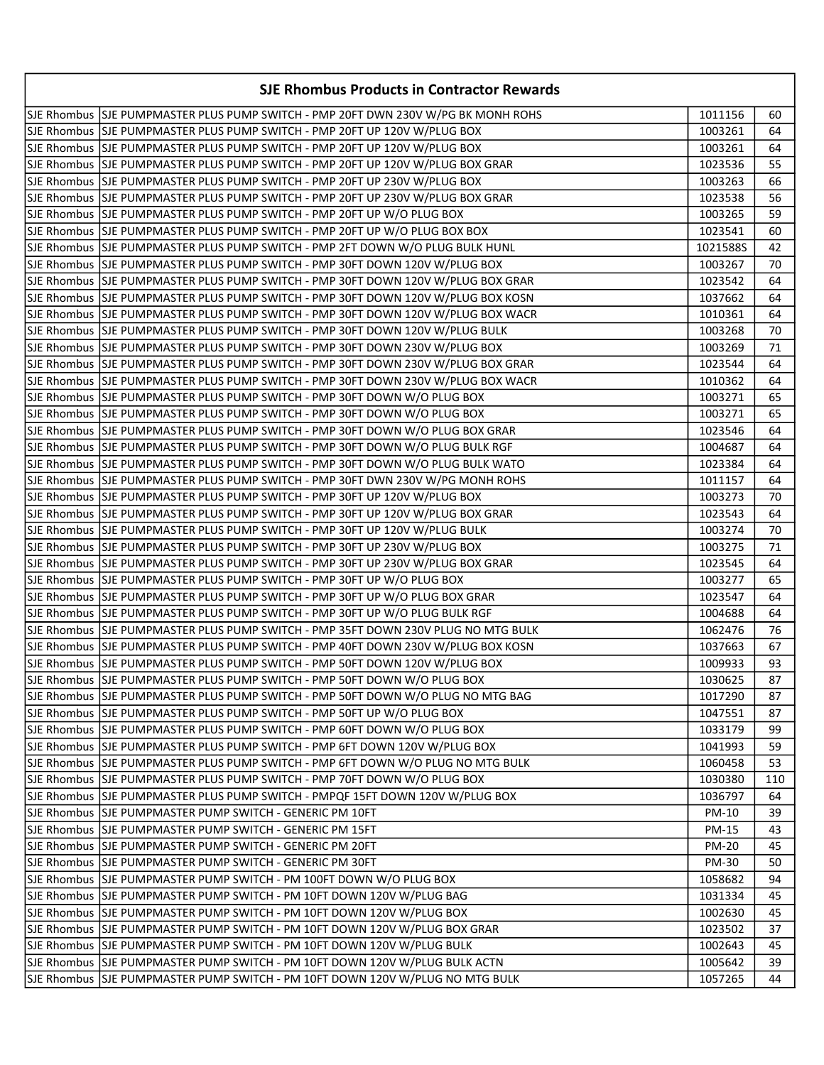| SJE Rhombus Products in Contractor Rewards | | | |
|---|---|---|---|
| SJE Rhombus | SJE PUMPMASTER PLUS PUMP SWITCH - PMP 20FT DWN 230V W/PG BK MONH ROHS | 1011156 | 60 |
| SJE Rhombus | SJE PUMPMASTER PLUS PUMP SWITCH - PMP 20FT UP 120V W/PLUG BOX | 1003261 | 64 |
| SJE Rhombus | SJE PUMPMASTER PLUS PUMP SWITCH - PMP 20FT UP 120V W/PLUG BOX | 1003261 | 64 |
| SJE Rhombus | SJE PUMPMASTER PLUS PUMP SWITCH - PMP 20FT UP 120V W/PLUG BOX GRAR | 1023536 | 55 |
| SJE Rhombus | SJE PUMPMASTER PLUS PUMP SWITCH - PMP 20FT UP 230V W/PLUG BOX | 1003263 | 66 |
| SJE Rhombus | SJE PUMPMASTER PLUS PUMP SWITCH - PMP 20FT UP 230V W/PLUG BOX GRAR | 1023538 | 56 |
| SJE Rhombus | SJE PUMPMASTER PLUS PUMP SWITCH - PMP 20FT UP W/O PLUG BOX | 1003265 | 59 |
| SJE Rhombus | SJE PUMPMASTER PLUS PUMP SWITCH - PMP 20FT UP W/O PLUG BOX BOX | 1023541 | 60 |
| SJE Rhombus | SJE PUMPMASTER PLUS PUMP SWITCH - PMP 2FT DOWN W/O PLUG BULK HUNL | 1021588S | 42 |
| SJE Rhombus | SJE PUMPMASTER PLUS PUMP SWITCH - PMP 30FT DOWN 120V W/PLUG BOX | 1003267 | 70 |
| SJE Rhombus | SJE PUMPMASTER PLUS PUMP SWITCH - PMP 30FT DOWN 120V W/PLUG BOX GRAR | 1023542 | 64 |
| SJE Rhombus | SJE PUMPMASTER PLUS PUMP SWITCH - PMP 30FT DOWN 120V W/PLUG BOX KOSN | 1037662 | 64 |
| SJE Rhombus | SJE PUMPMASTER PLUS PUMP SWITCH - PMP 30FT DOWN 120V W/PLUG BOX WACR | 1010361 | 64 |
| SJE Rhombus | SJE PUMPMASTER PLUS PUMP SWITCH - PMP 30FT DOWN 120V W/PLUG BULK | 1003268 | 70 |
| SJE Rhombus | SJE PUMPMASTER PLUS PUMP SWITCH - PMP 30FT DOWN 230V W/PLUG BOX | 1003269 | 71 |
| SJE Rhombus | SJE PUMPMASTER PLUS PUMP SWITCH - PMP 30FT DOWN 230V W/PLUG BOX GRAR | 1023544 | 64 |
| SJE Rhombus | SJE PUMPMASTER PLUS PUMP SWITCH - PMP 30FT DOWN 230V W/PLUG BOX WACR | 1010362 | 64 |
| SJE Rhombus | SJE PUMPMASTER PLUS PUMP SWITCH - PMP 30FT DOWN W/O PLUG BOX | 1003271 | 65 |
| SJE Rhombus | SJE PUMPMASTER PLUS PUMP SWITCH - PMP 30FT DOWN W/O PLUG BOX | 1003271 | 65 |
| SJE Rhombus | SJE PUMPMASTER PLUS PUMP SWITCH - PMP 30FT DOWN W/O PLUG BOX GRAR | 1023546 | 64 |
| SJE Rhombus | SJE PUMPMASTER PLUS PUMP SWITCH - PMP 30FT DOWN W/O PLUG BULK RGF | 1004687 | 64 |
| SJE Rhombus | SJE PUMPMASTER PLUS PUMP SWITCH - PMP 30FT DOWN W/O PLUG BULK WATO | 1023384 | 64 |
| SJE Rhombus | SJE PUMPMASTER PLUS PUMP SWITCH - PMP 30FT DWN 230V W/PG MONH ROHS | 1011157 | 64 |
| SJE Rhombus | SJE PUMPMASTER PLUS PUMP SWITCH - PMP 30FT UP 120V W/PLUG BOX | 1003273 | 70 |
| SJE Rhombus | SJE PUMPMASTER PLUS PUMP SWITCH - PMP 30FT UP 120V W/PLUG BOX GRAR | 1023543 | 64 |
| SJE Rhombus | SJE PUMPMASTER PLUS PUMP SWITCH - PMP 30FT UP 120V W/PLUG BULK | 1003274 | 70 |
| SJE Rhombus | SJE PUMPMASTER PLUS PUMP SWITCH - PMP 30FT UP 230V W/PLUG BOX | 1003275 | 71 |
| SJE Rhombus | SJE PUMPMASTER PLUS PUMP SWITCH - PMP 30FT UP 230V W/PLUG BOX GRAR | 1023545 | 64 |
| SJE Rhombus | SJE PUMPMASTER PLUS PUMP SWITCH - PMP 30FT UP W/O PLUG BOX | 1003277 | 65 |
| SJE Rhombus | SJE PUMPMASTER PLUS PUMP SWITCH - PMP 30FT UP W/O PLUG BOX GRAR | 1023547 | 64 |
| SJE Rhombus | SJE PUMPMASTER PLUS PUMP SWITCH - PMP 30FT UP W/O PLUG BULK RGF | 1004688 | 64 |
| SJE Rhombus | SJE PUMPMASTER PLUS PUMP SWITCH - PMP 35FT DOWN 230V PLUG NO MTG BULK | 1062476 | 76 |
| SJE Rhombus | SJE PUMPMASTER PLUS PUMP SWITCH - PMP 40FT DOWN 230V W/PLUG BOX KOSN | 1037663 | 67 |
| SJE Rhombus | SJE PUMPMASTER PLUS PUMP SWITCH - PMP 50FT DOWN 120V W/PLUG BOX | 1009933 | 93 |
| SJE Rhombus | SJE PUMPMASTER PLUS PUMP SWITCH - PMP 50FT DOWN W/O PLUG BOX | 1030625 | 87 |
| SJE Rhombus | SJE PUMPMASTER PLUS PUMP SWITCH - PMP 50FT DOWN W/O PLUG NO MTG BAG | 1017290 | 87 |
| SJE Rhombus | SJE PUMPMASTER PLUS PUMP SWITCH - PMP 50FT UP W/O PLUG BOX | 1047551 | 87 |
| SJE Rhombus | SJE PUMPMASTER PLUS PUMP SWITCH - PMP 60FT DOWN W/O PLUG BOX | 1033179 | 99 |
| SJE Rhombus | SJE PUMPMASTER PLUS PUMP SWITCH - PMP 6FT DOWN 120V W/PLUG BOX | 1041993 | 59 |
| SJE Rhombus | SJE PUMPMASTER PLUS PUMP SWITCH - PMP 6FT DOWN W/O PLUG NO MTG BULK | 1060458 | 53 |
| SJE Rhombus | SJE PUMPMASTER PLUS PUMP SWITCH - PMP 70FT DOWN W/O PLUG BOX | 1030380 | 110 |
| SJE Rhombus | SJE PUMPMASTER PLUS PUMP SWITCH - PMPQF 15FT DOWN 120V W/PLUG BOX | 1036797 | 64 |
| SJE Rhombus | SJE PUMPMASTER PUMP SWITCH - GENERIC PM 10FT | PM-10 | 39 |
| SJE Rhombus | SJE PUMPMASTER PUMP SWITCH - GENERIC PM 15FT | PM-15 | 43 |
| SJE Rhombus | SJE PUMPMASTER PUMP SWITCH - GENERIC PM 20FT | PM-20 | 45 |
| SJE Rhombus | SJE PUMPMASTER PUMP SWITCH - GENERIC PM 30FT | PM-30 | 50 |
| SJE Rhombus | SJE PUMPMASTER PUMP SWITCH - PM 100FT DOWN W/O PLUG BOX | 1058682 | 94 |
| SJE Rhombus | SJE PUMPMASTER PUMP SWITCH - PM 10FT DOWN 120V W/PLUG BAG | 1031334 | 45 |
| SJE Rhombus | SJE PUMPMASTER PUMP SWITCH - PM 10FT DOWN 120V W/PLUG BOX | 1002630 | 45 |
| SJE Rhombus | SJE PUMPMASTER PUMP SWITCH - PM 10FT DOWN 120V W/PLUG BOX GRAR | 1023502 | 37 |
| SJE Rhombus | SJE PUMPMASTER PUMP SWITCH - PM 10FT DOWN 120V W/PLUG BULK | 1002643 | 45 |
| SJE Rhombus | SJE PUMPMASTER PUMP SWITCH - PM 10FT DOWN 120V W/PLUG BULK ACTN | 1005642 | 39 |
| SJE Rhombus | SJE PUMPMASTER PUMP SWITCH - PM 10FT DOWN 120V W/PLUG NO MTG BULK | 1057265 | 44 |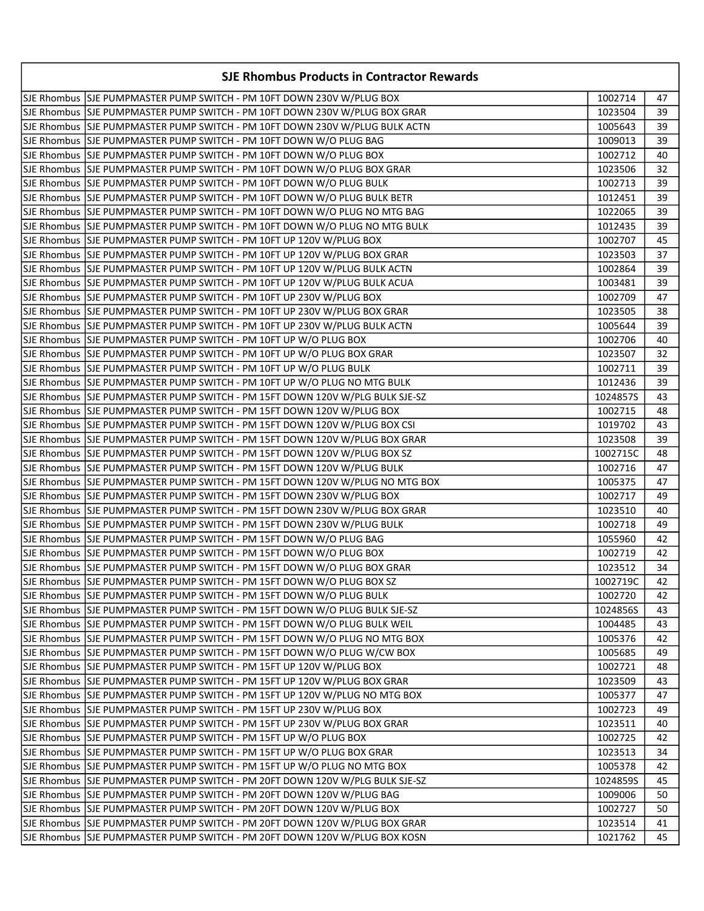| SJE Rhombus Products in Contractor Rewards | | | |
|---|---|---|---|
| SJE Rhombus | SJE PUMPMASTER PUMP SWITCH - PM 10FT DOWN 230V W/PLUG BOX | 1002714 | 47 |
| SJE Rhombus | SJE PUMPMASTER PUMP SWITCH - PM 10FT DOWN 230V W/PLUG BOX GRAR | 1023504 | 39 |
| SJE Rhombus | SJE PUMPMASTER PUMP SWITCH - PM 10FT DOWN 230V W/PLUG BULK ACTN | 1005643 | 39 |
| SJE Rhombus | SJE PUMPMASTER PUMP SWITCH - PM 10FT DOWN W/O PLUG BAG | 1009013 | 39 |
| SJE Rhombus | SJE PUMPMASTER PUMP SWITCH - PM 10FT DOWN W/O PLUG BOX | 1002712 | 40 |
| SJE Rhombus | SJE PUMPMASTER PUMP SWITCH - PM 10FT DOWN W/O PLUG BOX GRAR | 1023506 | 32 |
| SJE Rhombus | SJE PUMPMASTER PUMP SWITCH - PM 10FT DOWN W/O PLUG BULK | 1002713 | 39 |
| SJE Rhombus | SJE PUMPMASTER PUMP SWITCH - PM 10FT DOWN W/O PLUG BULK BETR | 1012451 | 39 |
| SJE Rhombus | SJE PUMPMASTER PUMP SWITCH - PM 10FT DOWN W/O PLUG NO MTG BAG | 1022065 | 39 |
| SJE Rhombus | SJE PUMPMASTER PUMP SWITCH - PM 10FT DOWN W/O PLUG NO MTG BULK | 1012435 | 39 |
| SJE Rhombus | SJE PUMPMASTER PUMP SWITCH - PM 10FT UP 120V W/PLUG BOX | 1002707 | 45 |
| SJE Rhombus | SJE PUMPMASTER PUMP SWITCH - PM 10FT UP 120V W/PLUG BOX GRAR | 1023503 | 37 |
| SJE Rhombus | SJE PUMPMASTER PUMP SWITCH - PM 10FT UP 120V W/PLUG BULK ACTN | 1002864 | 39 |
| SJE Rhombus | SJE PUMPMASTER PUMP SWITCH - PM 10FT UP 120V W/PLUG BULK ACUA | 1003481 | 39 |
| SJE Rhombus | SJE PUMPMASTER PUMP SWITCH - PM 10FT UP 230V W/PLUG BOX | 1002709 | 47 |
| SJE Rhombus | SJE PUMPMASTER PUMP SWITCH - PM 10FT UP 230V W/PLUG BOX GRAR | 1023505 | 38 |
| SJE Rhombus | SJE PUMPMASTER PUMP SWITCH - PM 10FT UP 230V W/PLUG BULK ACTN | 1005644 | 39 |
| SJE Rhombus | SJE PUMPMASTER PUMP SWITCH - PM 10FT UP W/O PLUG BOX | 1002706 | 40 |
| SJE Rhombus | SJE PUMPMASTER PUMP SWITCH - PM 10FT UP W/O PLUG BOX GRAR | 1023507 | 32 |
| SJE Rhombus | SJE PUMPMASTER PUMP SWITCH - PM 10FT UP W/O PLUG BULK | 1002711 | 39 |
| SJE Rhombus | SJE PUMPMASTER PUMP SWITCH - PM 10FT UP W/O PLUG NO MTG BULK | 1012436 | 39 |
| SJE Rhombus | SJE PUMPMASTER PUMP SWITCH - PM 15FT DOWN 120V W/PLG BULK SJE-SZ | 1024857S | 43 |
| SJE Rhombus | SJE PUMPMASTER PUMP SWITCH - PM 15FT DOWN 120V W/PLUG BOX | 1002715 | 48 |
| SJE Rhombus | SJE PUMPMASTER PUMP SWITCH - PM 15FT DOWN 120V W/PLUG BOX CSI | 1019702 | 43 |
| SJE Rhombus | SJE PUMPMASTER PUMP SWITCH - PM 15FT DOWN 120V W/PLUG BOX GRAR | 1023508 | 39 |
| SJE Rhombus | SJE PUMPMASTER PUMP SWITCH - PM 15FT DOWN 120V W/PLUG BOX SZ | 1002715C | 48 |
| SJE Rhombus | SJE PUMPMASTER PUMP SWITCH - PM 15FT DOWN 120V W/PLUG BULK | 1002716 | 47 |
| SJE Rhombus | SJE PUMPMASTER PUMP SWITCH - PM 15FT DOWN 120V W/PLUG NO MTG BOX | 1005375 | 47 |
| SJE Rhombus | SJE PUMPMASTER PUMP SWITCH - PM 15FT DOWN 230V W/PLUG BOX | 1002717 | 49 |
| SJE Rhombus | SJE PUMPMASTER PUMP SWITCH - PM 15FT DOWN 230V W/PLUG BOX GRAR | 1023510 | 40 |
| SJE Rhombus | SJE PUMPMASTER PUMP SWITCH - PM 15FT DOWN 230V W/PLUG BULK | 1002718 | 49 |
| SJE Rhombus | SJE PUMPMASTER PUMP SWITCH - PM 15FT DOWN W/O PLUG BAG | 1055960 | 42 |
| SJE Rhombus | SJE PUMPMASTER PUMP SWITCH - PM 15FT DOWN W/O PLUG BOX | 1002719 | 42 |
| SJE Rhombus | SJE PUMPMASTER PUMP SWITCH - PM 15FT DOWN W/O PLUG BOX GRAR | 1023512 | 34 |
| SJE Rhombus | SJE PUMPMASTER PUMP SWITCH - PM 15FT DOWN W/O PLUG BOX SZ | 1002719C | 42 |
| SJE Rhombus | SJE PUMPMASTER PUMP SWITCH - PM 15FT DOWN W/O PLUG BULK | 1002720 | 42 |
| SJE Rhombus | SJE PUMPMASTER PUMP SWITCH - PM 15FT DOWN W/O PLUG BULK SJE-SZ | 1024856S | 43 |
| SJE Rhombus | SJE PUMPMASTER PUMP SWITCH - PM 15FT DOWN W/O PLUG BULK WEIL | 1004485 | 43 |
| SJE Rhombus | SJE PUMPMASTER PUMP SWITCH - PM 15FT DOWN W/O PLUG NO MTG BOX | 1005376 | 42 |
| SJE Rhombus | SJE PUMPMASTER PUMP SWITCH - PM 15FT DOWN W/O PLUG W/CW BOX | 1005685 | 49 |
| SJE Rhombus | SJE PUMPMASTER PUMP SWITCH - PM 15FT UP 120V W/PLUG BOX | 1002721 | 48 |
| SJE Rhombus | SJE PUMPMASTER PUMP SWITCH - PM 15FT UP 120V W/PLUG BOX GRAR | 1023509 | 43 |
| SJE Rhombus | SJE PUMPMASTER PUMP SWITCH - PM 15FT UP 120V W/PLUG NO MTG BOX | 1005377 | 47 |
| SJE Rhombus | SJE PUMPMASTER PUMP SWITCH - PM 15FT UP 230V W/PLUG BOX | 1002723 | 49 |
| SJE Rhombus | SJE PUMPMASTER PUMP SWITCH - PM 15FT UP 230V W/PLUG BOX GRAR | 1023511 | 40 |
| SJE Rhombus | SJE PUMPMASTER PUMP SWITCH - PM 15FT UP W/O PLUG BOX | 1002725 | 42 |
| SJE Rhombus | SJE PUMPMASTER PUMP SWITCH - PM 15FT UP W/O PLUG BOX GRAR | 1023513 | 34 |
| SJE Rhombus | SJE PUMPMASTER PUMP SWITCH - PM 15FT UP W/O PLUG NO MTG BOX | 1005378 | 42 |
| SJE Rhombus | SJE PUMPMASTER PUMP SWITCH - PM 20FT DOWN 120V W/PLG BULK SJE-SZ | 1024859S | 45 |
| SJE Rhombus | SJE PUMPMASTER PUMP SWITCH - PM 20FT DOWN 120V W/PLUG BAG | 1009006 | 50 |
| SJE Rhombus | SJE PUMPMASTER PUMP SWITCH - PM 20FT DOWN 120V W/PLUG BOX | 1002727 | 50 |
| SJE Rhombus | SJE PUMPMASTER PUMP SWITCH - PM 20FT DOWN 120V W/PLUG BOX GRAR | 1023514 | 41 |
| SJE Rhombus | SJE PUMPMASTER PUMP SWITCH - PM 20FT DOWN 120V W/PLUG BOX KOSN | 1021762 | 45 |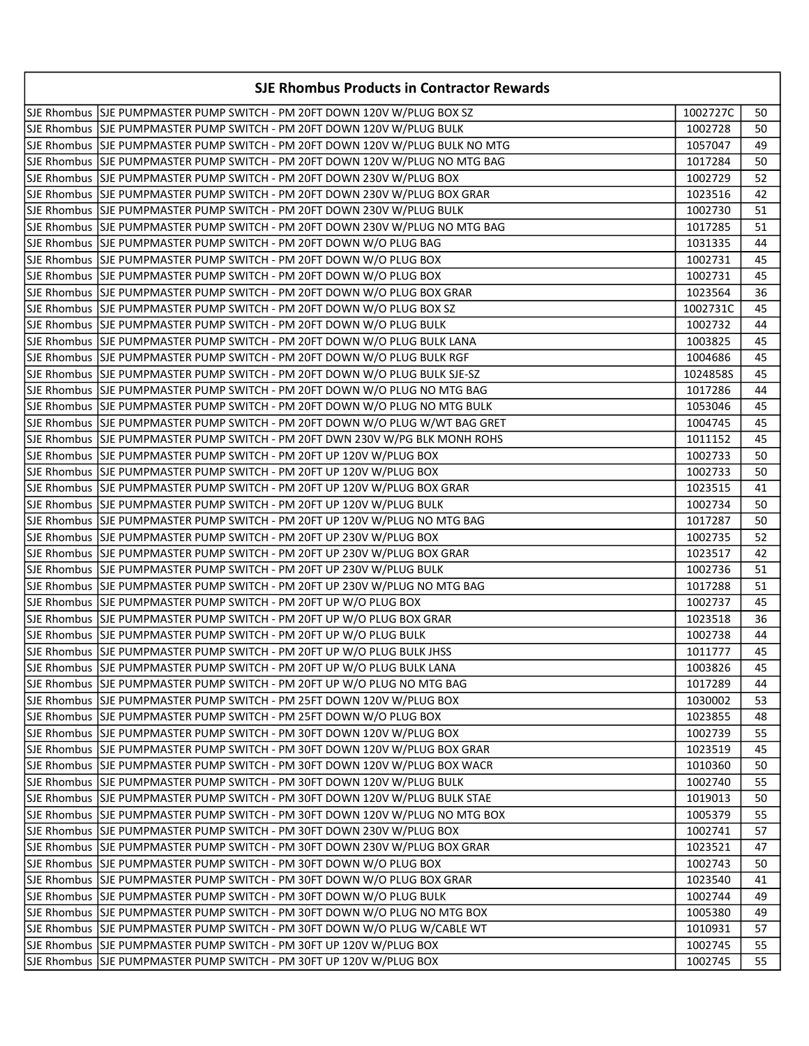## SJE Rhombus Products in Contractor Rewards

| | | | |
|---|---|---|---|
| SJE Rhombus | SJE PUMPMASTER PUMP SWITCH - PM 20FT DOWN 120V W/PLUG BOX SZ | 1002727C | 50 |
| SJE Rhombus | SJE PUMPMASTER PUMP SWITCH - PM 20FT DOWN 120V W/PLUG BULK | 1002728 | 50 |
| SJE Rhombus | SJE PUMPMASTER PUMP SWITCH - PM 20FT DOWN 120V W/PLUG BULK NO MTG | 1057047 | 49 |
| SJE Rhombus | SJE PUMPMASTER PUMP SWITCH - PM 20FT DOWN 120V W/PLUG NO MTG BAG | 1017284 | 50 |
| SJE Rhombus | SJE PUMPMASTER PUMP SWITCH - PM 20FT DOWN 230V W/PLUG BOX | 1002729 | 52 |
| SJE Rhombus | SJE PUMPMASTER PUMP SWITCH - PM 20FT DOWN 230V W/PLUG BOX GRAR | 1023516 | 42 |
| SJE Rhombus | SJE PUMPMASTER PUMP SWITCH - PM 20FT DOWN 230V W/PLUG BULK | 1002730 | 51 |
| SJE Rhombus | SJE PUMPMASTER PUMP SWITCH - PM 20FT DOWN 230V W/PLUG NO MTG BAG | 1017285 | 51 |
| SJE Rhombus | SJE PUMPMASTER PUMP SWITCH - PM 20FT DOWN W/O PLUG BAG | 1031335 | 44 |
| SJE Rhombus | SJE PUMPMASTER PUMP SWITCH - PM 20FT DOWN W/O PLUG BOX | 1002731 | 45 |
| SJE Rhombus | SJE PUMPMASTER PUMP SWITCH - PM 20FT DOWN W/O PLUG BOX | 1002731 | 45 |
| SJE Rhombus | SJE PUMPMASTER PUMP SWITCH - PM 20FT DOWN W/O PLUG BOX GRAR | 1023564 | 36 |
| SJE Rhombus | SJE PUMPMASTER PUMP SWITCH - PM 20FT DOWN W/O PLUG BOX SZ | 1002731C | 45 |
| SJE Rhombus | SJE PUMPMASTER PUMP SWITCH - PM 20FT DOWN W/O PLUG BULK | 1002732 | 44 |
| SJE Rhombus | SJE PUMPMASTER PUMP SWITCH - PM 20FT DOWN W/O PLUG BULK LANA | 1003825 | 45 |
| SJE Rhombus | SJE PUMPMASTER PUMP SWITCH - PM 20FT DOWN W/O PLUG BULK RGF | 1004686 | 45 |
| SJE Rhombus | SJE PUMPMASTER PUMP SWITCH - PM 20FT DOWN W/O PLUG BULK SJE-SZ | 1024858S | 45 |
| SJE Rhombus | SJE PUMPMASTER PUMP SWITCH - PM 20FT DOWN W/O PLUG NO MTG BAG | 1017286 | 44 |
| SJE Rhombus | SJE PUMPMASTER PUMP SWITCH - PM 20FT DOWN W/O PLUG NO MTG BULK | 1053046 | 45 |
| SJE Rhombus | SJE PUMPMASTER PUMP SWITCH - PM 20FT DOWN W/O PLUG W/WT BAG GRET | 1004745 | 45 |
| SJE Rhombus | SJE PUMPMASTER PUMP SWITCH - PM 20FT DWN 230V W/PG BLK MONH ROHS | 1011152 | 45 |
| SJE Rhombus | SJE PUMPMASTER PUMP SWITCH - PM 20FT UP 120V W/PLUG BOX | 1002733 | 50 |
| SJE Rhombus | SJE PUMPMASTER PUMP SWITCH - PM 20FT UP 120V W/PLUG BOX | 1002733 | 50 |
| SJE Rhombus | SJE PUMPMASTER PUMP SWITCH - PM 20FT UP 120V W/PLUG BOX GRAR | 1023515 | 41 |
| SJE Rhombus | SJE PUMPMASTER PUMP SWITCH - PM 20FT UP 120V W/PLUG BULK | 1002734 | 50 |
| SJE Rhombus | SJE PUMPMASTER PUMP SWITCH - PM 20FT UP 120V W/PLUG NO MTG BAG | 1017287 | 50 |
| SJE Rhombus | SJE PUMPMASTER PUMP SWITCH - PM 20FT UP 230V W/PLUG BOX | 1002735 | 52 |
| SJE Rhombus | SJE PUMPMASTER PUMP SWITCH - PM 20FT UP 230V W/PLUG BOX GRAR | 1023517 | 42 |
| SJE Rhombus | SJE PUMPMASTER PUMP SWITCH - PM 20FT UP 230V W/PLUG BULK | 1002736 | 51 |
| SJE Rhombus | SJE PUMPMASTER PUMP SWITCH - PM 20FT UP 230V W/PLUG NO MTG BAG | 1017288 | 51 |
| SJE Rhombus | SJE PUMPMASTER PUMP SWITCH - PM 20FT UP W/O PLUG BOX | 1002737 | 45 |
| SJE Rhombus | SJE PUMPMASTER PUMP SWITCH - PM 20FT UP W/O PLUG BOX GRAR | 1023518 | 36 |
| SJE Rhombus | SJE PUMPMASTER PUMP SWITCH - PM 20FT UP W/O PLUG BULK | 1002738 | 44 |
| SJE Rhombus | SJE PUMPMASTER PUMP SWITCH - PM 20FT UP W/O PLUG BULK JHSS | 1011777 | 45 |
| SJE Rhombus | SJE PUMPMASTER PUMP SWITCH - PM 20FT UP W/O PLUG BULK LANA | 1003826 | 45 |
| SJE Rhombus | SJE PUMPMASTER PUMP SWITCH - PM 20FT UP W/O PLUG NO MTG BAG | 1017289 | 44 |
| SJE Rhombus | SJE PUMPMASTER PUMP SWITCH - PM 25FT DOWN 120V W/PLUG BOX | 1030002 | 53 |
| SJE Rhombus | SJE PUMPMASTER PUMP SWITCH - PM 25FT DOWN W/O PLUG BOX | 1023855 | 48 |
| SJE Rhombus | SJE PUMPMASTER PUMP SWITCH - PM 30FT DOWN 120V W/PLUG BOX | 1002739 | 55 |
| SJE Rhombus | SJE PUMPMASTER PUMP SWITCH - PM 30FT DOWN 120V W/PLUG BOX GRAR | 1023519 | 45 |
| SJE Rhombus | SJE PUMPMASTER PUMP SWITCH - PM 30FT DOWN 120V W/PLUG BOX WACR | 1010360 | 50 |
| SJE Rhombus | SJE PUMPMASTER PUMP SWITCH - PM 30FT DOWN 120V W/PLUG BULK | 1002740 | 55 |
| SJE Rhombus | SJE PUMPMASTER PUMP SWITCH - PM 30FT DOWN 120V W/PLUG BULK STAE | 1019013 | 50 |
| SJE Rhombus | SJE PUMPMASTER PUMP SWITCH - PM 30FT DOWN 120V W/PLUG NO MTG BOX | 1005379 | 55 |
| SJE Rhombus | SJE PUMPMASTER PUMP SWITCH - PM 30FT DOWN 230V W/PLUG BOX | 1002741 | 57 |
| SJE Rhombus | SJE PUMPMASTER PUMP SWITCH - PM 30FT DOWN 230V W/PLUG BOX GRAR | 1023521 | 47 |
| SJE Rhombus | SJE PUMPMASTER PUMP SWITCH - PM 30FT DOWN W/O PLUG BOX | 1002743 | 50 |
| SJE Rhombus | SJE PUMPMASTER PUMP SWITCH - PM 30FT DOWN W/O PLUG BOX GRAR | 1023540 | 41 |
| SJE Rhombus | SJE PUMPMASTER PUMP SWITCH - PM 30FT DOWN W/O PLUG BULK | 1002744 | 49 |
| SJE Rhombus | SJE PUMPMASTER PUMP SWITCH - PM 30FT DOWN W/O PLUG NO MTG BOX | 1005380 | 49 |
| SJE Rhombus | SJE PUMPMASTER PUMP SWITCH - PM 30FT DOWN W/O PLUG W/CABLE WT | 1010931 | 57 |
| SJE Rhombus | SJE PUMPMASTER PUMP SWITCH - PM 30FT UP 120V W/PLUG BOX | 1002745 | 55 |
| SJE Rhombus | SJE PUMPMASTER PUMP SWITCH - PM 30FT UP 120V W/PLUG BOX | 1002745 | 55 |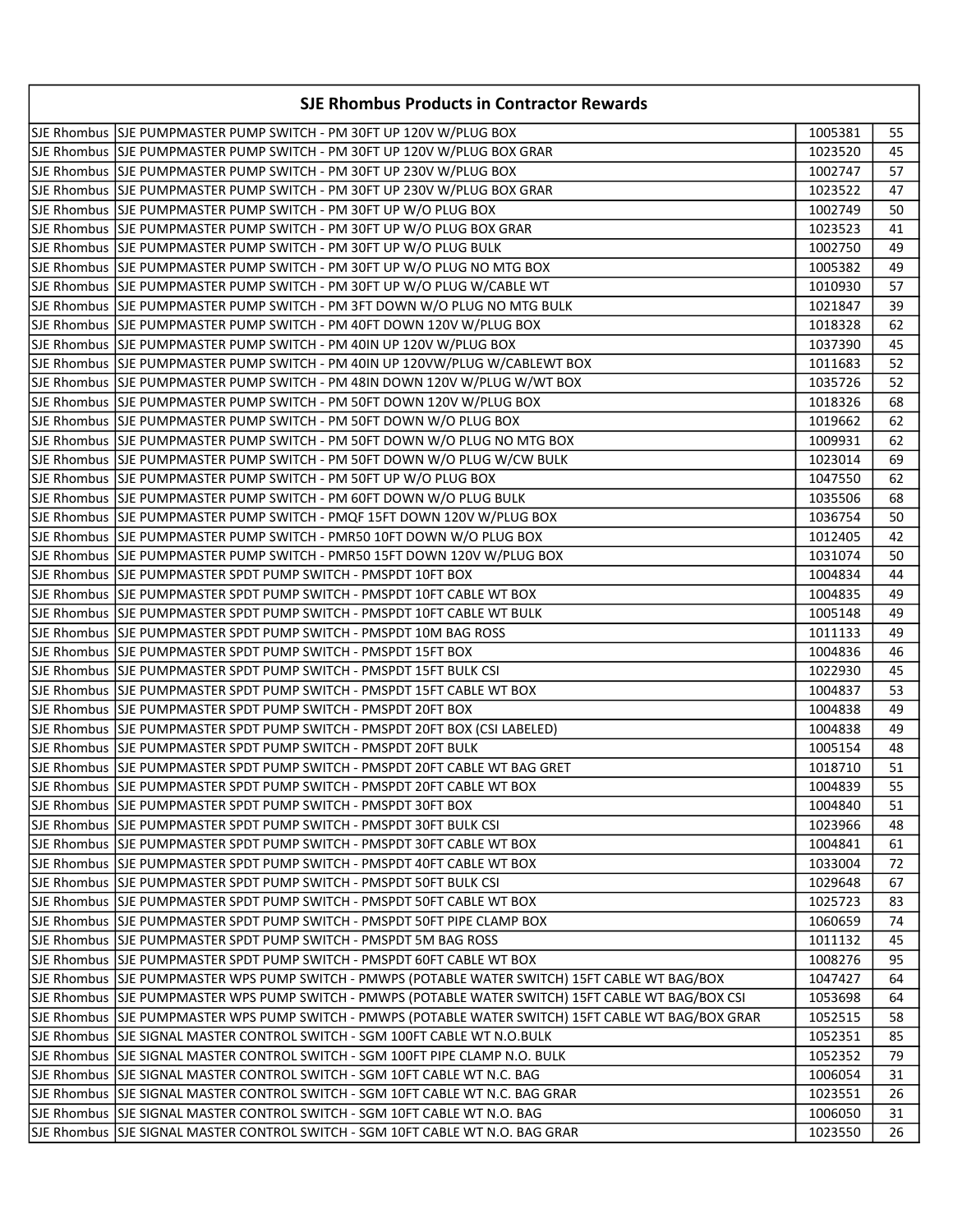| SJE Rhombus Products in Contractor Rewards | | | |
|---|---|---|---|
| SJE Rhombus | SJE PUMPMASTER PUMP SWITCH - PM 30FT UP 120V W/PLUG BOX | 1005381 | 55 |
| SJE Rhombus | SJE PUMPMASTER PUMP SWITCH - PM 30FT UP 120V W/PLUG BOX GRAR | 1023520 | 45 |
| SJE Rhombus | SJE PUMPMASTER PUMP SWITCH - PM 30FT UP 230V W/PLUG BOX | 1002747 | 57 |
| SJE Rhombus | SJE PUMPMASTER PUMP SWITCH - PM 30FT UP 230V W/PLUG BOX GRAR | 1023522 | 47 |
| SJE Rhombus | SJE PUMPMASTER PUMP SWITCH - PM 30FT UP W/O PLUG BOX | 1002749 | 50 |
| SJE Rhombus | SJE PUMPMASTER PUMP SWITCH - PM 30FT UP W/O PLUG BOX GRAR | 1023523 | 41 |
| SJE Rhombus | SJE PUMPMASTER PUMP SWITCH - PM 30FT UP W/O PLUG BULK | 1002750 | 49 |
| SJE Rhombus | SJE PUMPMASTER PUMP SWITCH - PM 30FT UP W/O PLUG NO MTG BOX | 1005382 | 49 |
| SJE Rhombus | SJE PUMPMASTER PUMP SWITCH - PM 30FT UP W/O PLUG W/CABLE WT | 1010930 | 57 |
| SJE Rhombus | SJE PUMPMASTER PUMP SWITCH - PM 3FT DOWN W/O PLUG NO MTG BULK | 1021847 | 39 |
| SJE Rhombus | SJE PUMPMASTER PUMP SWITCH - PM 40FT DOWN 120V W/PLUG BOX | 1018328 | 62 |
| SJE Rhombus | SJE PUMPMASTER PUMP SWITCH - PM 40IN UP 120V W/PLUG BOX | 1037390 | 45 |
| SJE Rhombus | SJE PUMPMASTER PUMP SWITCH - PM 40IN UP 120VW/PLUG W/CABLEWT BOX | 1011683 | 52 |
| SJE Rhombus | SJE PUMPMASTER PUMP SWITCH - PM 48IN DOWN 120V W/PLUG W/WT BOX | 1035726 | 52 |
| SJE Rhombus | SJE PUMPMASTER PUMP SWITCH - PM 50FT DOWN 120V W/PLUG BOX | 1018326 | 68 |
| SJE Rhombus | SJE PUMPMASTER PUMP SWITCH - PM 50FT DOWN W/O PLUG BOX | 1019662 | 62 |
| SJE Rhombus | SJE PUMPMASTER PUMP SWITCH - PM 50FT DOWN W/O PLUG NO MTG BOX | 1009931 | 62 |
| SJE Rhombus | SJE PUMPMASTER PUMP SWITCH - PM 50FT DOWN W/O PLUG W/CW BULK | 1023014 | 69 |
| SJE Rhombus | SJE PUMPMASTER PUMP SWITCH - PM 50FT UP W/O PLUG BOX | 1047550 | 62 |
| SJE Rhombus | SJE PUMPMASTER PUMP SWITCH - PM 60FT DOWN W/O PLUG BULK | 1035506 | 68 |
| SJE Rhombus | SJE PUMPMASTER PUMP SWITCH - PMQF 15FT DOWN 120V W/PLUG BOX | 1036754 | 50 |
| SJE Rhombus | SJE PUMPMASTER PUMP SWITCH - PMR50 10FT DOWN W/O PLUG BOX | 1012405 | 42 |
| SJE Rhombus | SJE PUMPMASTER PUMP SWITCH - PMR50 15FT DOWN 120V W/PLUG BOX | 1031074 | 50 |
| SJE Rhombus | SJE PUMPMASTER SPDT PUMP SWITCH - PMSPDT 10FT BOX | 1004834 | 44 |
| SJE Rhombus | SJE PUMPMASTER SPDT PUMP SWITCH - PMSPDT 10FT CABLE WT BOX | 1004835 | 49 |
| SJE Rhombus | SJE PUMPMASTER SPDT PUMP SWITCH - PMSPDT 10FT CABLE WT BULK | 1005148 | 49 |
| SJE Rhombus | SJE PUMPMASTER SPDT PUMP SWITCH - PMSPDT 10M BAG ROSS | 1011133 | 49 |
| SJE Rhombus | SJE PUMPMASTER SPDT PUMP SWITCH - PMSPDT 15FT BOX | 1004836 | 46 |
| SJE Rhombus | SJE PUMPMASTER SPDT PUMP SWITCH - PMSPDT 15FT BULK CSI | 1022930 | 45 |
| SJE Rhombus | SJE PUMPMASTER SPDT PUMP SWITCH - PMSPDT 15FT CABLE WT BOX | 1004837 | 53 |
| SJE Rhombus | SJE PUMPMASTER SPDT PUMP SWITCH - PMSPDT 20FT BOX | 1004838 | 49 |
| SJE Rhombus | SJE PUMPMASTER SPDT PUMP SWITCH - PMSPDT 20FT BOX (CSI LABELED) | 1004838 | 49 |
| SJE Rhombus | SJE PUMPMASTER SPDT PUMP SWITCH - PMSPDT 20FT BULK | 1005154 | 48 |
| SJE Rhombus | SJE PUMPMASTER SPDT PUMP SWITCH - PMSPDT 20FT CABLE WT BAG GRET | 1018710 | 51 |
| SJE Rhombus | SJE PUMPMASTER SPDT PUMP SWITCH - PMSPDT 20FT CABLE WT BOX | 1004839 | 55 |
| SJE Rhombus | SJE PUMPMASTER SPDT PUMP SWITCH - PMSPDT 30FT BOX | 1004840 | 51 |
| SJE Rhombus | SJE PUMPMASTER SPDT PUMP SWITCH - PMSPDT 30FT BULK CSI | 1023966 | 48 |
| SJE Rhombus | SJE PUMPMASTER SPDT PUMP SWITCH - PMSPDT 30FT CABLE WT BOX | 1004841 | 61 |
| SJE Rhombus | SJE PUMPMASTER SPDT PUMP SWITCH - PMSPDT 40FT CABLE WT BOX | 1033004 | 72 |
| SJE Rhombus | SJE PUMPMASTER SPDT PUMP SWITCH - PMSPDT 50FT BULK CSI | 1029648 | 67 |
| SJE Rhombus | SJE PUMPMASTER SPDT PUMP SWITCH - PMSPDT 50FT CABLE WT BOX | 1025723 | 83 |
| SJE Rhombus | SJE PUMPMASTER SPDT PUMP SWITCH - PMSPDT 50FT PIPE CLAMP BOX | 1060659 | 74 |
| SJE Rhombus | SJE PUMPMASTER SPDT PUMP SWITCH - PMSPDT 5M BAG ROSS | 1011132 | 45 |
| SJE Rhombus | SJE PUMPMASTER SPDT PUMP SWITCH - PMSPDT 60FT CABLE WT BOX | 1008276 | 95 |
| SJE Rhombus | SJE PUMPMASTER WPS PUMP SWITCH - PMWPS (POTABLE WATER SWITCH) 15FT CABLE WT BAG/BOX | 1047427 | 64 |
| SJE Rhombus | SJE PUMPMASTER WPS PUMP SWITCH - PMWPS (POTABLE WATER SWITCH) 15FT CABLE WT BAG/BOX CSI | 1053698 | 64 |
| SJE Rhombus | SJE PUMPMASTER WPS PUMP SWITCH - PMWPS (POTABLE WATER SWITCH) 15FT CABLE WT BAG/BOX GRAR | 1052515 | 58 |
| SJE Rhombus | SJE SIGNAL MASTER CONTROL SWITCH - SGM 100FT CABLE WT N.O.BULK | 1052351 | 85 |
| SJE Rhombus | SJE SIGNAL MASTER CONTROL SWITCH - SGM 100FT PIPE CLAMP N.O. BULK | 1052352 | 79 |
| SJE Rhombus | SJE SIGNAL MASTER CONTROL SWITCH - SGM 10FT CABLE WT N.C. BAG | 1006054 | 31 |
| SJE Rhombus | SJE SIGNAL MASTER CONTROL SWITCH - SGM 10FT CABLE WT N.C. BAG GRAR | 1023551 | 26 |
| SJE Rhombus | SJE SIGNAL MASTER CONTROL SWITCH - SGM 10FT CABLE WT N.O. BAG | 1006050 | 31 |
| SJE Rhombus | SJE SIGNAL MASTER CONTROL SWITCH - SGM 10FT CABLE WT N.O. BAG GRAR | 1023550 | 26 |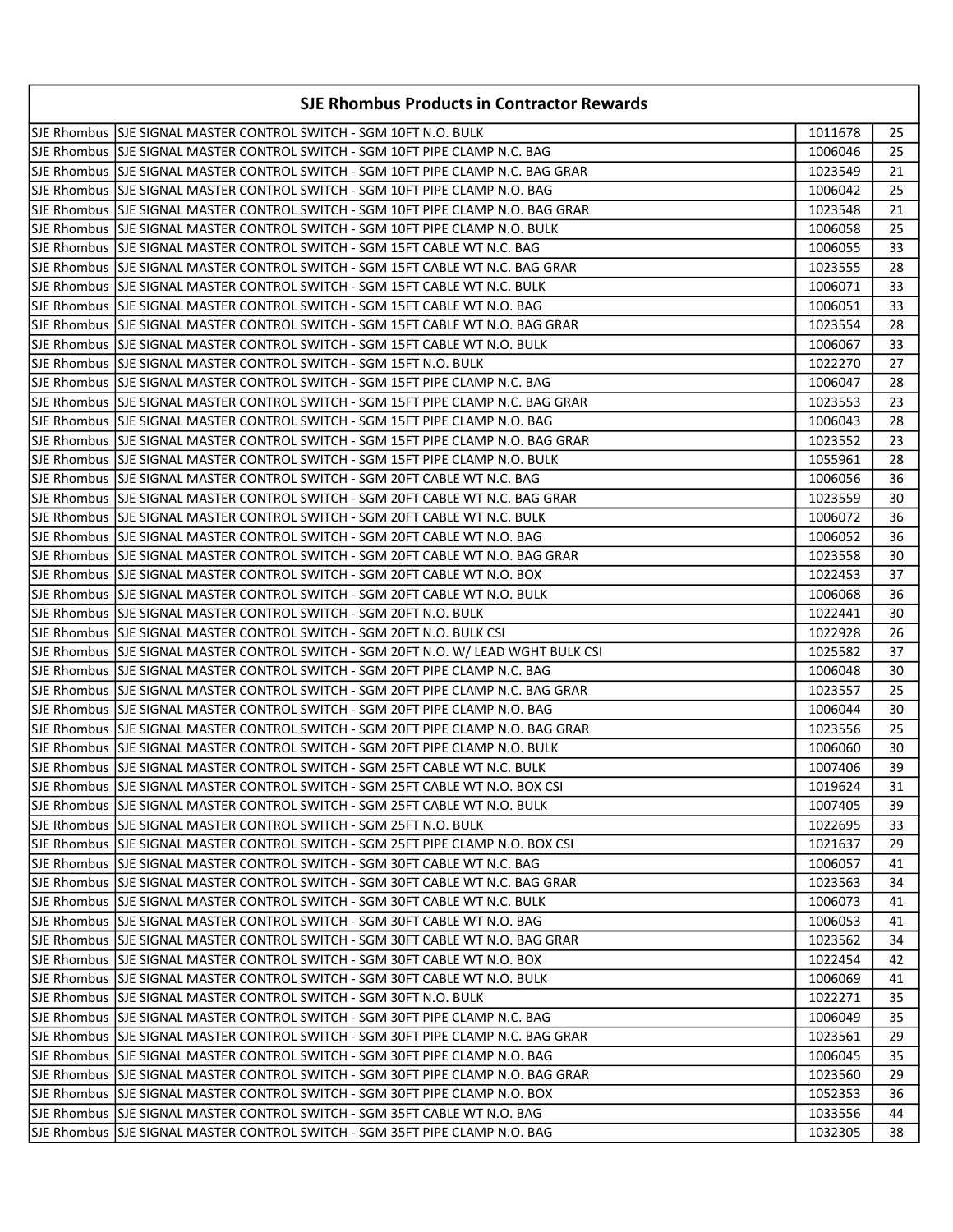| SJE Rhombus Products in Contractor Rewards | | | |
|---|---|---|---|
| SJE Rhombus | SJE SIGNAL MASTER CONTROL SWITCH - SGM 10FT N.O. BULK | 1011678 | 25 |
| SJE Rhombus | SJE SIGNAL MASTER CONTROL SWITCH - SGM 10FT PIPE CLAMP N.C. BAG | 1006046 | 25 |
| SJE Rhombus | SJE SIGNAL MASTER CONTROL SWITCH - SGM 10FT PIPE CLAMP N.C. BAG GRAR | 1023549 | 21 |
| SJE Rhombus | SJE SIGNAL MASTER CONTROL SWITCH - SGM 10FT PIPE CLAMP N.O. BAG | 1006042 | 25 |
| SJE Rhombus | SJE SIGNAL MASTER CONTROL SWITCH - SGM 10FT PIPE CLAMP N.O. BAG GRAR | 1023548 | 21 |
| SJE Rhombus | SJE SIGNAL MASTER CONTROL SWITCH - SGM 10FT PIPE CLAMP N.O. BULK | 1006058 | 25 |
| SJE Rhombus | SJE SIGNAL MASTER CONTROL SWITCH - SGM 15FT CABLE WT N.C. BAG | 1006055 | 33 |
| SJE Rhombus | SJE SIGNAL MASTER CONTROL SWITCH - SGM 15FT CABLE WT N.C. BAG GRAR | 1023555 | 28 |
| SJE Rhombus | SJE SIGNAL MASTER CONTROL SWITCH - SGM 15FT CABLE WT N.C. BULK | 1006071 | 33 |
| SJE Rhombus | SJE SIGNAL MASTER CONTROL SWITCH - SGM 15FT CABLE WT N.O. BAG | 1006051 | 33 |
| SJE Rhombus | SJE SIGNAL MASTER CONTROL SWITCH - SGM 15FT CABLE WT N.O. BAG GRAR | 1023554 | 28 |
| SJE Rhombus | SJE SIGNAL MASTER CONTROL SWITCH - SGM 15FT CABLE WT N.O. BULK | 1006067 | 33 |
| SJE Rhombus | SJE SIGNAL MASTER CONTROL SWITCH - SGM 15FT N.O. BULK | 1022270 | 27 |
| SJE Rhombus | SJE SIGNAL MASTER CONTROL SWITCH - SGM 15FT PIPE CLAMP N.C. BAG | 1006047 | 28 |
| SJE Rhombus | SJE SIGNAL MASTER CONTROL SWITCH - SGM 15FT PIPE CLAMP N.C. BAG GRAR | 1023553 | 23 |
| SJE Rhombus | SJE SIGNAL MASTER CONTROL SWITCH - SGM 15FT PIPE CLAMP N.O. BAG | 1006043 | 28 |
| SJE Rhombus | SJE SIGNAL MASTER CONTROL SWITCH - SGM 15FT PIPE CLAMP N.O. BAG GRAR | 1023552 | 23 |
| SJE Rhombus | SJE SIGNAL MASTER CONTROL SWITCH - SGM 15FT PIPE CLAMP N.O. BULK | 1055961 | 28 |
| SJE Rhombus | SJE SIGNAL MASTER CONTROL SWITCH - SGM 20FT CABLE WT N.C. BAG | 1006056 | 36 |
| SJE Rhombus | SJE SIGNAL MASTER CONTROL SWITCH - SGM 20FT CABLE WT N.C. BAG GRAR | 1023559 | 30 |
| SJE Rhombus | SJE SIGNAL MASTER CONTROL SWITCH - SGM 20FT CABLE WT N.C. BULK | 1006072 | 36 |
| SJE Rhombus | SJE SIGNAL MASTER CONTROL SWITCH - SGM 20FT CABLE WT N.O. BAG | 1006052 | 36 |
| SJE Rhombus | SJE SIGNAL MASTER CONTROL SWITCH - SGM 20FT CABLE WT N.O. BAG GRAR | 1023558 | 30 |
| SJE Rhombus | SJE SIGNAL MASTER CONTROL SWITCH - SGM 20FT CABLE WT N.O. BOX | 1022453 | 37 |
| SJE Rhombus | SJE SIGNAL MASTER CONTROL SWITCH - SGM 20FT CABLE WT N.O. BULK | 1006068 | 36 |
| SJE Rhombus | SJE SIGNAL MASTER CONTROL SWITCH - SGM 20FT N.O. BULK | 1022441 | 30 |
| SJE Rhombus | SJE SIGNAL MASTER CONTROL SWITCH - SGM 20FT N.O. BULK CSI | 1022928 | 26 |
| SJE Rhombus | SJE SIGNAL MASTER CONTROL SWITCH - SGM 20FT N.O. W/ LEAD WGHT BULK CSI | 1025582 | 37 |
| SJE Rhombus | SJE SIGNAL MASTER CONTROL SWITCH - SGM 20FT PIPE CLAMP N.C. BAG | 1006048 | 30 |
| SJE Rhombus | SJE SIGNAL MASTER CONTROL SWITCH - SGM 20FT PIPE CLAMP N.C. BAG GRAR | 1023557 | 25 |
| SJE Rhombus | SJE SIGNAL MASTER CONTROL SWITCH - SGM 20FT PIPE CLAMP N.O. BAG | 1006044 | 30 |
| SJE Rhombus | SJE SIGNAL MASTER CONTROL SWITCH - SGM 20FT PIPE CLAMP N.O. BAG GRAR | 1023556 | 25 |
| SJE Rhombus | SJE SIGNAL MASTER CONTROL SWITCH - SGM 20FT PIPE CLAMP N.O. BULK | 1006060 | 30 |
| SJE Rhombus | SJE SIGNAL MASTER CONTROL SWITCH - SGM 25FT CABLE WT N.C. BULK | 1007406 | 39 |
| SJE Rhombus | SJE SIGNAL MASTER CONTROL SWITCH - SGM 25FT CABLE WT N.O. BOX CSI | 1019624 | 31 |
| SJE Rhombus | SJE SIGNAL MASTER CONTROL SWITCH - SGM 25FT CABLE WT N.O. BULK | 1007405 | 39 |
| SJE Rhombus | SJE SIGNAL MASTER CONTROL SWITCH - SGM 25FT N.O. BULK | 1022695 | 33 |
| SJE Rhombus | SJE SIGNAL MASTER CONTROL SWITCH - SGM 25FT PIPE CLAMP N.O. BOX CSI | 1021637 | 29 |
| SJE Rhombus | SJE SIGNAL MASTER CONTROL SWITCH - SGM 30FT CABLE WT N.C. BAG | 1006057 | 41 |
| SJE Rhombus | SJE SIGNAL MASTER CONTROL SWITCH - SGM 30FT CABLE WT N.C. BAG GRAR | 1023563 | 34 |
| SJE Rhombus | SJE SIGNAL MASTER CONTROL SWITCH - SGM 30FT CABLE WT N.C. BULK | 1006073 | 41 |
| SJE Rhombus | SJE SIGNAL MASTER CONTROL SWITCH - SGM 30FT CABLE WT N.O. BAG | 1006053 | 41 |
| SJE Rhombus | SJE SIGNAL MASTER CONTROL SWITCH - SGM 30FT CABLE WT N.O. BAG GRAR | 1023562 | 34 |
| SJE Rhombus | SJE SIGNAL MASTER CONTROL SWITCH - SGM 30FT CABLE WT N.O. BOX | 1022454 | 42 |
| SJE Rhombus | SJE SIGNAL MASTER CONTROL SWITCH - SGM 30FT CABLE WT N.O. BULK | 1006069 | 41 |
| SJE Rhombus | SJE SIGNAL MASTER CONTROL SWITCH - SGM 30FT N.O. BULK | 1022271 | 35 |
| SJE Rhombus | SJE SIGNAL MASTER CONTROL SWITCH - SGM 30FT PIPE CLAMP N.C. BAG | 1006049 | 35 |
| SJE Rhombus | SJE SIGNAL MASTER CONTROL SWITCH - SGM 30FT PIPE CLAMP N.C. BAG GRAR | 1023561 | 29 |
| SJE Rhombus | SJE SIGNAL MASTER CONTROL SWITCH - SGM 30FT PIPE CLAMP N.O. BAG | 1006045 | 35 |
| SJE Rhombus | SJE SIGNAL MASTER CONTROL SWITCH - SGM 30FT PIPE CLAMP N.O. BAG GRAR | 1023560 | 29 |
| SJE Rhombus | SJE SIGNAL MASTER CONTROL SWITCH - SGM 30FT PIPE CLAMP N.O. BOX | 1052353 | 36 |
| SJE Rhombus | SJE SIGNAL MASTER CONTROL SWITCH - SGM 35FT CABLE WT N.O. BAG | 1033556 | 44 |
| SJE Rhombus | SJE SIGNAL MASTER CONTROL SWITCH - SGM 35FT PIPE CLAMP N.O. BAG | 1032305 | 38 |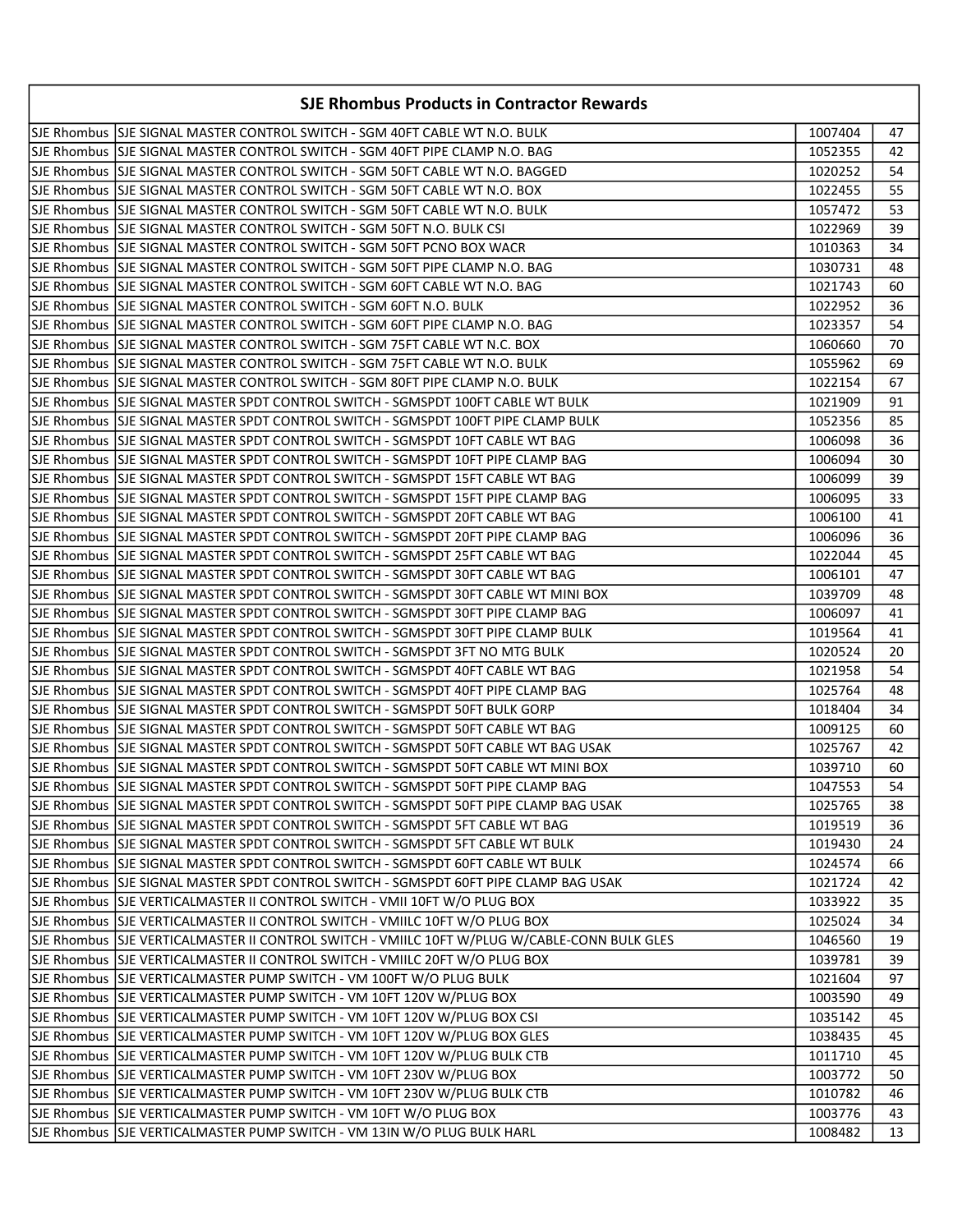| SJE Rhombus Products in Contractor Rewards | | | |
|---|---|---|---|
| SJE Rhombus | SJE SIGNAL MASTER CONTROL SWITCH - SGM 40FT CABLE WT N.O. BULK | 1007404 | 47 |
| SJE Rhombus | SJE SIGNAL MASTER CONTROL SWITCH - SGM 40FT PIPE CLAMP N.O. BAG | 1052355 | 42 |
| SJE Rhombus | SJE SIGNAL MASTER CONTROL SWITCH - SGM 50FT CABLE WT N.O. BAGGED | 1020252 | 54 |
| SJE Rhombus | SJE SIGNAL MASTER CONTROL SWITCH - SGM 50FT CABLE WT N.O. BOX | 1022455 | 55 |
| SJE Rhombus | SJE SIGNAL MASTER CONTROL SWITCH - SGM 50FT CABLE WT N.O. BULK | 1057472 | 53 |
| SJE Rhombus | SJE SIGNAL MASTER CONTROL SWITCH - SGM 50FT N.O. BULK CSI | 1022969 | 39 |
| SJE Rhombus | SJE SIGNAL MASTER CONTROL SWITCH - SGM 50FT PCNO BOX WACR | 1010363 | 34 |
| SJE Rhombus | SJE SIGNAL MASTER CONTROL SWITCH - SGM 50FT PIPE CLAMP N.O. BAG | 1030731 | 48 |
| SJE Rhombus | SJE SIGNAL MASTER CONTROL SWITCH - SGM 60FT CABLE WT N.O. BAG | 1021743 | 60 |
| SJE Rhombus | SJE SIGNAL MASTER CONTROL SWITCH - SGM 60FT N.O. BULK | 1022952 | 36 |
| SJE Rhombus | SJE SIGNAL MASTER CONTROL SWITCH - SGM 60FT PIPE CLAMP N.O. BAG | 1023357 | 54 |
| SJE Rhombus | SJE SIGNAL MASTER CONTROL SWITCH - SGM 75FT CABLE WT N.C. BOX | 1060660 | 70 |
| SJE Rhombus | SJE SIGNAL MASTER CONTROL SWITCH - SGM 75FT CABLE WT N.O. BULK | 1055962 | 69 |
| SJE Rhombus | SJE SIGNAL MASTER CONTROL SWITCH - SGM 80FT PIPE CLAMP N.O. BULK | 1022154 | 67 |
| SJE Rhombus | SJE SIGNAL MASTER SPDT CONTROL SWITCH - SGMSPDT 100FT CABLE WT BULK | 1021909 | 91 |
| SJE Rhombus | SJE SIGNAL MASTER SPDT CONTROL SWITCH - SGMSPDT 100FT PIPE CLAMP BULK | 1052356 | 85 |
| SJE Rhombus | SJE SIGNAL MASTER SPDT CONTROL SWITCH - SGMSPDT 10FT CABLE WT BAG | 1006098 | 36 |
| SJE Rhombus | SJE SIGNAL MASTER SPDT CONTROL SWITCH - SGMSPDT 10FT PIPE CLAMP BAG | 1006094 | 30 |
| SJE Rhombus | SJE SIGNAL MASTER SPDT CONTROL SWITCH - SGMSPDT 15FT CABLE WT BAG | 1006099 | 39 |
| SJE Rhombus | SJE SIGNAL MASTER SPDT CONTROL SWITCH - SGMSPDT 15FT PIPE CLAMP BAG | 1006095 | 33 |
| SJE Rhombus | SJE SIGNAL MASTER SPDT CONTROL SWITCH - SGMSPDT 20FT CABLE WT BAG | 1006100 | 41 |
| SJE Rhombus | SJE SIGNAL MASTER SPDT CONTROL SWITCH - SGMSPDT 20FT PIPE CLAMP BAG | 1006096 | 36 |
| SJE Rhombus | SJE SIGNAL MASTER SPDT CONTROL SWITCH - SGMSPDT 25FT CABLE WT BAG | 1022044 | 45 |
| SJE Rhombus | SJE SIGNAL MASTER SPDT CONTROL SWITCH - SGMSPDT 30FT CABLE WT BAG | 1006101 | 47 |
| SJE Rhombus | SJE SIGNAL MASTER SPDT CONTROL SWITCH - SGMSPDT 30FT CABLE WT MINI BOX | 1039709 | 48 |
| SJE Rhombus | SJE SIGNAL MASTER SPDT CONTROL SWITCH - SGMSPDT 30FT PIPE CLAMP BAG | 1006097 | 41 |
| SJE Rhombus | SJE SIGNAL MASTER SPDT CONTROL SWITCH - SGMSPDT 30FT PIPE CLAMP BULK | 1019564 | 41 |
| SJE Rhombus | SJE SIGNAL MASTER SPDT CONTROL SWITCH - SGMSPDT 3FT NO MTG BULK | 1020524 | 20 |
| SJE Rhombus | SJE SIGNAL MASTER SPDT CONTROL SWITCH - SGMSPDT 40FT CABLE WT BAG | 1021958 | 54 |
| SJE Rhombus | SJE SIGNAL MASTER SPDT CONTROL SWITCH - SGMSPDT 40FT PIPE CLAMP BAG | 1025764 | 48 |
| SJE Rhombus | SJE SIGNAL MASTER SPDT CONTROL SWITCH - SGMSPDT 50FT BULK GORP | 1018404 | 34 |
| SJE Rhombus | SJE SIGNAL MASTER SPDT CONTROL SWITCH - SGMSPDT 50FT CABLE WT BAG | 1009125 | 60 |
| SJE Rhombus | SJE SIGNAL MASTER SPDT CONTROL SWITCH - SGMSPDT 50FT CABLE WT BAG USAK | 1025767 | 42 |
| SJE Rhombus | SJE SIGNAL MASTER SPDT CONTROL SWITCH - SGMSPDT 50FT CABLE WT MINI BOX | 1039710 | 60 |
| SJE Rhombus | SJE SIGNAL MASTER SPDT CONTROL SWITCH - SGMSPDT 50FT PIPE CLAMP BAG | 1047553 | 54 |
| SJE Rhombus | SJE SIGNAL MASTER SPDT CONTROL SWITCH - SGMSPDT 50FT PIPE CLAMP BAG USAK | 1025765 | 38 |
| SJE Rhombus | SJE SIGNAL MASTER SPDT CONTROL SWITCH - SGMSPDT 5FT CABLE WT BAG | 1019519 | 36 |
| SJE Rhombus | SJE SIGNAL MASTER SPDT CONTROL SWITCH - SGMSPDT 5FT CABLE WT BULK | 1019430 | 24 |
| SJE Rhombus | SJE SIGNAL MASTER SPDT CONTROL SWITCH - SGMSPDT 60FT CABLE WT BULK | 1024574 | 66 |
| SJE Rhombus | SJE SIGNAL MASTER SPDT CONTROL SWITCH - SGMSPDT 60FT PIPE CLAMP BAG USAK | 1021724 | 42 |
| SJE Rhombus | SJE VERTICALMASTER II CONTROL SWITCH - VMII 10FT W/O PLUG BOX | 1033922 | 35 |
| SJE Rhombus | SJE VERTICALMASTER II CONTROL SWITCH - VMIILC 10FT W/O PLUG BOX | 1025024 | 34 |
| SJE Rhombus | SJE VERTICALMASTER II CONTROL SWITCH - VMIILC 10FT W/PLUG W/CABLE-CONN BULK GLES | 1046560 | 19 |
| SJE Rhombus | SJE VERTICALMASTER II CONTROL SWITCH - VMIILC 20FT W/O PLUG BOX | 1039781 | 39 |
| SJE Rhombus | SJE VERTICALMASTER PUMP SWITCH - VM 100FT W/O PLUG BULK | 1021604 | 97 |
| SJE Rhombus | SJE VERTICALMASTER PUMP SWITCH - VM 10FT 120V W/PLUG BOX | 1003590 | 49 |
| SJE Rhombus | SJE VERTICALMASTER PUMP SWITCH - VM 10FT 120V W/PLUG BOX CSI | 1035142 | 45 |
| SJE Rhombus | SJE VERTICALMASTER PUMP SWITCH - VM 10FT 120V W/PLUG BOX GLES | 1038435 | 45 |
| SJE Rhombus | SJE VERTICALMASTER PUMP SWITCH - VM 10FT 120V W/PLUG BULK CTB | 1011710 | 45 |
| SJE Rhombus | SJE VERTICALMASTER PUMP SWITCH - VM 10FT 230V W/PLUG BOX | 1003772 | 50 |
| SJE Rhombus | SJE VERTICALMASTER PUMP SWITCH - VM 10FT 230V W/PLUG BULK CTB | 1010782 | 46 |
| SJE Rhombus | SJE VERTICALMASTER PUMP SWITCH - VM 10FT W/O PLUG BOX | 1003776 | 43 |
| SJE Rhombus | SJE VERTICALMASTER PUMP SWITCH - VM 13IN W/O PLUG BULK HARL | 1008482 | 13 |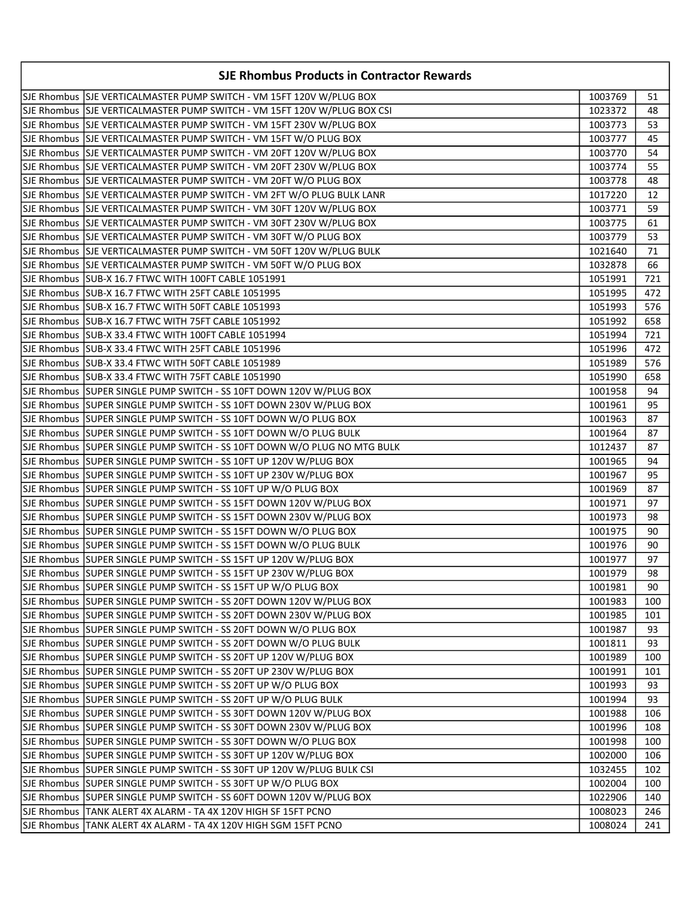# SJE Rhombus Products in Contractor Rewards

| | | | |
|---|---|---|---|
| SJE Rhombus | SJE VERTICALMASTER PUMP SWITCH - VM 15FT 120V W/PLUG BOX | 1003769 | 51 |
| SJE Rhombus | SJE VERTICALMASTER PUMP SWITCH - VM 15FT 120V W/PLUG BOX CSI | 1023372 | 48 |
| SJE Rhombus | SJE VERTICALMASTER PUMP SWITCH - VM 15FT 230V W/PLUG BOX | 1003773 | 53 |
| SJE Rhombus | SJE VERTICALMASTER PUMP SWITCH - VM 15FT W/O PLUG BOX | 1003777 | 45 |
| SJE Rhombus | SJE VERTICALMASTER PUMP SWITCH - VM 20FT 120V W/PLUG BOX | 1003770 | 54 |
| SJE Rhombus | SJE VERTICALMASTER PUMP SWITCH - VM 20FT 230V W/PLUG BOX | 1003774 | 55 |
| SJE Rhombus | SJE VERTICALMASTER PUMP SWITCH - VM 20FT W/O PLUG BOX | 1003778 | 48 |
| SJE Rhombus | SJE VERTICALMASTER PUMP SWITCH - VM 2FT W/O PLUG BULK LANR | 1017220 | 12 |
| SJE Rhombus | SJE VERTICALMASTER PUMP SWITCH - VM 30FT 120V W/PLUG BOX | 1003771 | 59 |
| SJE Rhombus | SJE VERTICALMASTER PUMP SWITCH - VM 30FT 230V W/PLUG BOX | 1003775 | 61 |
| SJE Rhombus | SJE VERTICALMASTER PUMP SWITCH - VM 30FT W/O PLUG BOX | 1003779 | 53 |
| SJE Rhombus | SJE VERTICALMASTER PUMP SWITCH - VM 50FT 120V W/PLUG BULK | 1021640 | 71 |
| SJE Rhombus | SJE VERTICALMASTER PUMP SWITCH - VM 50FT W/O PLUG BOX | 1032878 | 66 |
| SJE Rhombus | SUB-X 16.7 FTWC WITH 100FT CABLE 1051991 | 1051991 | 721 |
| SJE Rhombus | SUB-X 16.7 FTWC WITH 25FT CABLE 1051995 | 1051995 | 472 |
| SJE Rhombus | SUB-X 16.7 FTWC WITH 50FT CABLE 1051993 | 1051993 | 576 |
| SJE Rhombus | SUB-X 16.7 FTWC WITH 75FT CABLE 1051992 | 1051992 | 658 |
| SJE Rhombus | SUB-X 33.4 FTWC WITH 100FT CABLE 1051994 | 1051994 | 721 |
| SJE Rhombus | SUB-X 33.4 FTWC WITH 25FT CABLE 1051996 | 1051996 | 472 |
| SJE Rhombus | SUB-X 33.4 FTWC WITH 50FT CABLE 1051989 | 1051989 | 576 |
| SJE Rhombus | SUB-X 33.4 FTWC WITH 75FT CABLE 1051990 | 1051990 | 658 |
| SJE Rhombus | SUPER SINGLE PUMP SWITCH - SS 10FT DOWN 120V W/PLUG BOX | 1001958 | 94 |
| SJE Rhombus | SUPER SINGLE PUMP SWITCH - SS 10FT DOWN 230V W/PLUG BOX | 1001961 | 95 |
| SJE Rhombus | SUPER SINGLE PUMP SWITCH - SS 10FT DOWN W/O PLUG BOX | 1001963 | 87 |
| SJE Rhombus | SUPER SINGLE PUMP SWITCH - SS 10FT DOWN W/O PLUG BULK | 1001964 | 87 |
| SJE Rhombus | SUPER SINGLE PUMP SWITCH - SS 10FT DOWN W/O PLUG NO MTG BULK | 1012437 | 87 |
| SJE Rhombus | SUPER SINGLE PUMP SWITCH - SS 10FT UP 120V W/PLUG BOX | 1001965 | 94 |
| SJE Rhombus | SUPER SINGLE PUMP SWITCH - SS 10FT UP 230V W/PLUG BOX | 1001967 | 95 |
| SJE Rhombus | SUPER SINGLE PUMP SWITCH - SS 10FT UP W/O PLUG BOX | 1001969 | 87 |
| SJE Rhombus | SUPER SINGLE PUMP SWITCH - SS 15FT DOWN 120V W/PLUG BOX | 1001971 | 97 |
| SJE Rhombus | SUPER SINGLE PUMP SWITCH - SS 15FT DOWN 230V W/PLUG BOX | 1001973 | 98 |
| SJE Rhombus | SUPER SINGLE PUMP SWITCH - SS 15FT DOWN W/O PLUG BOX | 1001975 | 90 |
| SJE Rhombus | SUPER SINGLE PUMP SWITCH - SS 15FT DOWN W/O PLUG BULK | 1001976 | 90 |
| SJE Rhombus | SUPER SINGLE PUMP SWITCH - SS 15FT UP 120V W/PLUG BOX | 1001977 | 97 |
| SJE Rhombus | SUPER SINGLE PUMP SWITCH - SS 15FT UP 230V W/PLUG BOX | 1001979 | 98 |
| SJE Rhombus | SUPER SINGLE PUMP SWITCH - SS 15FT UP W/O PLUG BOX | 1001981 | 90 |
| SJE Rhombus | SUPER SINGLE PUMP SWITCH - SS 20FT DOWN 120V W/PLUG BOX | 1001983 | 100 |
| SJE Rhombus | SUPER SINGLE PUMP SWITCH - SS 20FT DOWN 230V W/PLUG BOX | 1001985 | 101 |
| SJE Rhombus | SUPER SINGLE PUMP SWITCH - SS 20FT DOWN W/O PLUG BOX | 1001987 | 93 |
| SJE Rhombus | SUPER SINGLE PUMP SWITCH - SS 20FT DOWN W/O PLUG BULK | 1001811 | 93 |
| SJE Rhombus | SUPER SINGLE PUMP SWITCH - SS 20FT UP 120V W/PLUG BOX | 1001989 | 100 |
| SJE Rhombus | SUPER SINGLE PUMP SWITCH - SS 20FT UP 230V W/PLUG BOX | 1001991 | 101 |
| SJE Rhombus | SUPER SINGLE PUMP SWITCH - SS 20FT UP W/O PLUG BOX | 1001993 | 93 |
| SJE Rhombus | SUPER SINGLE PUMP SWITCH - SS 20FT UP W/O PLUG BULK | 1001994 | 93 |
| SJE Rhombus | SUPER SINGLE PUMP SWITCH - SS 30FT DOWN 120V W/PLUG BOX | 1001988 | 106 |
| SJE Rhombus | SUPER SINGLE PUMP SWITCH - SS 30FT DOWN 230V W/PLUG BOX | 1001996 | 108 |
| SJE Rhombus | SUPER SINGLE PUMP SWITCH - SS 30FT DOWN W/O PLUG BOX | 1001998 | 100 |
| SJE Rhombus | SUPER SINGLE PUMP SWITCH - SS 30FT UP 120V W/PLUG BOX | 1002000 | 106 |
| SJE Rhombus | SUPER SINGLE PUMP SWITCH - SS 30FT UP 120V W/PLUG BULK CSI | 1032455 | 102 |
| SJE Rhombus | SUPER SINGLE PUMP SWITCH - SS 30FT UP W/O PLUG BOX | 1002004 | 100 |
| SJE Rhombus | SUPER SINGLE PUMP SWITCH - SS 60FT DOWN 120V W/PLUG BOX | 1022906 | 140 |
| SJE Rhombus | TANK ALERT 4X ALARM - TA 4X 120V HIGH SF 15FT PCNO | 1008023 | 246 |
| SJE Rhombus | TANK ALERT 4X ALARM - TA 4X 120V HIGH SGM 15FT PCNO | 1008024 | 241 |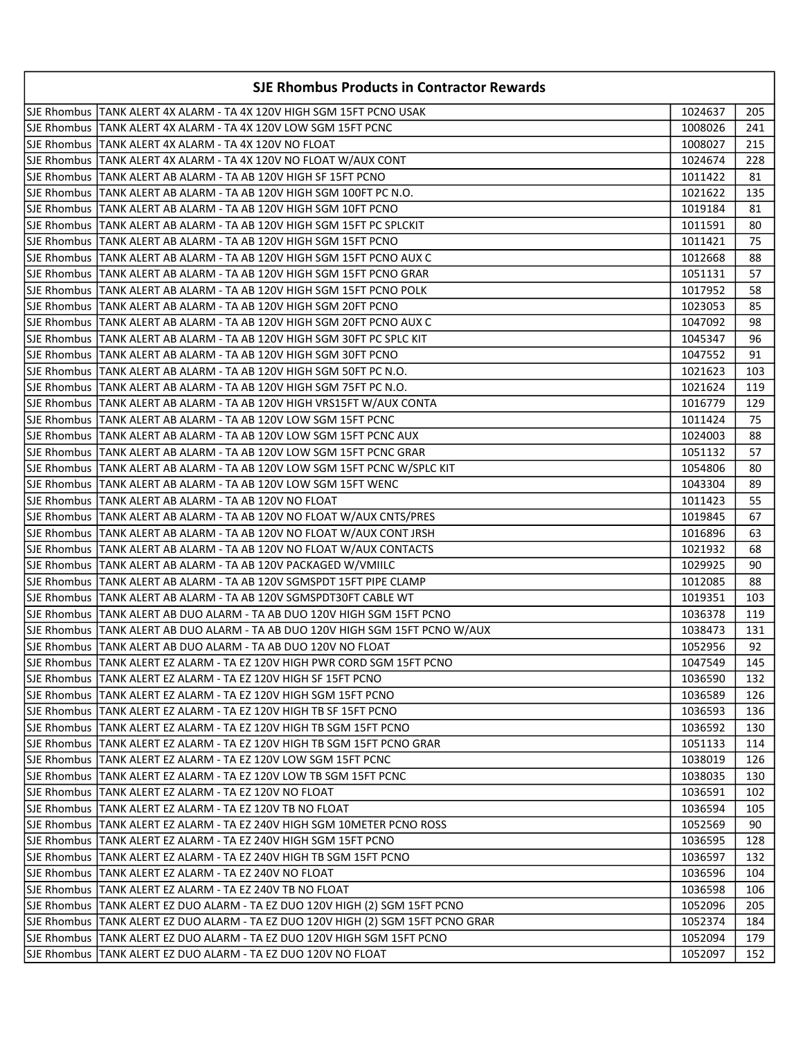| SJE Rhombus Products in Contractor Rewards | | | |
|---|---|---|---|
| SJE Rhombus | TANK ALERT 4X ALARM - TA 4X 120V HIGH SGM 15FT PCNO USAK | 1024637 | 205 |
| SJE Rhombus | TANK ALERT 4X ALARM - TA 4X 120V LOW SGM 15FT PCNC | 1008026 | 241 |
| SJE Rhombus | TANK ALERT 4X ALARM - TA 4X 120V NO FLOAT | 1008027 | 215 |
| SJE Rhombus | TANK ALERT 4X ALARM - TA 4X 120V NO FLOAT W/AUX CONT | 1024674 | 228 |
| SJE Rhombus | TANK ALERT AB ALARM - TA AB 120V HIGH SF 15FT PCNO | 1011422 | 81 |
| SJE Rhombus | TANK ALERT AB ALARM - TA AB 120V HIGH SGM 100FT PC N.O. | 1021622 | 135 |
| SJE Rhombus | TANK ALERT AB ALARM - TA AB 120V HIGH SGM 10FT PCNO | 1019184 | 81 |
| SJE Rhombus | TANK ALERT AB ALARM - TA AB 120V HIGH SGM 15FT PC SPLCKIT | 1011591 | 80 |
| SJE Rhombus | TANK ALERT AB ALARM - TA AB 120V HIGH SGM 15FT PCNO | 1011421 | 75 |
| SJE Rhombus | TANK ALERT AB ALARM - TA AB 120V HIGH SGM 15FT PCNO AUX C | 1012668 | 88 |
| SJE Rhombus | TANK ALERT AB ALARM - TA AB 120V HIGH SGM 15FT PCNO GRAR | 1051131 | 57 |
| SJE Rhombus | TANK ALERT AB ALARM - TA AB 120V HIGH SGM 15FT PCNO POLK | 1017952 | 58 |
| SJE Rhombus | TANK ALERT AB ALARM - TA AB 120V HIGH SGM 20FT PCNO | 1023053 | 85 |
| SJE Rhombus | TANK ALERT AB ALARM - TA AB 120V HIGH SGM 20FT PCNO AUX C | 1047092 | 98 |
| SJE Rhombus | TANK ALERT AB ALARM - TA AB 120V HIGH SGM 30FT PC SPLC KIT | 1045347 | 96 |
| SJE Rhombus | TANK ALERT AB ALARM - TA AB 120V HIGH SGM 30FT PCNO | 1047552 | 91 |
| SJE Rhombus | TANK ALERT AB ALARM - TA AB 120V HIGH SGM 50FT PC N.O. | 1021623 | 103 |
| SJE Rhombus | TANK ALERT AB ALARM - TA AB 120V HIGH SGM 75FT PC N.O. | 1021624 | 119 |
| SJE Rhombus | TANK ALERT AB ALARM - TA AB 120V HIGH VRS15FT W/AUX CONTA | 1016779 | 129 |
| SJE Rhombus | TANK ALERT AB ALARM - TA AB 120V LOW SGM 15FT PCNC | 1011424 | 75 |
| SJE Rhombus | TANK ALERT AB ALARM - TA AB 120V LOW SGM 15FT PCNC AUX | 1024003 | 88 |
| SJE Rhombus | TANK ALERT AB ALARM - TA AB 120V LOW SGM 15FT PCNC GRAR | 1051132 | 57 |
| SJE Rhombus | TANK ALERT AB ALARM - TA AB 120V LOW SGM 15FT PCNC W/SPLC KIT | 1054806 | 80 |
| SJE Rhombus | TANK ALERT AB ALARM - TA AB 120V LOW SGM 15FT WENC | 1043304 | 89 |
| SJE Rhombus | TANK ALERT AB ALARM - TA AB 120V NO FLOAT | 1011423 | 55 |
| SJE Rhombus | TANK ALERT AB ALARM - TA AB 120V NO FLOAT W/AUX CNTS/PRES | 1019845 | 67 |
| SJE Rhombus | TANK ALERT AB ALARM - TA AB 120V NO FLOAT W/AUX CONT JRSH | 1016896 | 63 |
| SJE Rhombus | TANK ALERT AB ALARM - TA AB 120V NO FLOAT W/AUX CONTACTS | 1021932 | 68 |
| SJE Rhombus | TANK ALERT AB ALARM - TA AB 120V PACKAGED W/VMIILC | 1029925 | 90 |
| SJE Rhombus | TANK ALERT AB ALARM - TA AB 120V SGMSPDT 15FT PIPE CLAMP | 1012085 | 88 |
| SJE Rhombus | TANK ALERT AB ALARM - TA AB 120V SGMSPDT30FT CABLE WT | 1019351 | 103 |
| SJE Rhombus | TANK ALERT AB DUO ALARM - TA AB DUO 120V HIGH SGM 15FT PCNO | 1036378 | 119 |
| SJE Rhombus | TANK ALERT AB DUO ALARM - TA AB DUO 120V HIGH SGM 15FT PCNO W/AUX | 1038473 | 131 |
| SJE Rhombus | TANK ALERT AB DUO ALARM - TA AB DUO 120V NO FLOAT | 1052956 | 92 |
| SJE Rhombus | TANK ALERT EZ ALARM - TA EZ 120V HIGH PWR CORD SGM 15FT PCNO | 1047549 | 145 |
| SJE Rhombus | TANK ALERT EZ ALARM - TA EZ 120V HIGH SF 15FT PCNO | 1036590 | 132 |
| SJE Rhombus | TANK ALERT EZ ALARM - TA EZ 120V HIGH SGM 15FT PCNO | 1036589 | 126 |
| SJE Rhombus | TANK ALERT EZ ALARM - TA EZ 120V HIGH TB SF 15FT PCNO | 1036593 | 136 |
| SJE Rhombus | TANK ALERT EZ ALARM - TA EZ 120V HIGH TB SGM 15FT PCNO | 1036592 | 130 |
| SJE Rhombus | TANK ALERT EZ ALARM - TA EZ 120V HIGH TB SGM 15FT PCNO GRAR | 1051133 | 114 |
| SJE Rhombus | TANK ALERT EZ ALARM - TA EZ 120V LOW SGM 15FT PCNC | 1038019 | 126 |
| SJE Rhombus | TANK ALERT EZ ALARM - TA EZ 120V LOW TB SGM 15FT PCNC | 1038035 | 130 |
| SJE Rhombus | TANK ALERT EZ ALARM - TA EZ 120V NO FLOAT | 1036591 | 102 |
| SJE Rhombus | TANK ALERT EZ ALARM - TA EZ 120V TB NO FLOAT | 1036594 | 105 |
| SJE Rhombus | TANK ALERT EZ ALARM - TA EZ 240V HIGH SGM 10METER PCNO ROSS | 1052569 | 90 |
| SJE Rhombus | TANK ALERT EZ ALARM - TA EZ 240V HIGH SGM 15FT PCNO | 1036595 | 128 |
| SJE Rhombus | TANK ALERT EZ ALARM - TA EZ 240V HIGH TB SGM 15FT PCNO | 1036597 | 132 |
| SJE Rhombus | TANK ALERT EZ ALARM - TA EZ 240V NO FLOAT | 1036596 | 104 |
| SJE Rhombus | TANK ALERT EZ ALARM - TA EZ 240V TB NO FLOAT | 1036598 | 106 |
| SJE Rhombus | TANK ALERT EZ DUO ALARM - TA EZ DUO 120V HIGH (2) SGM 15FT PCNO | 1052096 | 205 |
| SJE Rhombus | TANK ALERT EZ DUO ALARM - TA EZ DUO 120V HIGH (2) SGM 15FT PCNO GRAR | 1052374 | 184 |
| SJE Rhombus | TANK ALERT EZ DUO ALARM - TA EZ DUO 120V HIGH SGM 15FT PCNO | 1052094 | 179 |
| SJE Rhombus | TANK ALERT EZ DUO ALARM - TA EZ DUO 120V NO FLOAT | 1052097 | 152 |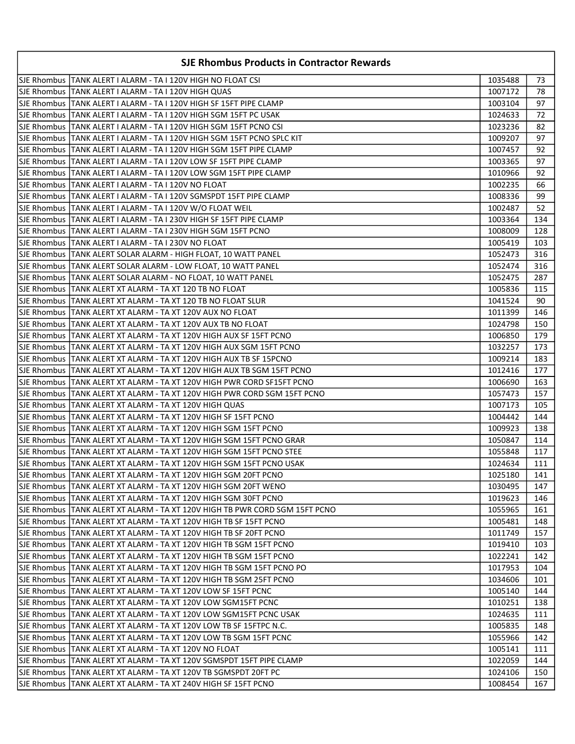| SJE Rhombus Products in Contractor Rewards | | | |
|---|---|---|---|
| SJE Rhombus | TANK ALERT I ALARM - TA I 120V HIGH NO FLOAT CSI | 1035488 | 73 |
| SJE Rhombus | TANK ALERT I ALARM - TA I 120V HIGH QUAS | 1007172 | 78 |
| SJE Rhombus | TANK ALERT I ALARM - TA I 120V HIGH SF 15FT PIPE CLAMP | 1003104 | 97 |
| SJE Rhombus | TANK ALERT I ALARM - TA I 120V HIGH SGM 15FT PC USAK | 1024633 | 72 |
| SJE Rhombus | TANK ALERT I ALARM - TA I 120V HIGH SGM 15FT PCNO CSI | 1023236 | 82 |
| SJE Rhombus | TANK ALERT I ALARM - TA I 120V HIGH SGM 15FT PCNO SPLC KIT | 1009207 | 97 |
| SJE Rhombus | TANK ALERT I ALARM - TA I 120V HIGH SGM 15FT PIPE CLAMP | 1007457 | 92 |
| SJE Rhombus | TANK ALERT I ALARM - TA I 120V LOW SF 15FT PIPE CLAMP | 1003365 | 97 |
| SJE Rhombus | TANK ALERT I ALARM - TA I 120V LOW SGM 15FT PIPE CLAMP | 1010966 | 92 |
| SJE Rhombus | TANK ALERT I ALARM - TA I 120V NO FLOAT | 1002235 | 66 |
| SJE Rhombus | TANK ALERT I ALARM - TA I 120V SGMSPDT 15FT PIPE CLAMP | 1008336 | 99 |
| SJE Rhombus | TANK ALERT I ALARM - TA I 120V W/O FLOAT WEIL | 1002487 | 52 |
| SJE Rhombus | TANK ALERT I ALARM - TA I 230V HIGH SF 15FT PIPE CLAMP | 1003364 | 134 |
| SJE Rhombus | TANK ALERT I ALARM - TA I 230V HIGH SGM 15FT PCNO | 1008009 | 128 |
| SJE Rhombus | TANK ALERT I ALARM - TA I 230V NO FLOAT | 1005419 | 103 |
| SJE Rhombus | TANK ALERT SOLAR ALARM - HIGH FLOAT, 10 WATT PANEL | 1052473 | 316 |
| SJE Rhombus | TANK ALERT SOLAR ALARM - LOW FLOAT, 10 WATT PANEL | 1052474 | 316 |
| SJE Rhombus | TANK ALERT SOLAR ALARM - NO FLOAT, 10 WATT PANEL | 1052475 | 287 |
| SJE Rhombus | TANK ALERT XT ALARM - TA XT 120 TB NO FLOAT | 1005836 | 115 |
| SJE Rhombus | TANK ALERT XT ALARM - TA XT 120 TB NO FLOAT SLUR | 1041524 | 90 |
| SJE Rhombus | TANK ALERT XT ALARM - TA XT 120V AUX NO FLOAT | 1011399 | 146 |
| SJE Rhombus | TANK ALERT XT ALARM - TA XT 120V AUX TB NO FLOAT | 1024798 | 150 |
| SJE Rhombus | TANK ALERT XT ALARM - TA XT 120V HIGH AUX SF 15FT PCNO | 1006850 | 179 |
| SJE Rhombus | TANK ALERT XT ALARM - TA XT 120V HIGH AUX SGM 15FT PCNO | 1032257 | 173 |
| SJE Rhombus | TANK ALERT XT ALARM - TA XT 120V HIGH AUX TB SF 15PCNO | 1009214 | 183 |
| SJE Rhombus | TANK ALERT XT ALARM - TA XT 120V HIGH AUX TB SGM 15FT PCNO | 1012416 | 177 |
| SJE Rhombus | TANK ALERT XT ALARM - TA XT 120V HIGH PWR CORD SF15FT PCNO | 1006690 | 163 |
| SJE Rhombus | TANK ALERT XT ALARM - TA XT 120V HIGH PWR CORD SGM 15FT PCNO | 1057473 | 157 |
| SJE Rhombus | TANK ALERT XT ALARM - TA XT 120V HIGH QUAS | 1007173 | 105 |
| SJE Rhombus | TANK ALERT XT ALARM - TA XT 120V HIGH SF 15FT PCNO | 1004442 | 144 |
| SJE Rhombus | TANK ALERT XT ALARM - TA XT 120V HIGH SGM 15FT PCNO | 1009923 | 138 |
| SJE Rhombus | TANK ALERT XT ALARM - TA XT 120V HIGH SGM 15FT PCNO GRAR | 1050847 | 114 |
| SJE Rhombus | TANK ALERT XT ALARM - TA XT 120V HIGH SGM 15FT PCNO STEE | 1055848 | 117 |
| SJE Rhombus | TANK ALERT XT ALARM - TA XT 120V HIGH SGM 15FT PCNO USAK | 1024634 | 111 |
| SJE Rhombus | TANK ALERT XT ALARM - TA XT 120V HIGH SGM 20FT PCNO | 1025180 | 141 |
| SJE Rhombus | TANK ALERT XT ALARM - TA XT 120V HIGH SGM 20FT WENO | 1030495 | 147 |
| SJE Rhombus | TANK ALERT XT ALARM - TA XT 120V HIGH SGM 30FT PCNO | 1019623 | 146 |
| SJE Rhombus | TANK ALERT XT ALARM - TA XT 120V HIGH TB PWR CORD SGM 15FT PCNO | 1055965 | 161 |
| SJE Rhombus | TANK ALERT XT ALARM - TA XT 120V HIGH TB SF 15FT PCNO | 1005481 | 148 |
| SJE Rhombus | TANK ALERT XT ALARM - TA XT 120V HIGH TB SF 20FT PCNO | 1011749 | 157 |
| SJE Rhombus | TANK ALERT XT ALARM - TA XT 120V HIGH TB SGM 15FT PCNO | 1019410 | 103 |
| SJE Rhombus | TANK ALERT XT ALARM - TA XT 120V HIGH TB SGM 15FT PCNO | 1022241 | 142 |
| SJE Rhombus | TANK ALERT XT ALARM - TA XT 120V HIGH TB SGM 15FT PCNO PO | 1017953 | 104 |
| SJE Rhombus | TANK ALERT XT ALARM - TA XT 120V HIGH TB SGM 25FT PCNO | 1034606 | 101 |
| SJE Rhombus | TANK ALERT XT ALARM - TA XT 120V LOW SF 15FT PCNC | 1005140 | 144 |
| SJE Rhombus | TANK ALERT XT ALARM - TA XT 120V LOW SGM15FT PCNC | 1010251 | 138 |
| SJE Rhombus | TANK ALERT XT ALARM - TA XT 120V LOW SGM15FT PCNC USAK | 1024635 | 111 |
| SJE Rhombus | TANK ALERT XT ALARM - TA XT 120V LOW TB SF 15FTPC N.C. | 1005835 | 148 |
| SJE Rhombus | TANK ALERT XT ALARM - TA XT 120V LOW TB SGM 15FT PCNC | 1055966 | 142 |
| SJE Rhombus | TANK ALERT XT ALARM - TA XT 120V NO FLOAT | 1005141 | 111 |
| SJE Rhombus | TANK ALERT XT ALARM - TA XT 120V SGMSPDT 15FT PIPE CLAMP | 1022059 | 144 |
| SJE Rhombus | TANK ALERT XT ALARM - TA XT 120V TB SGMSPDT 20FT PC | 1024106 | 150 |
| SJE Rhombus | TANK ALERT XT ALARM - TA XT 240V HIGH SF 15FT PCNO | 1008454 | 167 |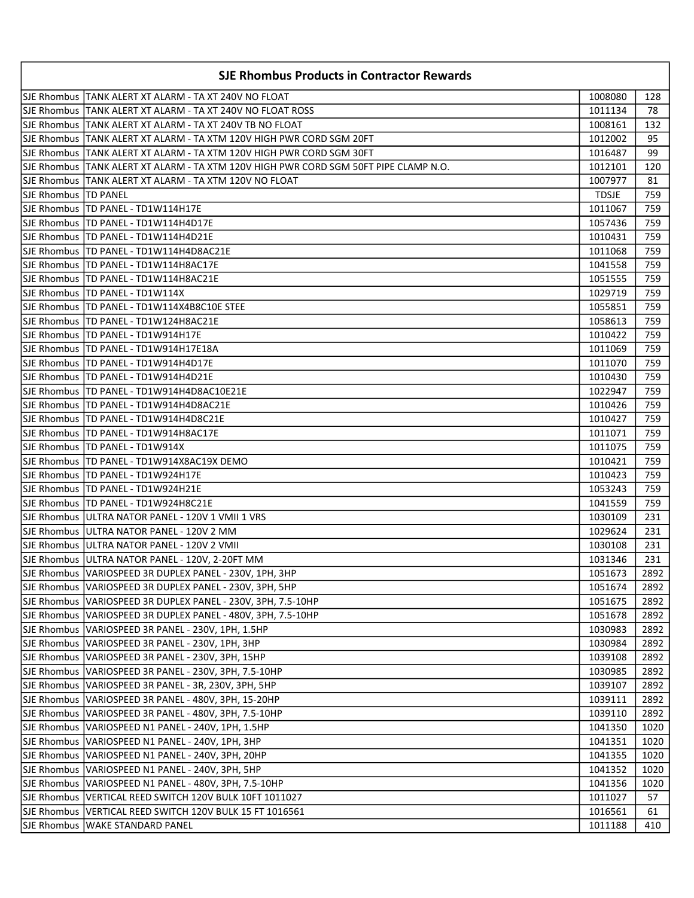| SJE Rhombus Products in Contractor Rewards | | | |
|---|---|---|---|
| SJE Rhombus | TANK ALERT XT ALARM - TA XT 240V NO FLOAT | 1008080 | 128 |
| SJE Rhombus | TANK ALERT XT ALARM - TA XT 240V NO FLOAT ROSS | 1011134 | 78 |
| SJE Rhombus | TANK ALERT XT ALARM - TA XT 240V TB NO FLOAT | 1008161 | 132 |
| SJE Rhombus | TANK ALERT XT ALARM - TA XTM 120V HIGH PWR CORD SGM 20FT | 1012002 | 95 |
| SJE Rhombus | TANK ALERT XT ALARM - TA XTM 120V HIGH PWR CORD SGM 30FT | 1016487 | 99 |
| SJE Rhombus | TANK ALERT XT ALARM - TA XTM 120V HIGH PWR CORD SGM 50FT PIPE CLAMP N.O. | 1012101 | 120 |
| SJE Rhombus | TANK ALERT XT ALARM - TA XTM 120V NO FLOAT | 1007977 | 81 |
| SJE Rhombus | TD PANEL | TDSJE | 759 |
| SJE Rhombus | TD PANEL - TD1W114H17E | 1011067 | 759 |
| SJE Rhombus | TD PANEL - TD1W114H4D17E | 1057436 | 759 |
| SJE Rhombus | TD PANEL - TD1W114H4D21E | 1010431 | 759 |
| SJE Rhombus | TD PANEL - TD1W114H4D8AC21E | 1011068 | 759 |
| SJE Rhombus | TD PANEL - TD1W114H8AC17E | 1041558 | 759 |
| SJE Rhombus | TD PANEL - TD1W114H8AC21E | 1051555 | 759 |
| SJE Rhombus | TD PANEL - TD1W114X | 1029719 | 759 |
| SJE Rhombus | TD PANEL - TD1W114X4B8C10E STEE | 1055851 | 759 |
| SJE Rhombus | TD PANEL - TD1W124H8AC21E | 1058613 | 759 |
| SJE Rhombus | TD PANEL - TD1W914H17E | 1010422 | 759 |
| SJE Rhombus | TD PANEL - TD1W914H17E18A | 1011069 | 759 |
| SJE Rhombus | TD PANEL - TD1W914H4D17E | 1011070 | 759 |
| SJE Rhombus | TD PANEL - TD1W914H4D21E | 1010430 | 759 |
| SJE Rhombus | TD PANEL - TD1W914H4D8AC10E21E | 1022947 | 759 |
| SJE Rhombus | TD PANEL - TD1W914H4D8AC21E | 1010426 | 759 |
| SJE Rhombus | TD PANEL - TD1W914H4D8C21E | 1010427 | 759 |
| SJE Rhombus | TD PANEL - TD1W914H8AC17E | 1011071 | 759 |
| SJE Rhombus | TD PANEL - TD1W914X | 1011075 | 759 |
| SJE Rhombus | TD PANEL - TD1W914X8AC19X DEMO | 1010421 | 759 |
| SJE Rhombus | TD PANEL - TD1W924H17E | 1010423 | 759 |
| SJE Rhombus | TD PANEL - TD1W924H21E | 1053243 | 759 |
| SJE Rhombus | TD PANEL - TD1W924H8C21E | 1041559 | 759 |
| SJE Rhombus | ULTRA NATOR PANEL - 120V 1 VMII 1 VRS | 1030109 | 231 |
| SJE Rhombus | ULTRA NATOR PANEL - 120V 2 MM | 1029624 | 231 |
| SJE Rhombus | ULTRA NATOR PANEL - 120V 2 VMII | 1030108 | 231 |
| SJE Rhombus | ULTRA NATOR PANEL - 120V, 2-20FT MM | 1031346 | 231 |
| SJE Rhombus | VARIOSPEED 3R DUPLEX PANEL - 230V, 1PH, 3HP | 1051673 | 2892 |
| SJE Rhombus | VARIOSPEED 3R DUPLEX PANEL - 230V, 3PH, 5HP | 1051674 | 2892 |
| SJE Rhombus | VARIOSPEED 3R DUPLEX PANEL - 230V, 3PH, 7.5-10HP | 1051675 | 2892 |
| SJE Rhombus | VARIOSPEED 3R DUPLEX PANEL - 480V, 3PH, 7.5-10HP | 1051678 | 2892 |
| SJE Rhombus | VARIOSPEED 3R PANEL - 230V, 1PH, 1.5HP | 1030983 | 2892 |
| SJE Rhombus | VARIOSPEED 3R PANEL - 230V, 1PH, 3HP | 1030984 | 2892 |
| SJE Rhombus | VARIOSPEED 3R PANEL - 230V, 3PH, 15HP | 1039108 | 2892 |
| SJE Rhombus | VARIOSPEED 3R PANEL - 230V, 3PH, 7.5-10HP | 1030985 | 2892 |
| SJE Rhombus | VARIOSPEED 3R PANEL - 3R, 230V, 3PH, 5HP | 1039107 | 2892 |
| SJE Rhombus | VARIOSPEED 3R PANEL - 480V, 3PH, 15-20HP | 1039111 | 2892 |
| SJE Rhombus | VARIOSPEED 3R PANEL - 480V, 3PH, 7.5-10HP | 1039110 | 2892 |
| SJE Rhombus | VARIOSPEED N1 PANEL - 240V, 1PH, 1.5HP | 1041350 | 1020 |
| SJE Rhombus | VARIOSPEED N1 PANEL - 240V, 1PH, 3HP | 1041351 | 1020 |
| SJE Rhombus | VARIOSPEED N1 PANEL - 240V, 3PH, 20HP | 1041355 | 1020 |
| SJE Rhombus | VARIOSPEED N1 PANEL - 240V, 3PH, 5HP | 1041352 | 1020 |
| SJE Rhombus | VARIOSPEED N1 PANEL - 480V, 3PH, 7.5-10HP | 1041356 | 1020 |
| SJE Rhombus | VERTICAL REED SWITCH 120V BULK 10FT 1011027 | 1011027 | 57 |
| SJE Rhombus | VERTICAL REED SWITCH 120V BULK 15 FT 1016561 | 1016561 | 61 |
| SJE Rhombus | WAKE STANDARD PANEL | 1011188 | 410 |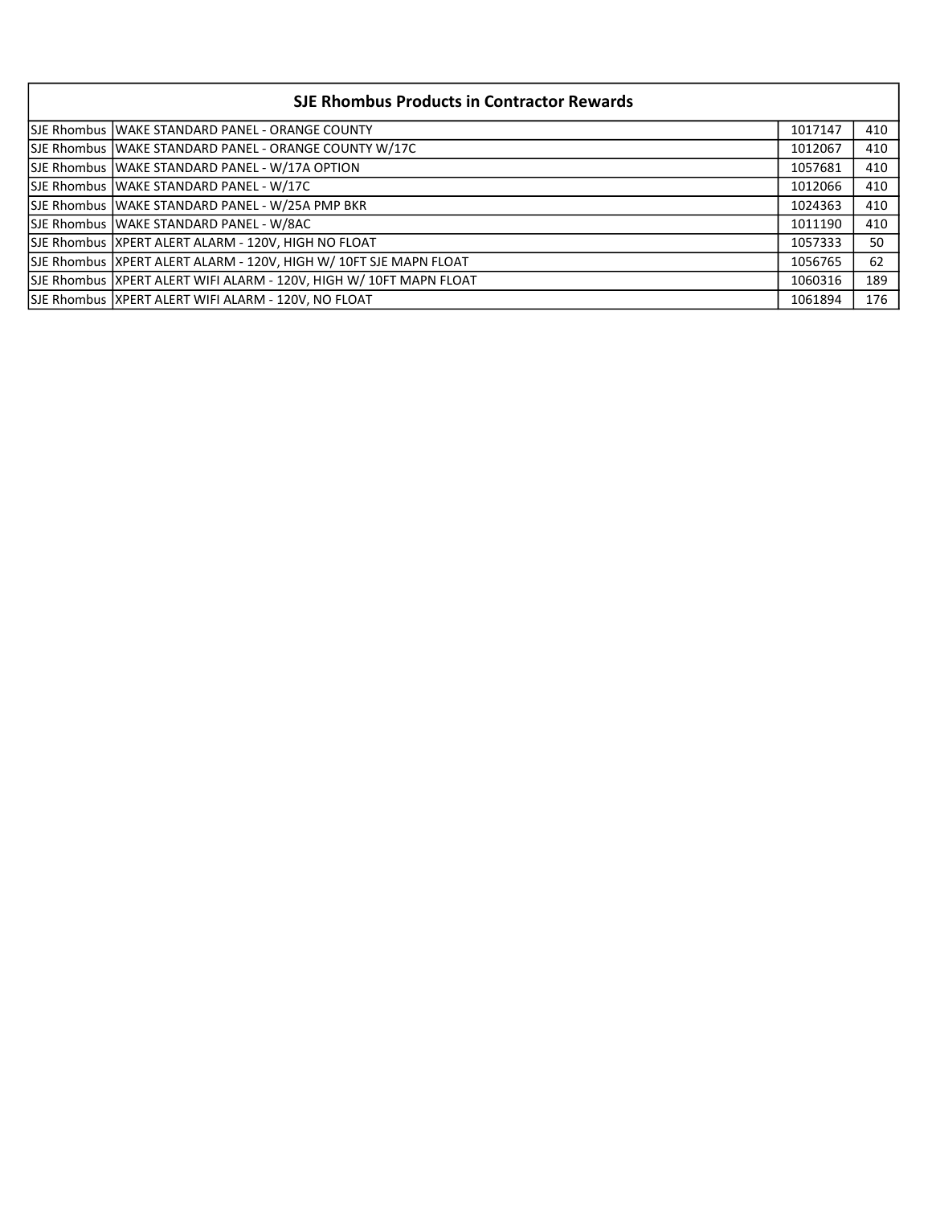## SJE Rhombus Products in Contractor Rewards

| | | | |
|---|---|---|---|
| SJE Rhombus | WAKE STANDARD PANEL - ORANGE COUNTY | 1017147 | 410 |
| SJE Rhombus | WAKE STANDARD PANEL - ORANGE COUNTY W/17C | 1012067 | 410 |
| SJE Rhombus | WAKE STANDARD PANEL - W/17A OPTION | 1057681 | 410 |
| SJE Rhombus | WAKE STANDARD PANEL - W/17C | 1012066 | 410 |
| SJE Rhombus | WAKE STANDARD PANEL - W/25A PMP BKR | 1024363 | 410 |
| SJE Rhombus | WAKE STANDARD PANEL - W/8AC | 1011190 | 410 |
| SJE Rhombus | XPERT ALERT ALARM - 120V, HIGH NO FLOAT | 1057333 | 50 |
| SJE Rhombus | XPERT ALERT ALARM - 120V, HIGH W/ 10FT SJE MAPN FLOAT | 1056765 | 62 |
| SJE Rhombus | XPERT ALERT WIFI ALARM - 120V, HIGH W/ 10FT MAPN FLOAT | 1060316 | 189 |
| SJE Rhombus | XPERT ALERT WIFI ALARM - 120V, NO FLOAT | 1061894 | 176 |